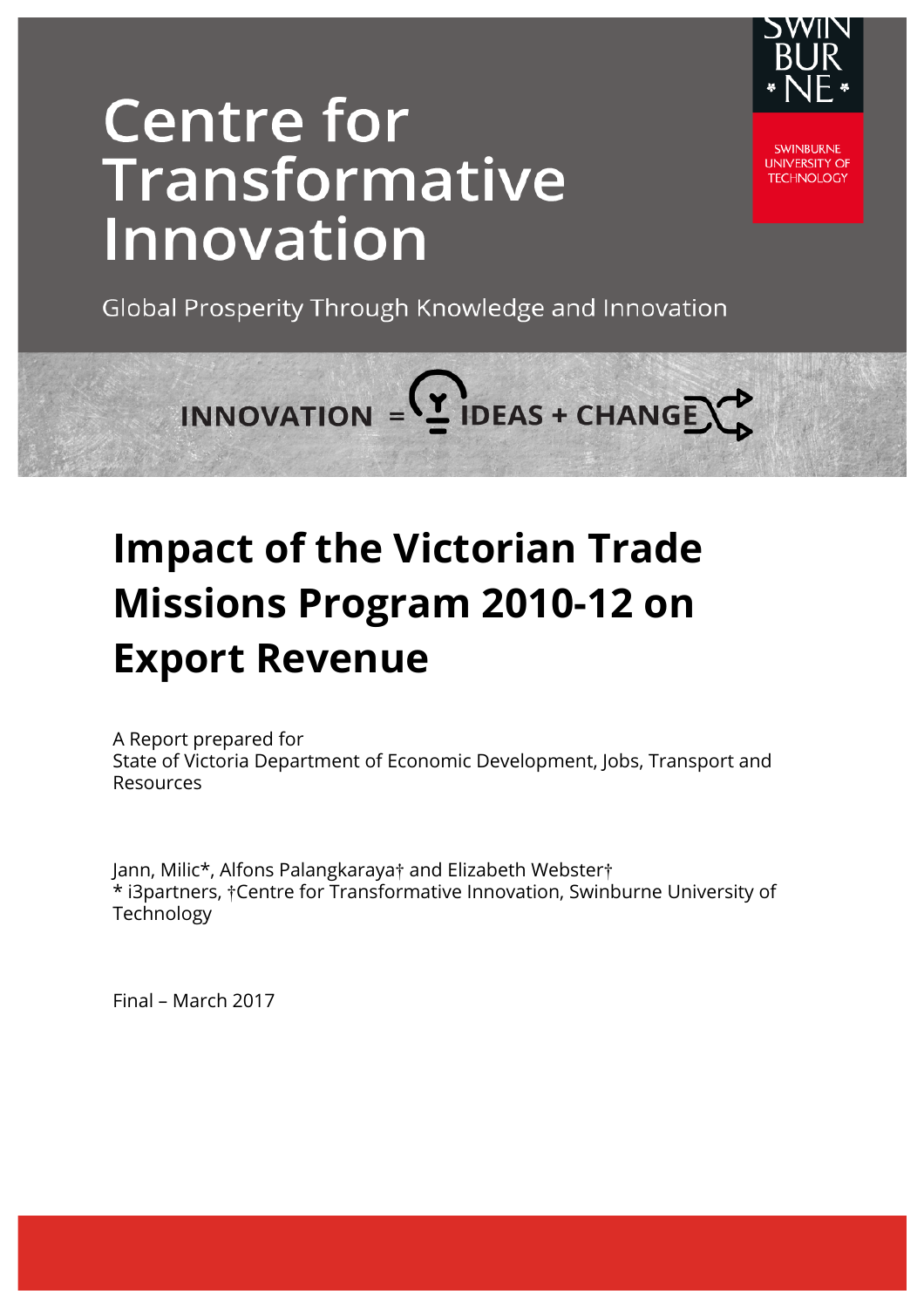# Centre for Transformative Innovation

Global Prosperity Through Knowledge and Innovation

SWINBURNE UNIVERSITY OF TECHNOLOGY

INNOVATION = IDEAS + CHANGE

## Impact of the Victorian Trade Missions Program 2010-12 on Export Revenue

A Report prepared for
State of Victoria Department of Economic Development, Jobs, Transport and Resources

Jann, Milic*, Alfons Palangkaraya† and Elizabeth Webster†
* i3partners, †Centre for Transformative Innovation, Swinburne University of Technology

Final – March 2017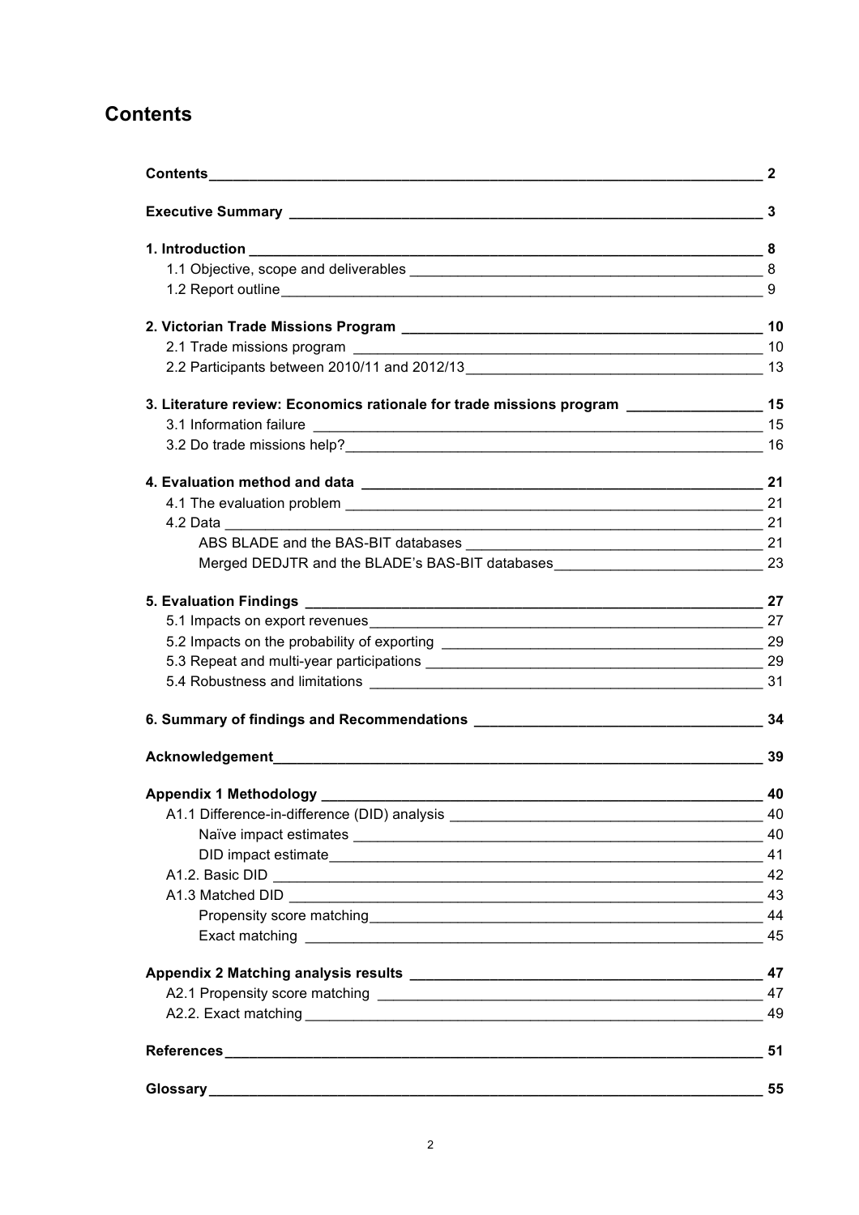# Contents

| | |
|---|---|
| **Contents** | **2** |
| **Executive Summary** | **3** |
| **1. Introduction** | **8** |
| 1.1 Objective, scope and deliverables | 8 |
| 1.2 Report outline | 9 |
| **2. Victorian Trade Missions Program** | **10** |
| 2.1 Trade missions program | 10 |
| 2.2 Participants between 2010/11 and 2012/13 | 13 |
| **3. Literature review: Economics rationale for trade missions program** | **15** |
| 3.1 Information failure | 15 |
| 3.2 Do trade missions help? | 16 |
| **4. Evaluation method and data** | **21** |
| 4.1 The evaluation problem | 21 |
| 4.2 Data | 21 |
| ABS BLADE and the BAS-BIT databases | 21 |
| Merged DEDJTR and the BLADE's BAS-BIT databases | 23 |
| **5. Evaluation Findings** | **27** |
| 5.1 Impacts on export revenues | 27 |
| 5.2 Impacts on the probability of exporting | 29 |
| 5.3 Repeat and multi-year participations | 29 |
| 5.4 Robustness and limitations | 31 |
| **6. Summary of findings and Recommendations** | **34** |
| **Acknowledgement** | **39** |
| **Appendix 1 Methodology** | **40** |
| A1.1 Difference-in-difference (DID) analysis | 40 |
| Naïve impact estimates | 40 |
| DID impact estimate | 41 |
| A1.2. Basic DID | 42 |
| A1.3 Matched DID | 43 |
| Propensity score matching | 44 |
| Exact matching | 45 |
| **Appendix 2 Matching analysis results** | **47** |
| A2.1 Propensity score matching | 47 |
| A2.2. Exact matching | 49 |
| **References** | **51** |
| **Glossary** | **55** |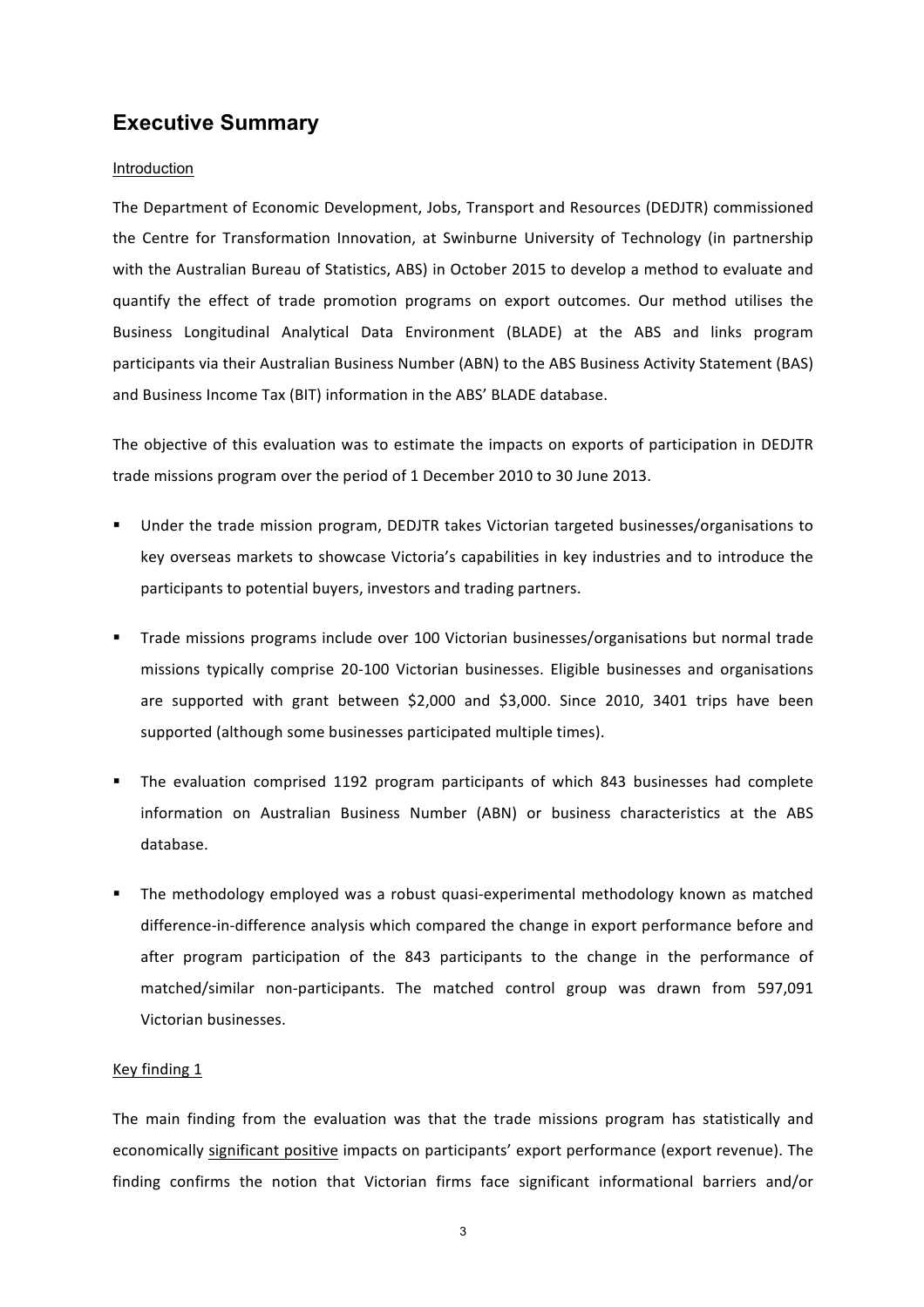## Executive Summary

Introduction

The Department of Economic Development, Jobs, Transport and Resources (DEDJTR) commissioned the Centre for Transformation Innovation, at Swinburne University of Technology (in partnership with the Australian Bureau of Statistics, ABS) in October 2015 to develop a method to evaluate and quantify the effect of trade promotion programs on export outcomes. Our method utilises the Business Longitudinal Analytical Data Environment (BLADE) at the ABS and links program participants via their Australian Business Number (ABN) to the ABS Business Activity Statement (BAS) and Business Income Tax (BIT) information in the ABS' BLADE database.

The objective of this evaluation was to estimate the impacts on exports of participation in DEDJTR trade missions program over the period of 1 December 2010 to 30 June 2013.

- Under the trade mission program, DEDJTR takes Victorian targeted businesses/organisations to key overseas markets to showcase Victoria's capabilities in key industries and to introduce the participants to potential buyers, investors and trading partners.
- Trade missions programs include over 100 Victorian businesses/organisations but normal trade missions typically comprise 20-100 Victorian businesses. Eligible businesses and organisations are supported with grant between \$2,000 and \$3,000. Since 2010, 3401 trips have been supported (although some businesses participated multiple times).
- The evaluation comprised 1192 program participants of which 843 businesses had complete information on Australian Business Number (ABN) or business characteristics at the ABS database.
- The methodology employed was a robust quasi-experimental methodology known as matched difference-in-difference analysis which compared the change in export performance before and after program participation of the 843 participants to the change in the performance of matched/similar non-participants. The matched control group was drawn from 597,091 Victorian businesses.

Key finding 1

The main finding from the evaluation was that the trade missions program has statistically and economically significant positive impacts on participants' export performance (export revenue). The finding confirms the notion that Victorian firms face significant informational barriers and/or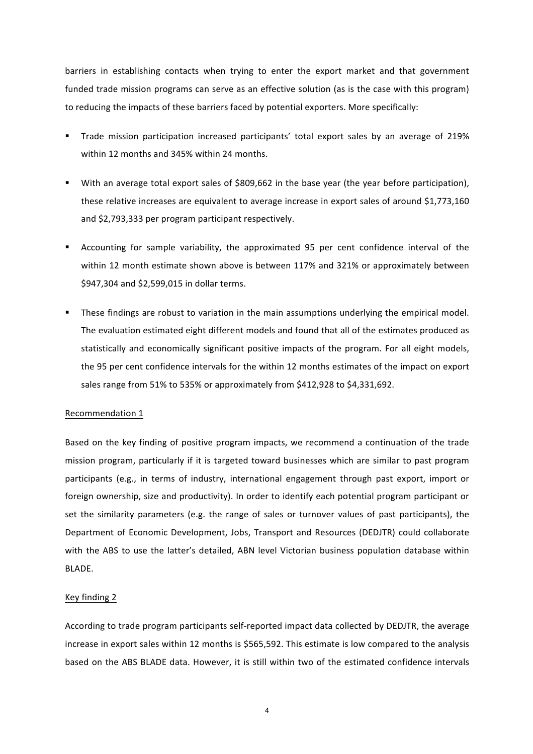barriers in establishing contacts when trying to enter the export market and that government funded trade mission programs can serve as an effective solution (as is the case with this program) to reducing the impacts of these barriers faced by potential exporters. More specifically:

- Trade mission participation increased participants' total export sales by an average of 219% within 12 months and 345% within 24 months.
- With an average total export sales of $809,662 in the base year (the year before participation), these relative increases are equivalent to average increase in export sales of around $1,773,160 and $2,793,333 per program participant respectively.
- Accounting for sample variability, the approximated 95 per cent confidence interval of the within 12 month estimate shown above is between 117% and 321% or approximately between $947,304 and $2,599,015 in dollar terms.
- These findings are robust to variation in the main assumptions underlying the empirical model. The evaluation estimated eight different models and found that all of the estimates produced as statistically and economically significant positive impacts of the program. For all eight models, the 95 per cent confidence intervals for the within 12 months estimates of the impact on export sales range from 51% to 535% or approximately from $412,928 to $4,331,692.

Recommendation 1

Based on the key finding of positive program impacts, we recommend a continuation of the trade mission program, particularly if it is targeted toward businesses which are similar to past program participants (e.g., in terms of industry, international engagement through past export, import or foreign ownership, size and productivity). In order to identify each potential program participant or set the similarity parameters (e.g. the range of sales or turnover values of past participants), the Department of Economic Development, Jobs, Transport and Resources (DEDJTR) could collaborate with the ABS to use the latter's detailed, ABN level Victorian business population database within BLADE.

Key finding 2

According to trade program participants self-reported impact data collected by DEDJTR, the average increase in export sales within 12 months is $565,592. This estimate is low compared to the analysis based on the ABS BLADE data. However, it is still within two of the estimated confidence intervals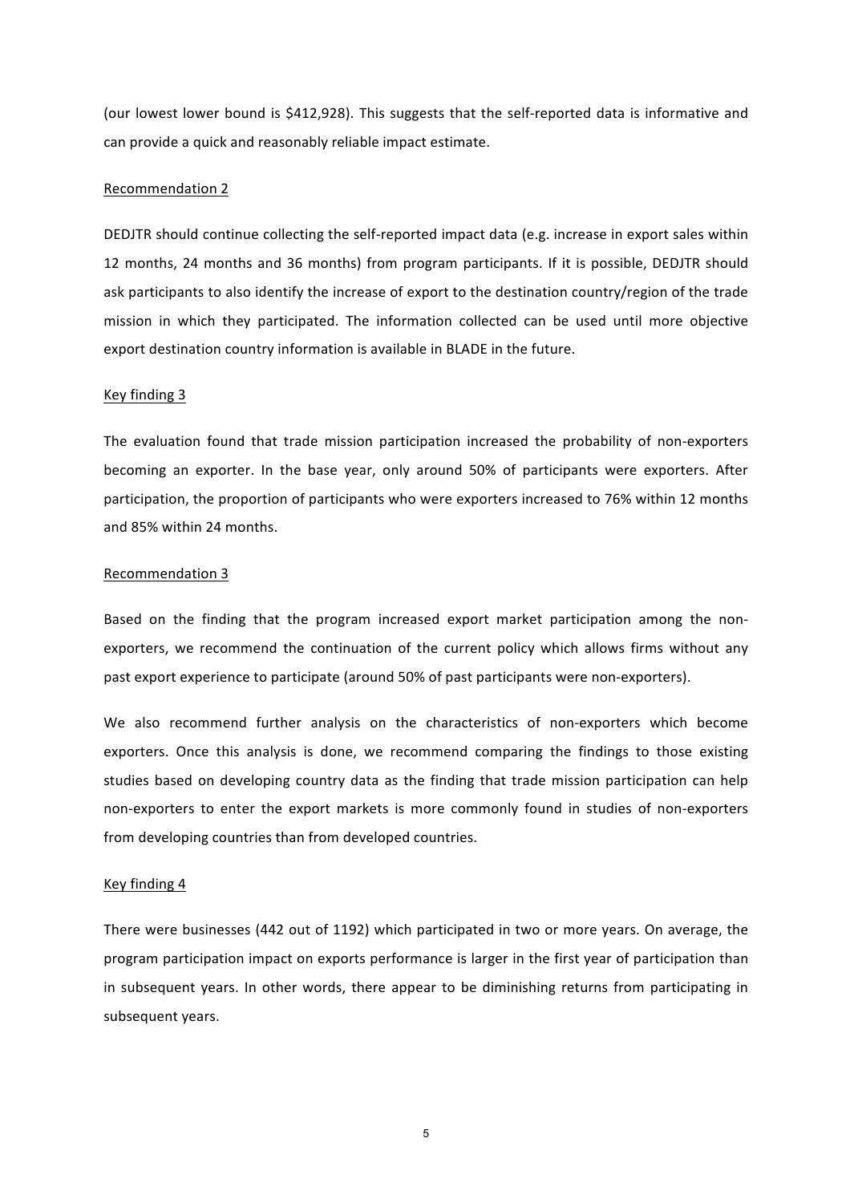(our lowest lower bound is $412,928). This suggests that the self-reported data is informative and can provide a quick and reasonably reliable impact estimate.

<u>Recommendation 2</u>

DEDJTR should continue collecting the self-reported impact data (e.g. increase in export sales within 12 months, 24 months and 36 months) from program participants. If it is possible, DEDJTR should ask participants to also identify the increase of export to the destination country/region of the trade mission in which they participated. The information collected can be used until more objective export destination country information is available in BLADE in the future.

<u>Key finding 3</u>

The evaluation found that trade mission participation increased the probability of non-exporters becoming an exporter. In the base year, only around 50% of participants were exporters. After participation, the proportion of participants who were exporters increased to 76% within 12 months and 85% within 24 months.

<u>Recommendation 3</u>

Based on the finding that the program increased export market participation among the non-exporters, we recommend the continuation of the current policy which allows firms without any past export experience to participate (around 50% of past participants were non-exporters).

We also recommend further analysis on the characteristics of non-exporters which become exporters. Once this analysis is done, we recommend comparing the findings to those existing studies based on developing country data as the finding that trade mission participation can help non-exporters to enter the export markets is more commonly found in studies of non-exporters from developing countries than from developed countries.

<u>Key finding 4</u>

There were businesses (442 out of 1192) which participated in two or more years. On average, the program participation impact on exports performance is larger in the first year of participation than in subsequent years. In other words, there appear to be diminishing returns from participating in subsequent years.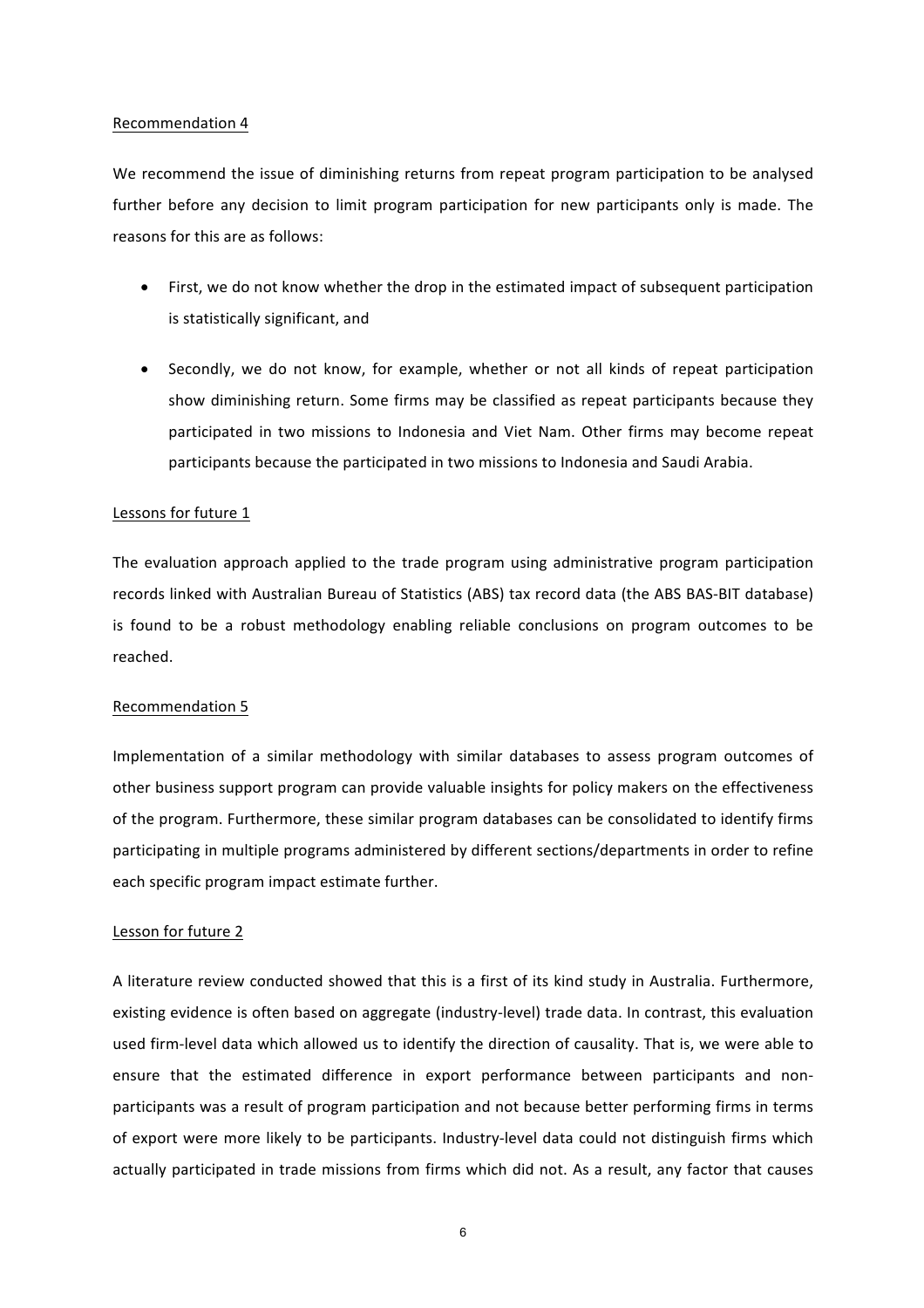Recommendation 4

We recommend the issue of diminishing returns from repeat program participation to be analysed further before any decision to limit program participation for new participants only is made. The reasons for this are as follows:

- First, we do not know whether the drop in the estimated impact of subsequent participation is statistically significant, and
- Secondly, we do not know, for example, whether or not all kinds of repeat participation show diminishing return. Some firms may be classified as repeat participants because they participated in two missions to Indonesia and Viet Nam. Other firms may become repeat participants because the participated in two missions to Indonesia and Saudi Arabia.

Lessons for future 1

The evaluation approach applied to the trade program using administrative program participation records linked with Australian Bureau of Statistics (ABS) tax record data (the ABS BAS-BIT database) is found to be a robust methodology enabling reliable conclusions on program outcomes to be reached.

Recommendation 5

Implementation of a similar methodology with similar databases to assess program outcomes of other business support program can provide valuable insights for policy makers on the effectiveness of the program. Furthermore, these similar program databases can be consolidated to identify firms participating in multiple programs administered by different sections/departments in order to refine each specific program impact estimate further.

Lesson for future 2

A literature review conducted showed that this is a first of its kind study in Australia. Furthermore, existing evidence is often based on aggregate (industry-level) trade data. In contrast, this evaluation used firm-level data which allowed us to identify the direction of causality. That is, we were able to ensure that the estimated difference in export performance between participants and non-participants was a result of program participation and not because better performing firms in terms of export were more likely to be participants. Industry-level data could not distinguish firms which actually participated in trade missions from firms which did not. As a result, any factor that causes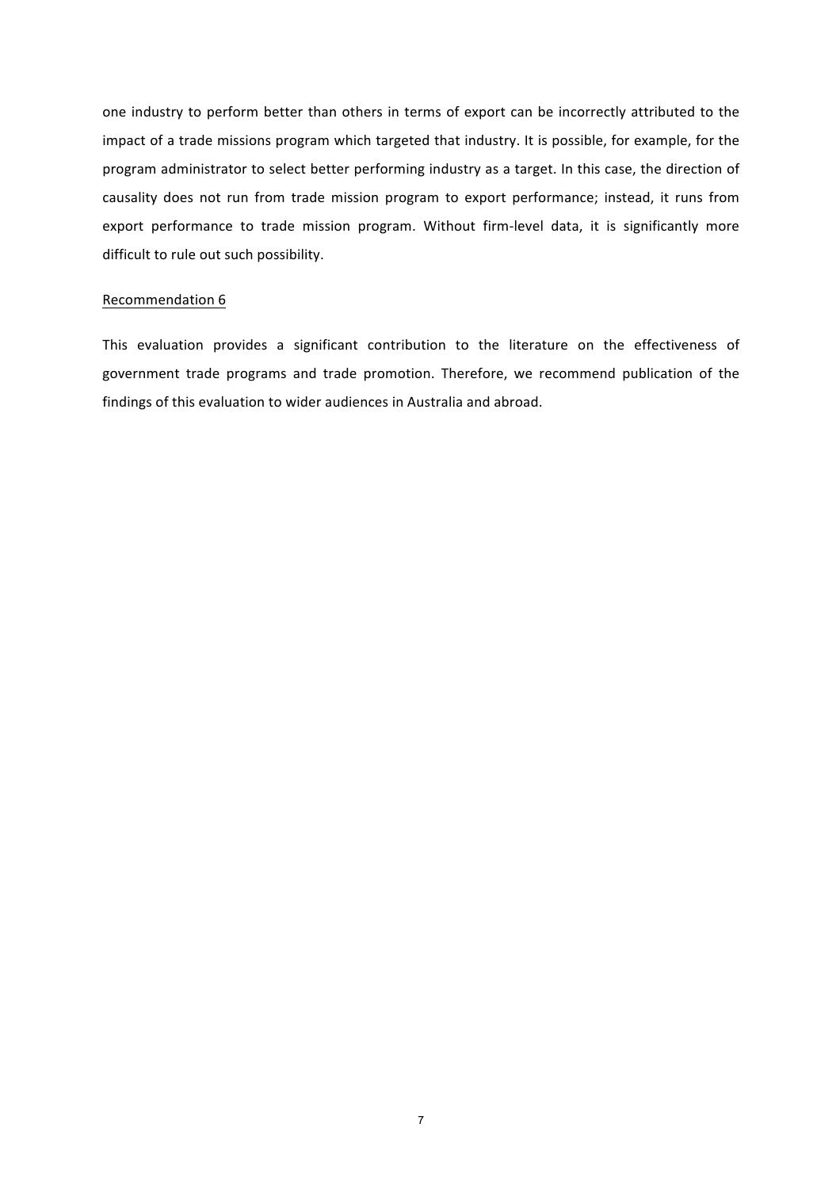one industry to perform better than others in terms of export can be incorrectly attributed to the impact of a trade missions program which targeted that industry. It is possible, for example, for the program administrator to select better performing industry as a target. In this case, the direction of causality does not run from trade mission program to export performance; instead, it runs from export performance to trade mission program. Without firm-level data, it is significantly more difficult to rule out such possibility.

<u>Recommendation 6</u>

This evaluation provides a significant contribution to the literature on the effectiveness of government trade programs and trade promotion. Therefore, we recommend publication of the findings of this evaluation to wider audiences in Australia and abroad.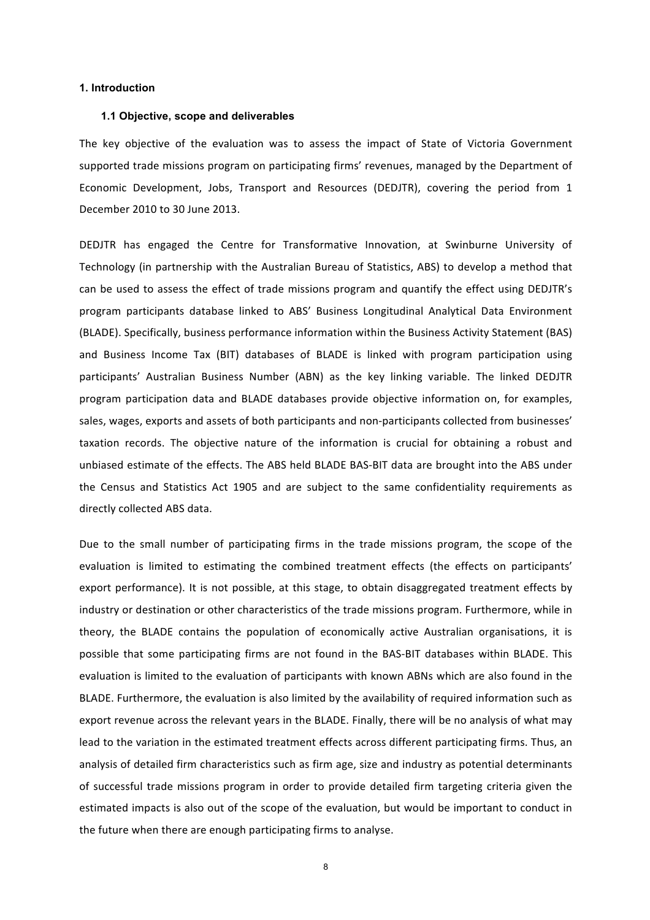# 1. Introduction

## 1.1 Objective, scope and deliverables

The key objective of the evaluation was to assess the impact of State of Victoria Government supported trade missions program on participating firms' revenues, managed by the Department of Economic Development, Jobs, Transport and Resources (DEDJTR), covering the period from 1 December 2010 to 30 June 2013.

DEDJTR has engaged the Centre for Transformative Innovation, at Swinburne University of Technology (in partnership with the Australian Bureau of Statistics, ABS) to develop a method that can be used to assess the effect of trade missions program and quantify the effect using DEDJTR's program participants database linked to ABS' Business Longitudinal Analytical Data Environment (BLADE). Specifically, business performance information within the Business Activity Statement (BAS) and Business Income Tax (BIT) databases of BLADE is linked with program participation using participants' Australian Business Number (ABN) as the key linking variable. The linked DEDJTR program participation data and BLADE databases provide objective information on, for examples, sales, wages, exports and assets of both participants and non-participants collected from businesses' taxation records. The objective nature of the information is crucial for obtaining a robust and unbiased estimate of the effects. The ABS held BLADE BAS-BIT data are brought into the ABS under the Census and Statistics Act 1905 and are subject to the same confidentiality requirements as directly collected ABS data.

Due to the small number of participating firms in the trade missions program, the scope of the evaluation is limited to estimating the combined treatment effects (the effects on participants' export performance). It is not possible, at this stage, to obtain disaggregated treatment effects by industry or destination or other characteristics of the trade missions program. Furthermore, while in theory, the BLADE contains the population of economically active Australian organisations, it is possible that some participating firms are not found in the BAS-BIT databases within BLADE. This evaluation is limited to the evaluation of participants with known ABNs which are also found in the BLADE. Furthermore, the evaluation is also limited by the availability of required information such as export revenue across the relevant years in the BLADE. Finally, there will be no analysis of what may lead to the variation in the estimated treatment effects across different participating firms. Thus, an analysis of detailed firm characteristics such as firm age, size and industry as potential determinants of successful trade missions program in order to provide detailed firm targeting criteria given the estimated impacts is also out of the scope of the evaluation, but would be important to conduct in the future when there are enough participating firms to analyse.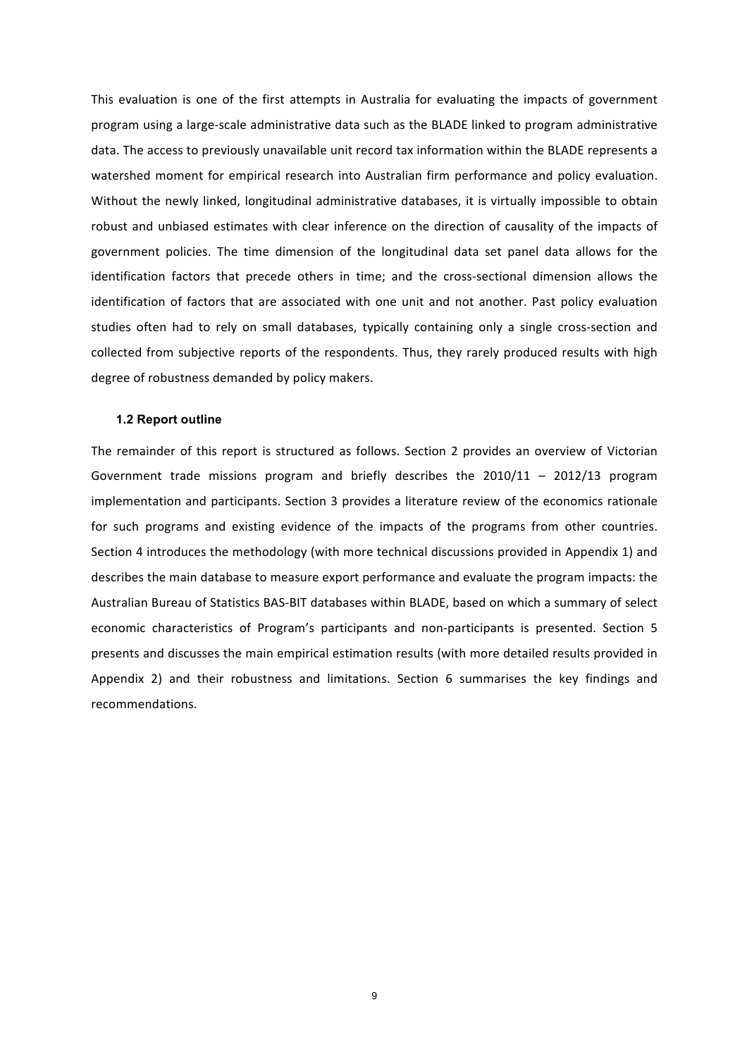This evaluation is one of the first attempts in Australia for evaluating the impacts of government program using a large-scale administrative data such as the BLADE linked to program administrative data. The access to previously unavailable unit record tax information within the BLADE represents a watershed moment for empirical research into Australian firm performance and policy evaluation. Without the newly linked, longitudinal administrative databases, it is virtually impossible to obtain robust and unbiased estimates with clear inference on the direction of causality of the impacts of government policies. The time dimension of the longitudinal data set panel data allows for the identification factors that precede others in time; and the cross-sectional dimension allows the identification of factors that are associated with one unit and not another. Past policy evaluation studies often had to rely on small databases, typically containing only a single cross-section and collected from subjective reports of the respondents. Thus, they rarely produced results with high degree of robustness demanded by policy makers.

### 1.2 Report outline

The remainder of this report is structured as follows. Section 2 provides an overview of Victorian Government trade missions program and briefly describes the 2010/11 – 2012/13 program implementation and participants. Section 3 provides a literature review of the economics rationale for such programs and existing evidence of the impacts of the programs from other countries. Section 4 introduces the methodology (with more technical discussions provided in Appendix 1) and describes the main database to measure export performance and evaluate the program impacts: the Australian Bureau of Statistics BAS-BIT databases within BLADE, based on which a summary of select economic characteristics of Program's participants and non-participants is presented. Section 5 presents and discusses the main empirical estimation results (with more detailed results provided in Appendix 2) and their robustness and limitations. Section 6 summarises the key findings and recommendations.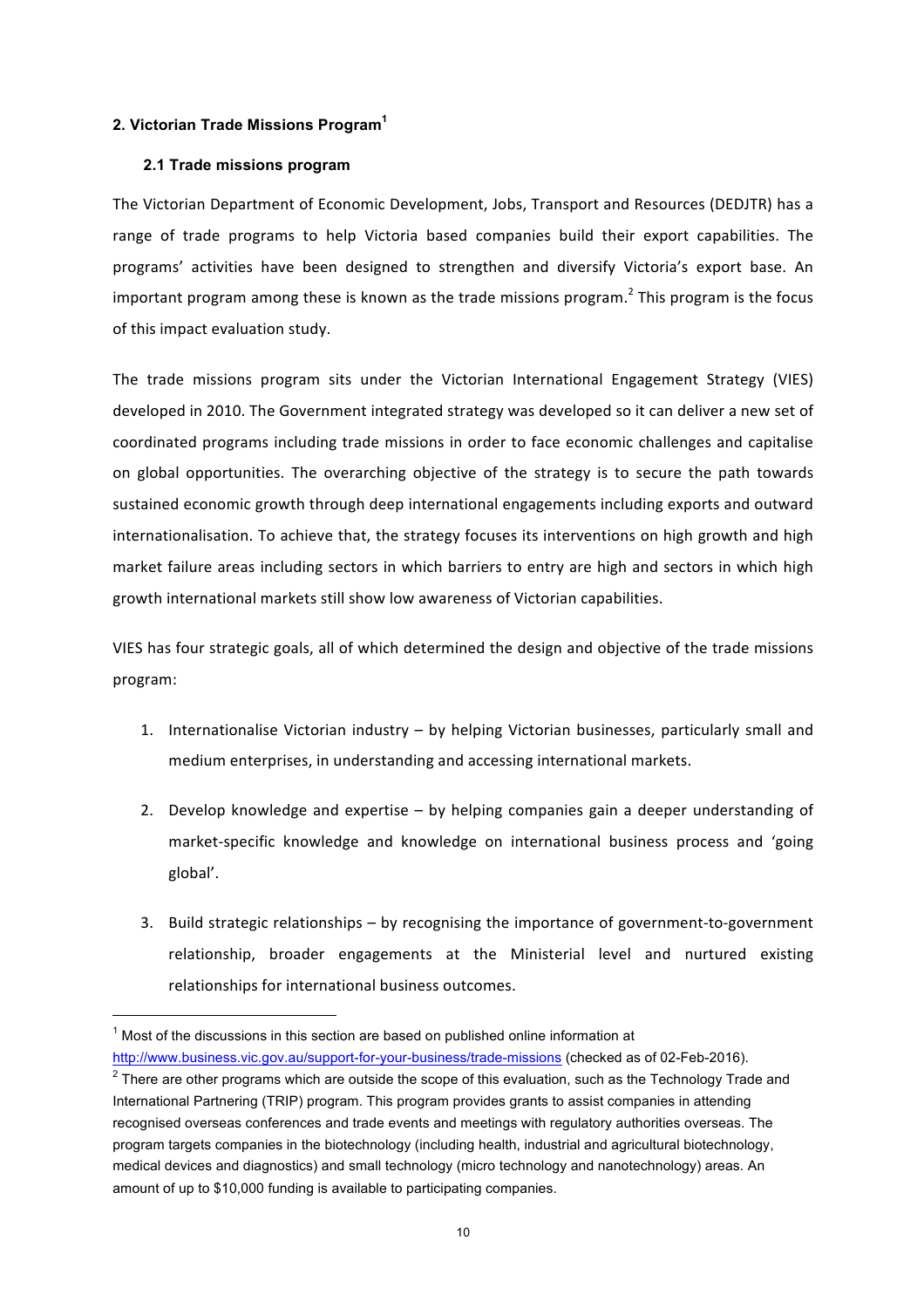## 2. Victorian Trade Missions Program[1]

### 2.1 Trade missions program

The Victorian Department of Economic Development, Jobs, Transport and Resources (DEDJTR) has a range of trade programs to help Victoria based companies build their export capabilities. The programs' activities have been designed to strengthen and diversify Victoria's export base. An important program among these is known as the trade missions program.[2] This program is the focus of this impact evaluation study.

The trade missions program sits under the Victorian International Engagement Strategy (VIES) developed in 2010. The Government integrated strategy was developed so it can deliver a new set of coordinated programs including trade missions in order to face economic challenges and capitalise on global opportunities. The overarching objective of the strategy is to secure the path towards sustained economic growth through deep international engagements including exports and outward internationalisation. To achieve that, the strategy focuses its interventions on high growth and high market failure areas including sectors in which barriers to entry are high and sectors in which high growth international markets still show low awareness of Victorian capabilities.

VIES has four strategic goals, all of which determined the design and objective of the trade missions program:

1. Internationalise Victorian industry – by helping Victorian businesses, particularly small and medium enterprises, in understanding and accessing international markets.
2. Develop knowledge and expertise – by helping companies gain a deeper understanding of market-specific knowledge and knowledge on international business process and 'going global'.
3. Build strategic relationships – by recognising the importance of government-to-government relationship, broader engagements at the Ministerial level and nurtured existing relationships for international business outcomes.

---

[1] Most of the discussions in this section are based on published online information at http://www.business.vic.gov.au/support-for-your-business/trade-missions (checked as of 02-Feb-2016).

[2] There are other programs which are outside the scope of this evaluation, such as the Technology Trade and International Partnering (TRIP) program. This program provides grants to assist companies in attending recognised overseas conferences and trade events and meetings with regulatory authorities overseas. The program targets companies in the biotechnology (including health, industrial and agricultural biotechnology, medical devices and diagnostics) and small technology (micro technology and nanotechnology) areas. An amount of up to $10,000 funding is available to participating companies.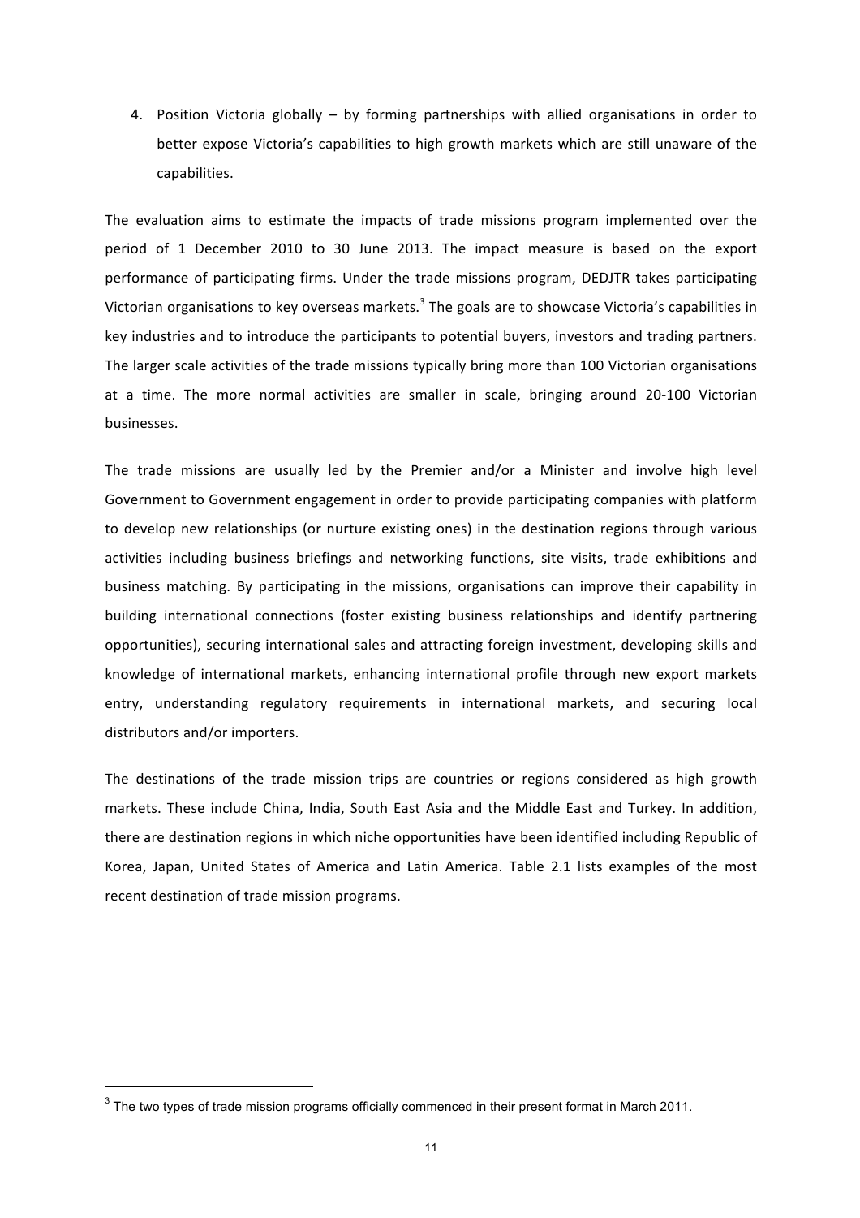4. Position Victoria globally – by forming partnerships with allied organisations in order to better expose Victoria's capabilities to high growth markets which are still unaware of the capabilities.

The evaluation aims to estimate the impacts of trade missions program implemented over the period of 1 December 2010 to 30 June 2013. The impact measure is based on the export performance of participating firms. Under the trade missions program, DEDJTR takes participating Victorian organisations to key overseas markets.[3] The goals are to showcase Victoria's capabilities in key industries and to introduce the participants to potential buyers, investors and trading partners. The larger scale activities of the trade missions typically bring more than 100 Victorian organisations at a time. The more normal activities are smaller in scale, bringing around 20-100 Victorian businesses.

The trade missions are usually led by the Premier and/or a Minister and involve high level Government to Government engagement in order to provide participating companies with platform to develop new relationships (or nurture existing ones) in the destination regions through various activities including business briefings and networking functions, site visits, trade exhibitions and business matching. By participating in the missions, organisations can improve their capability in building international connections (foster existing business relationships and identify partnering opportunities), securing international sales and attracting foreign investment, developing skills and knowledge of international markets, enhancing international profile through new export markets entry, understanding regulatory requirements in international markets, and securing local distributors and/or importers.

The destinations of the trade mission trips are countries or regions considered as high growth markets. These include China, India, South East Asia and the Middle East and Turkey. In addition, there are destination regions in which niche opportunities have been identified including Republic of Korea, Japan, United States of America and Latin America. Table 2.1 lists examples of the most recent destination of trade mission programs.

[3] The two types of trade mission programs officially commenced in their present format in March 2011.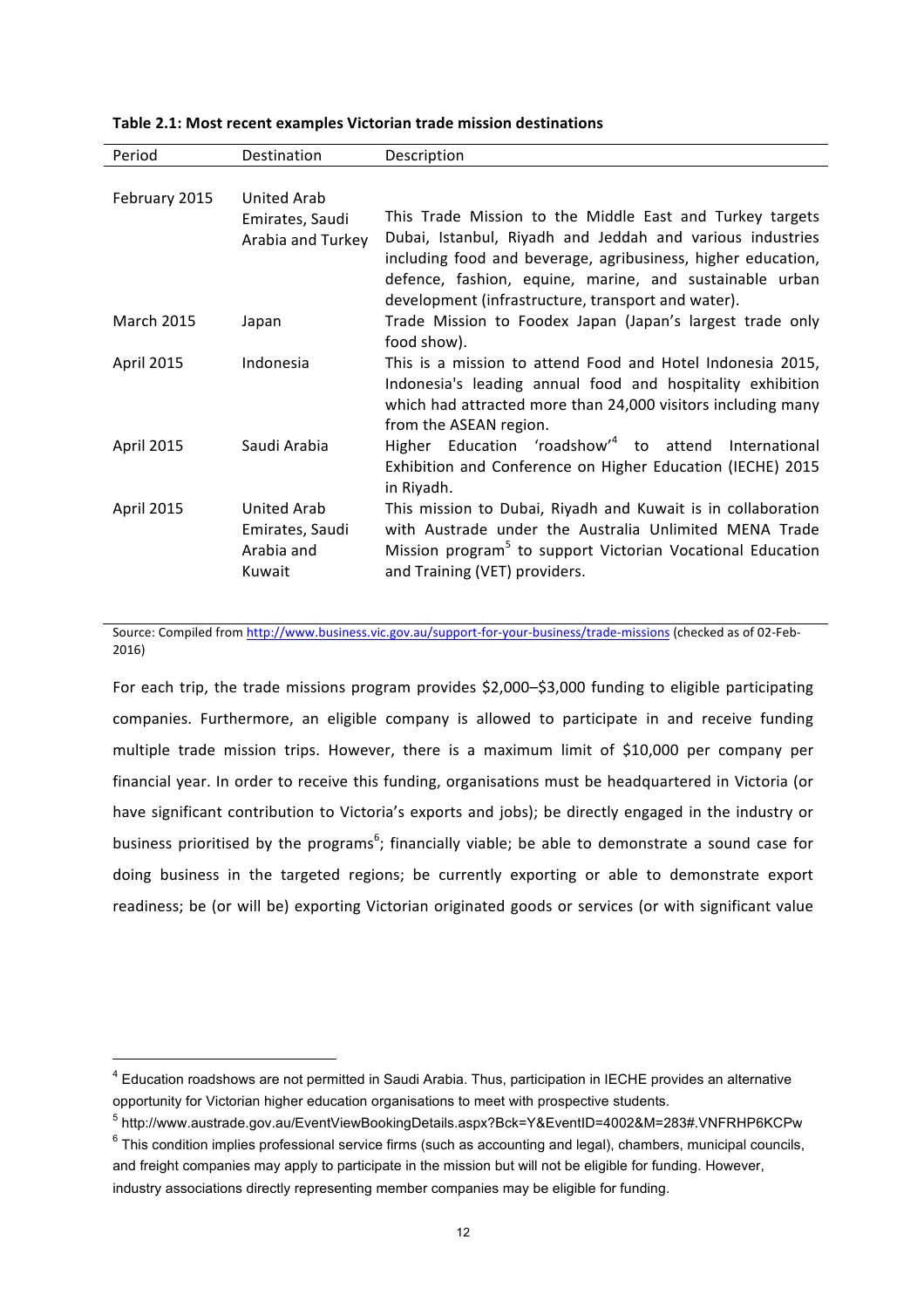**Table 2.1: Most recent examples Victorian trade mission destinations**

| Period | Destination | Description |
|---|---|---|
| February 2015 | United Arab Emirates, Saudi Arabia and Turkey | This Trade Mission to the Middle East and Turkey targets Dubai, Istanbul, Riyadh and Jeddah and various industries including food and beverage, agribusiness, higher education, defence, fashion, equine, marine, and sustainable urban development (infrastructure, transport and water). |
| March 2015 | Japan | Trade Mission to Foodex Japan (Japan's largest trade only food show). |
| April 2015 | Indonesia | This is a mission to attend Food and Hotel Indonesia 2015, Indonesia's leading annual food and hospitality exhibition which had attracted more than 24,000 visitors including many from the ASEAN region. |
| April 2015 | Saudi Arabia | Higher Education 'roadshow'[4] to attend International Exhibition and Conference on Higher Education (IECHE) 2015 in Riyadh. |
| April 2015 | United Arab Emirates, Saudi Arabia and Kuwait | This mission to Dubai, Riyadh and Kuwait is in collaboration with Austrade under the Australia Unlimited MENA Trade Mission program[5] to support Victorian Vocational Education and Training (VET) providers. |

Source: Compiled from http://www.business.vic.gov.au/support-for-your-business/trade-missions (checked as of 02-Feb-2016)

For each trip, the trade missions program provides $2,000–$3,000 funding to eligible participating companies. Furthermore, an eligible company is allowed to participate in and receive funding multiple trade mission trips. However, there is a maximum limit of $10,000 per company per financial year. In order to receive this funding, organisations must be headquartered in Victoria (or have significant contribution to Victoria's exports and jobs); be directly engaged in the industry or business prioritised by the programs[6]; financially viable; be able to demonstrate a sound case for doing business in the targeted regions; be currently exporting or able to demonstrate export readiness; be (or will be) exporting Victorian originated goods or services (or with significant value

---

[4] Education roadshows are not permitted in Saudi Arabia. Thus, participation in IECHE provides an alternative opportunity for Victorian higher education organisations to meet with prospective students.

[5] http://www.austrade.gov.au/EventViewBookingDetails.aspx?Bck=Y&EventID=4002&M=283#.VNFRHP6KCPw

[6] This condition implies professional service firms (such as accounting and legal), chambers, municipal councils, and freight companies may apply to participate in the mission but will not be eligible for funding. However, industry associations directly representing member companies may be eligible for funding.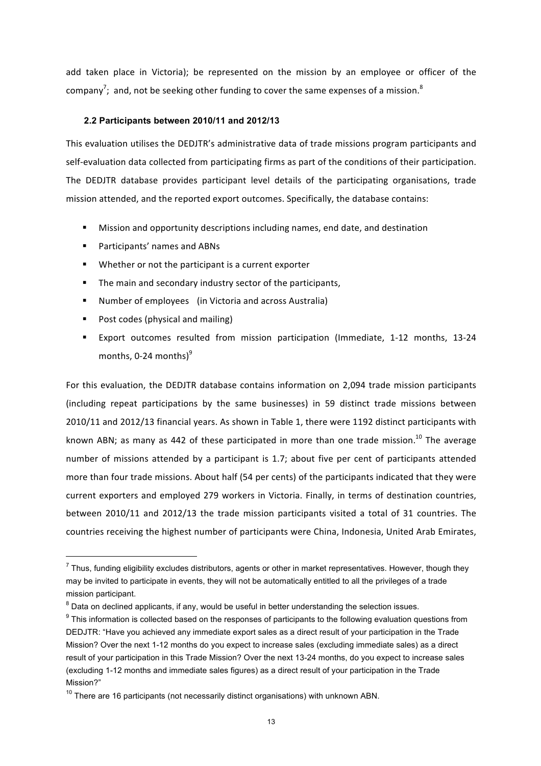add taken place in Victoria); be represented on the mission by an employee or officer of the company[7]; and, not be seeking other funding to cover the same expenses of a mission.[8]

### 2.2 Participants between 2010/11 and 2012/13

This evaluation utilises the DEDJTR's administrative data of trade missions program participants and self-evaluation data collected from participating firms as part of the conditions of their participation. The DEDJTR database provides participant level details of the participating organisations, trade mission attended, and the reported export outcomes. Specifically, the database contains:

- Mission and opportunity descriptions including names, end date, and destination
- Participants' names and ABNs
- Whether or not the participant is a current exporter
- The main and secondary industry sector of the participants,
- Number of employees (in Victoria and across Australia)
- Post codes (physical and mailing)
- Export outcomes resulted from mission participation (Immediate, 1-12 months, 13-24 months, 0-24 months)[9]

For this evaluation, the DEDJTR database contains information on 2,094 trade mission participants (including repeat participations by the same businesses) in 59 distinct trade missions between 2010/11 and 2012/13 financial years. As shown in Table 1, there were 1192 distinct participants with known ABN; as many as 442 of these participated in more than one trade mission.[10] The average number of missions attended by a participant is 1.7; about five per cent of participants attended more than four trade missions. About half (54 per cents) of the participants indicated that they were current exporters and employed 279 workers in Victoria. Finally, in terms of destination countries, between 2010/11 and 2012/13 the trade mission participants visited a total of 31 countries. The countries receiving the highest number of participants were China, Indonesia, United Arab Emirates,

---

[7] Thus, funding eligibility excludes distributors, agents or other in market representatives. However, though they may be invited to participate in events, they will not be automatically entitled to all the privileges of a trade mission participant.

[8] Data on declined applicants, if any, would be useful in better understanding the selection issues.

[9] This information is collected based on the responses of participants to the following evaluation questions from DEDJTR: "Have you achieved any immediate export sales as a direct result of your participation in the Trade Mission? Over the next 1-12 months do you expect to increase sales (excluding immediate sales) as a direct result of your participation in this Trade Mission? Over the next 13-24 months, do you expect to increase sales (excluding 1-12 months and immediate sales figures) as a direct result of your participation in the Trade Mission?"

[10] There are 16 participants (not necessarily distinct organisations) with unknown ABN.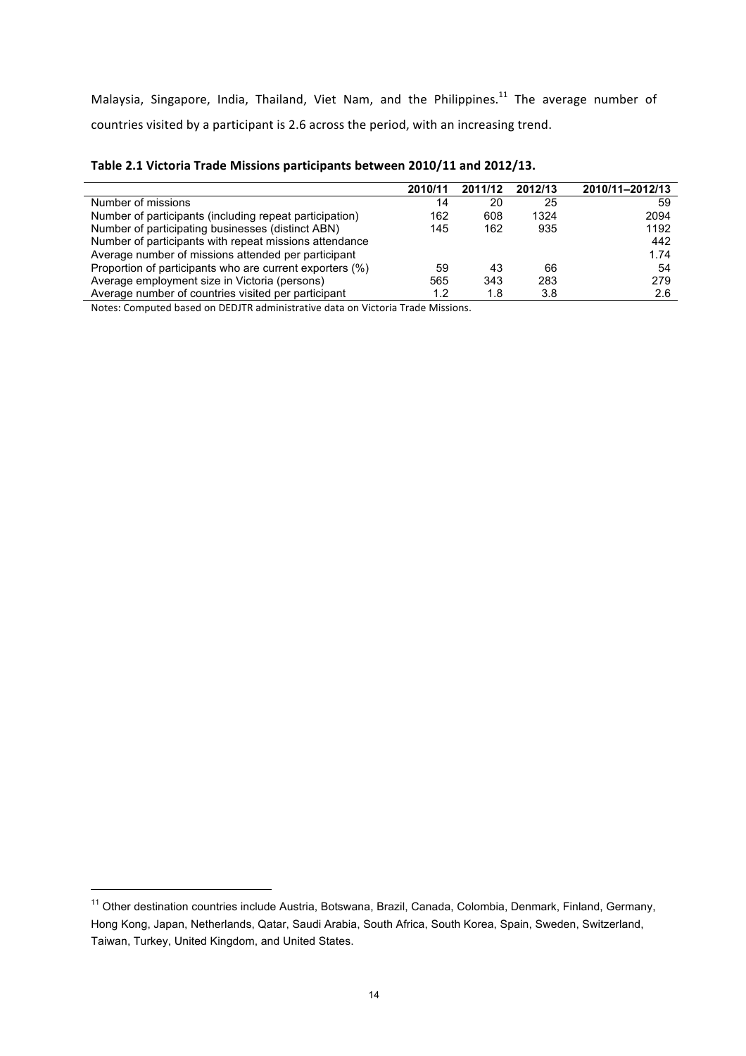Malaysia, Singapore, India, Thailand, Viet Nam, and the Philippines.[11] The average number of countries visited by a participant is 2.6 across the period, with an increasing trend.

**Table 2.1 Victoria Trade Missions participants between 2010/11 and 2012/13.**

| | 2010/11 | 2011/12 | 2012/13 | 2010/11–2012/13 |
|---|---|---|---|---|
| Number of missions | 14 | 20 | 25 | 59 |
| Number of participants (including repeat participation) | 162 | 608 | 1324 | 2094 |
| Number of participating businesses (distinct ABN) | 145 | 162 | 935 | 1192 |
| Number of participants with repeat missions attendance | | | | 442 |
| Average number of missions attended per participant | | | | 1.74 |
| Proportion of participants who are current exporters (%) | 59 | 43 | 66 | 54 |
| Average employment size in Victoria (persons) | 565 | 343 | 283 | 279 |
| Average number of countries visited per participant | 1.2 | 1.8 | 3.8 | 2.6 |

Notes: Computed based on DEDJTR administrative data on Victoria Trade Missions.

[11] Other destination countries include Austria, Botswana, Brazil, Canada, Colombia, Denmark, Finland, Germany, Hong Kong, Japan, Netherlands, Qatar, Saudi Arabia, South Africa, South Korea, Spain, Sweden, Switzerland, Taiwan, Turkey, United Kingdom, and United States.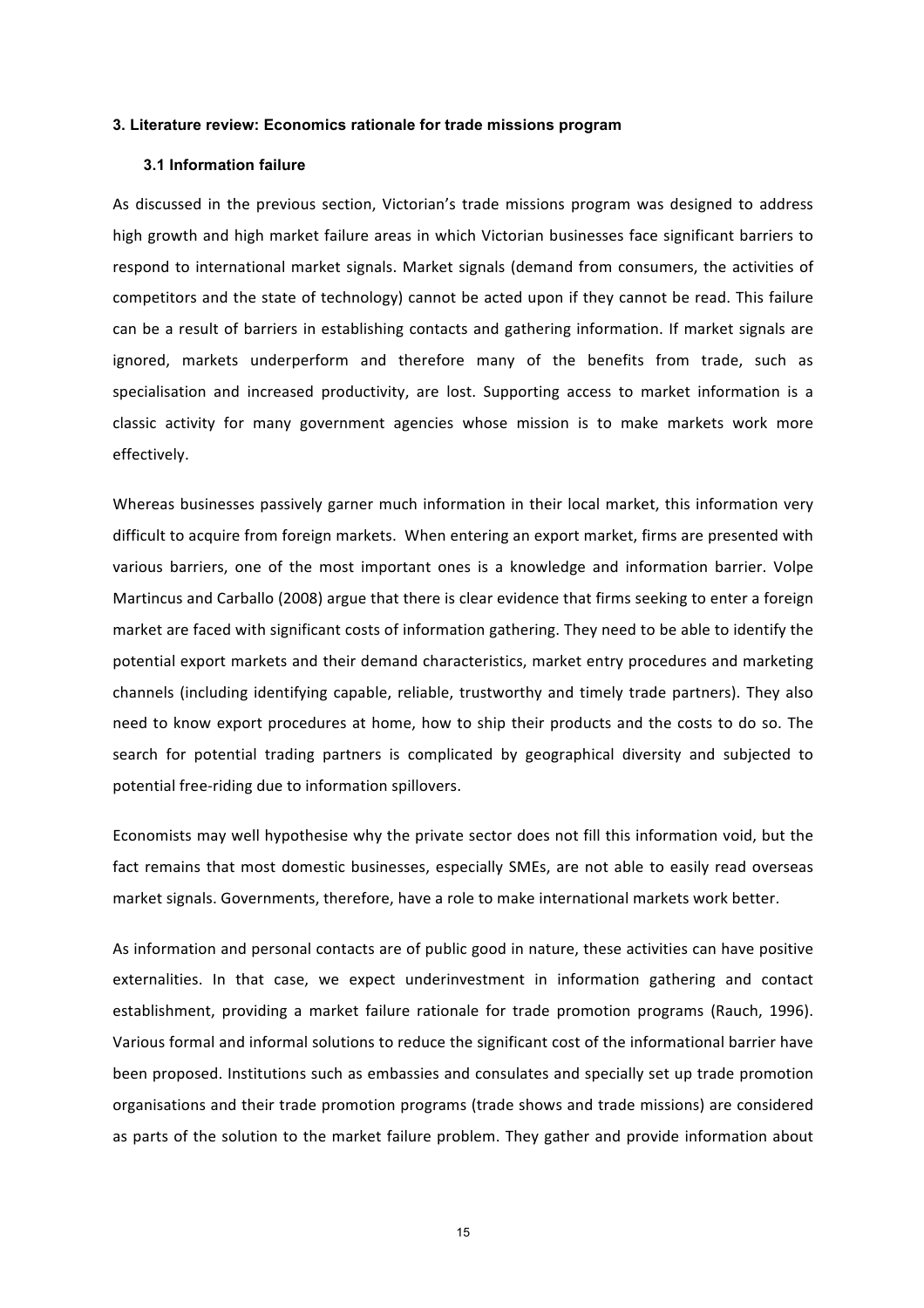## 3. Literature review: Economics rationale for trade missions program

### 3.1 Information failure

As discussed in the previous section, Victorian's trade missions program was designed to address high growth and high market failure areas in which Victorian businesses face significant barriers to respond to international market signals. Market signals (demand from consumers, the activities of competitors and the state of technology) cannot be acted upon if they cannot be read. This failure can be a result of barriers in establishing contacts and gathering information. If market signals are ignored, markets underperform and therefore many of the benefits from trade, such as specialisation and increased productivity, are lost. Supporting access to market information is a classic activity for many government agencies whose mission is to make markets work more effectively.

Whereas businesses passively garner much information in their local market, this information very difficult to acquire from foreign markets. When entering an export market, firms are presented with various barriers, one of the most important ones is a knowledge and information barrier. Volpe Martincus and Carballo (2008) argue that there is clear evidence that firms seeking to enter a foreign market are faced with significant costs of information gathering. They need to be able to identify the potential export markets and their demand characteristics, market entry procedures and marketing channels (including identifying capable, reliable, trustworthy and timely trade partners). They also need to know export procedures at home, how to ship their products and the costs to do so. The search for potential trading partners is complicated by geographical diversity and subjected to potential free-riding due to information spillovers.

Economists may well hypothesise why the private sector does not fill this information void, but the fact remains that most domestic businesses, especially SMEs, are not able to easily read overseas market signals. Governments, therefore, have a role to make international markets work better.

As information and personal contacts are of public good in nature, these activities can have positive externalities. In that case, we expect underinvestment in information gathering and contact establishment, providing a market failure rationale for trade promotion programs (Rauch, 1996). Various formal and informal solutions to reduce the significant cost of the informational barrier have been proposed. Institutions such as embassies and consulates and specially set up trade promotion organisations and their trade promotion programs (trade shows and trade missions) are considered as parts of the solution to the market failure problem. They gather and provide information about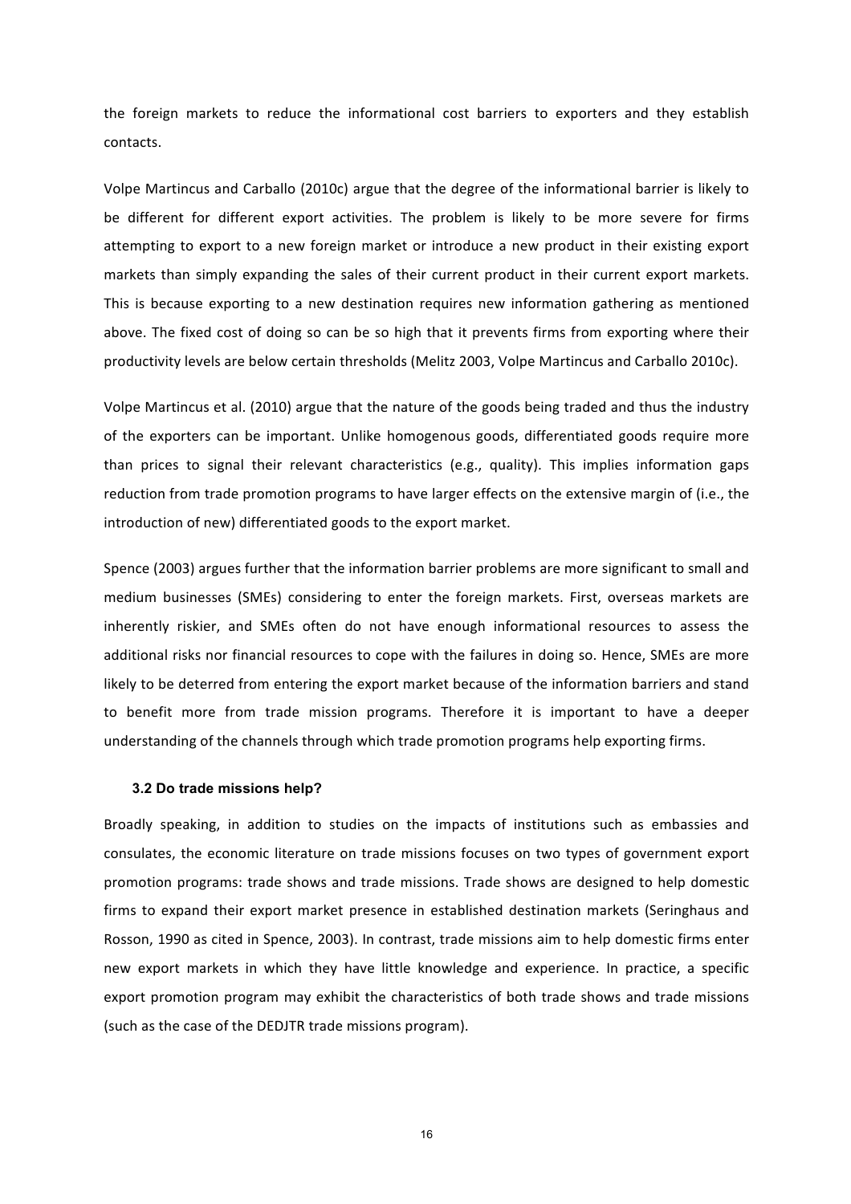the foreign markets to reduce the informational cost barriers to exporters and they establish contacts.

Volpe Martincus and Carballo (2010c) argue that the degree of the informational barrier is likely to be different for different export activities. The problem is likely to be more severe for firms attempting to export to a new foreign market or introduce a new product in their existing export markets than simply expanding the sales of their current product in their current export markets. This is because exporting to a new destination requires new information gathering as mentioned above. The fixed cost of doing so can be so high that it prevents firms from exporting where their productivity levels are below certain thresholds (Melitz 2003, Volpe Martincus and Carballo 2010c).

Volpe Martincus et al. (2010) argue that the nature of the goods being traded and thus the industry of the exporters can be important. Unlike homogenous goods, differentiated goods require more than prices to signal their relevant characteristics (e.g., quality). This implies information gaps reduction from trade promotion programs to have larger effects on the extensive margin of (i.e., the introduction of new) differentiated goods to the export market.

Spence (2003) argues further that the information barrier problems are more significant to small and medium businesses (SMEs) considering to enter the foreign markets. First, overseas markets are inherently riskier, and SMEs often do not have enough informational resources to assess the additional risks nor financial resources to cope with the failures in doing so. Hence, SMEs are more likely to be deterred from entering the export market because of the information barriers and stand to benefit more from trade mission programs. Therefore it is important to have a deeper understanding of the channels through which trade promotion programs help exporting firms.

### 3.2 Do trade missions help?

Broadly speaking, in addition to studies on the impacts of institutions such as embassies and consulates, the economic literature on trade missions focuses on two types of government export promotion programs: trade shows and trade missions. Trade shows are designed to help domestic firms to expand their export market presence in established destination markets (Seringhaus and Rosson, 1990 as cited in Spence, 2003). In contrast, trade missions aim to help domestic firms enter new export markets in which they have little knowledge and experience. In practice, a specific export promotion program may exhibit the characteristics of both trade shows and trade missions (such as the case of the DEDJTR trade missions program).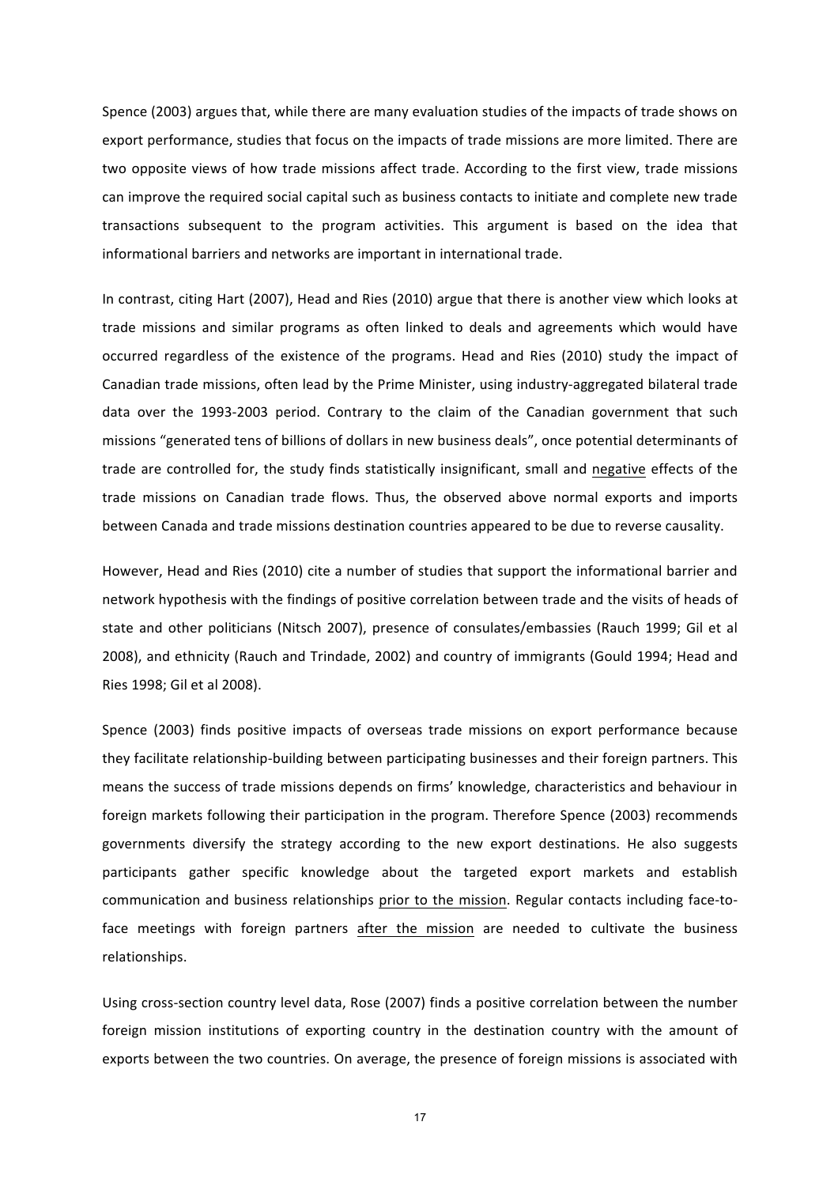Spence (2003) argues that, while there are many evaluation studies of the impacts of trade shows on export performance, studies that focus on the impacts of trade missions are more limited. There are two opposite views of how trade missions affect trade. According to the first view, trade missions can improve the required social capital such as business contacts to initiate and complete new trade transactions subsequent to the program activities. This argument is based on the idea that informational barriers and networks are important in international trade.

In contrast, citing Hart (2007), Head and Ries (2010) argue that there is another view which looks at trade missions and similar programs as often linked to deals and agreements which would have occurred regardless of the existence of the programs. Head and Ries (2010) study the impact of Canadian trade missions, often lead by the Prime Minister, using industry-aggregated bilateral trade data over the 1993-2003 period. Contrary to the claim of the Canadian government that such missions "generated tens of billions of dollars in new business deals", once potential determinants of trade are controlled for, the study finds statistically insignificant, small and <u>negative</u> effects of the trade missions on Canadian trade flows. Thus, the observed above normal exports and imports between Canada and trade missions destination countries appeared to be due to reverse causality.

However, Head and Ries (2010) cite a number of studies that support the informational barrier and network hypothesis with the findings of positive correlation between trade and the visits of heads of state and other politicians (Nitsch 2007), presence of consulates/embassies (Rauch 1999; Gil et al 2008), and ethnicity (Rauch and Trindade, 2002) and country of immigrants (Gould 1994; Head and Ries 1998; Gil et al 2008).

Spence (2003) finds positive impacts of overseas trade missions on export performance because they facilitate relationship-building between participating businesses and their foreign partners. This means the success of trade missions depends on firms' knowledge, characteristics and behaviour in foreign markets following their participation in the program. Therefore Spence (2003) recommends governments diversify the strategy according to the new export destinations. He also suggests participants gather specific knowledge about the targeted export markets and establish communication and business relationships <u>prior to the mission</u>. Regular contacts including face-to-face meetings with foreign partners <u>after the mission</u> are needed to cultivate the business relationships.

Using cross-section country level data, Rose (2007) finds a positive correlation between the number foreign mission institutions of exporting country in the destination country with the amount of exports between the two countries. On average, the presence of foreign missions is associated with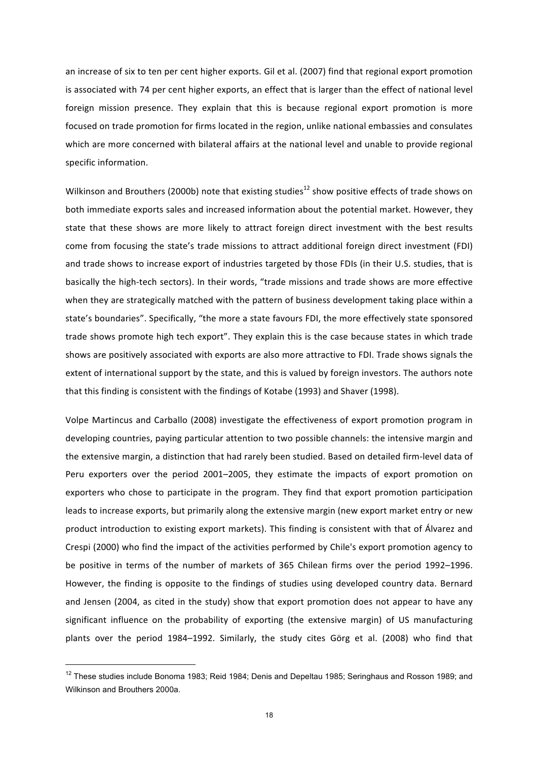an increase of six to ten per cent higher exports. Gil et al. (2007) find that regional export promotion is associated with 74 per cent higher exports, an effect that is larger than the effect of national level foreign mission presence. They explain that this is because regional export promotion is more focused on trade promotion for firms located in the region, unlike national embassies and consulates which are more concerned with bilateral affairs at the national level and unable to provide regional specific information.

Wilkinson and Brouthers (2000b) note that existing studies[12] show positive effects of trade shows on both immediate exports sales and increased information about the potential market. However, they state that these shows are more likely to attract foreign direct investment with the best results come from focusing the state's trade missions to attract additional foreign direct investment (FDI) and trade shows to increase export of industries targeted by those FDIs (in their U.S. studies, that is basically the high-tech sectors). In their words, "trade missions and trade shows are more effective when they are strategically matched with the pattern of business development taking place within a state's boundaries". Specifically, "the more a state favours FDI, the more effectively state sponsored trade shows promote high tech export". They explain this is the case because states in which trade shows are positively associated with exports are also more attractive to FDI. Trade shows signals the extent of international support by the state, and this is valued by foreign investors. The authors note that this finding is consistent with the findings of Kotabe (1993) and Shaver (1998).

Volpe Martincus and Carballo (2008) investigate the effectiveness of export promotion program in developing countries, paying particular attention to two possible channels: the intensive margin and the extensive margin, a distinction that had rarely been studied. Based on detailed firm-level data of Peru exporters over the period 2001–2005, they estimate the impacts of export promotion on exporters who chose to participate in the program. They find that export promotion participation leads to increase exports, but primarily along the extensive margin (new export market entry or new product introduction to existing export markets). This finding is consistent with that of Álvarez and Crespi (2000) who find the impact of the activities performed by Chile's export promotion agency to be positive in terms of the number of markets of 365 Chilean firms over the period 1992–1996. However, the finding is opposite to the findings of studies using developed country data. Bernard and Jensen (2004, as cited in the study) show that export promotion does not appear to have any significant influence on the probability of exporting (the extensive margin) of US manufacturing plants over the period 1984–1992. Similarly, the study cites Görg et al. (2008) who find that

[12] These studies include Bonoma 1983; Reid 1984; Denis and Depeltau 1985; Seringhaus and Rosson 1989; and Wilkinson and Brouthers 2000a.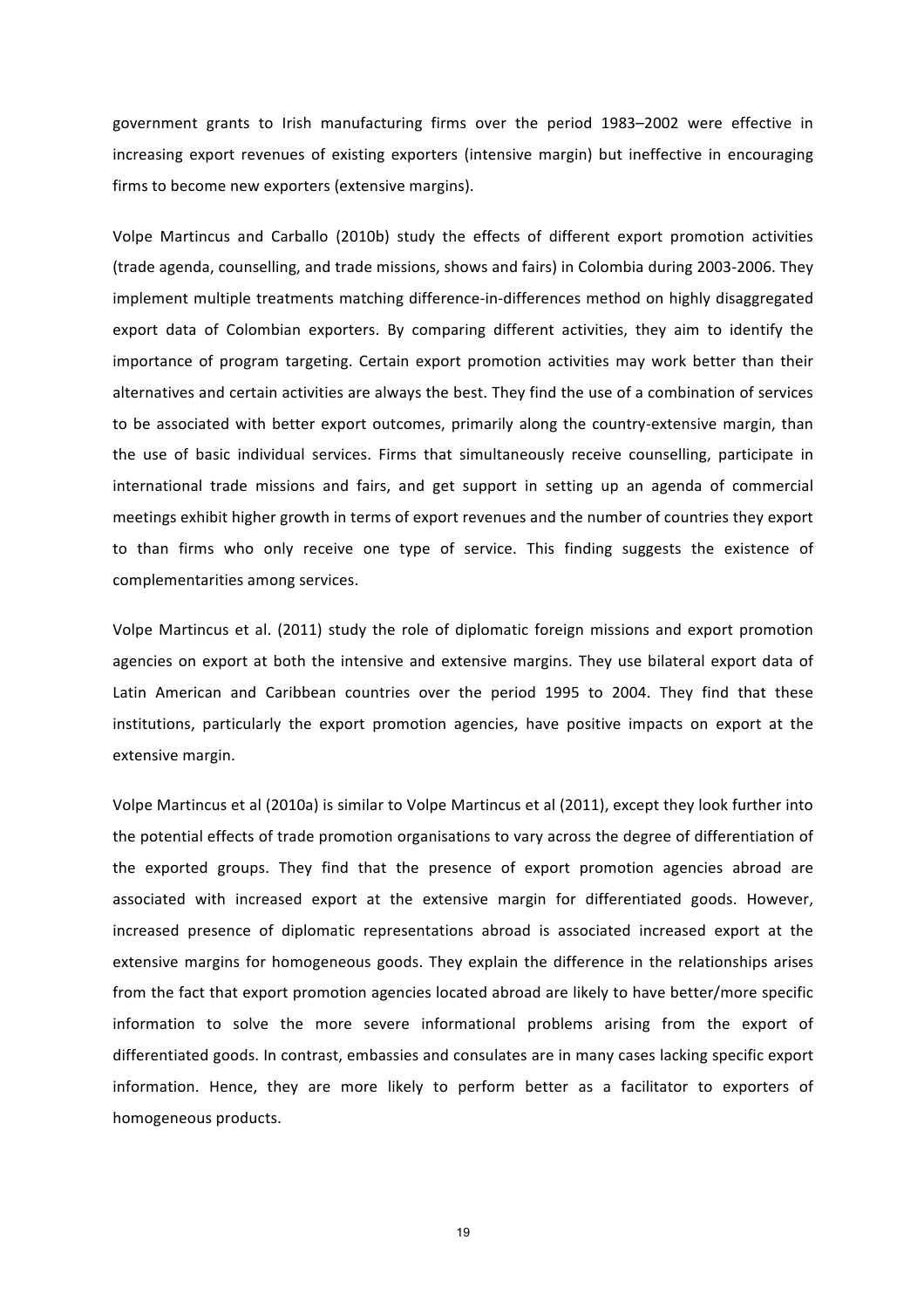government grants to Irish manufacturing firms over the period 1983–2002 were effective in increasing export revenues of existing exporters (intensive margin) but ineffective in encouraging firms to become new exporters (extensive margins).

Volpe Martincus and Carballo (2010b) study the effects of different export promotion activities (trade agenda, counselling, and trade missions, shows and fairs) in Colombia during 2003-2006. They implement multiple treatments matching difference-in-differences method on highly disaggregated export data of Colombian exporters. By comparing different activities, they aim to identify the importance of program targeting. Certain export promotion activities may work better than their alternatives and certain activities are always the best. They find the use of a combination of services to be associated with better export outcomes, primarily along the country-extensive margin, than the use of basic individual services. Firms that simultaneously receive counselling, participate in international trade missions and fairs, and get support in setting up an agenda of commercial meetings exhibit higher growth in terms of export revenues and the number of countries they export to than firms who only receive one type of service. This finding suggests the existence of complementarities among services.

Volpe Martincus et al. (2011) study the role of diplomatic foreign missions and export promotion agencies on export at both the intensive and extensive margins. They use bilateral export data of Latin American and Caribbean countries over the period 1995 to 2004. They find that these institutions, particularly the export promotion agencies, have positive impacts on export at the extensive margin.

Volpe Martincus et al (2010a) is similar to Volpe Martincus et al (2011), except they look further into the potential effects of trade promotion organisations to vary across the degree of differentiation of the exported groups. They find that the presence of export promotion agencies abroad are associated with increased export at the extensive margin for differentiated goods. However, increased presence of diplomatic representations abroad is associated increased export at the extensive margins for homogeneous goods. They explain the difference in the relationships arises from the fact that export promotion agencies located abroad are likely to have better/more specific information to solve the more severe informational problems arising from the export of differentiated goods. In contrast, embassies and consulates are in many cases lacking specific export information. Hence, they are more likely to perform better as a facilitator to exporters of homogeneous products.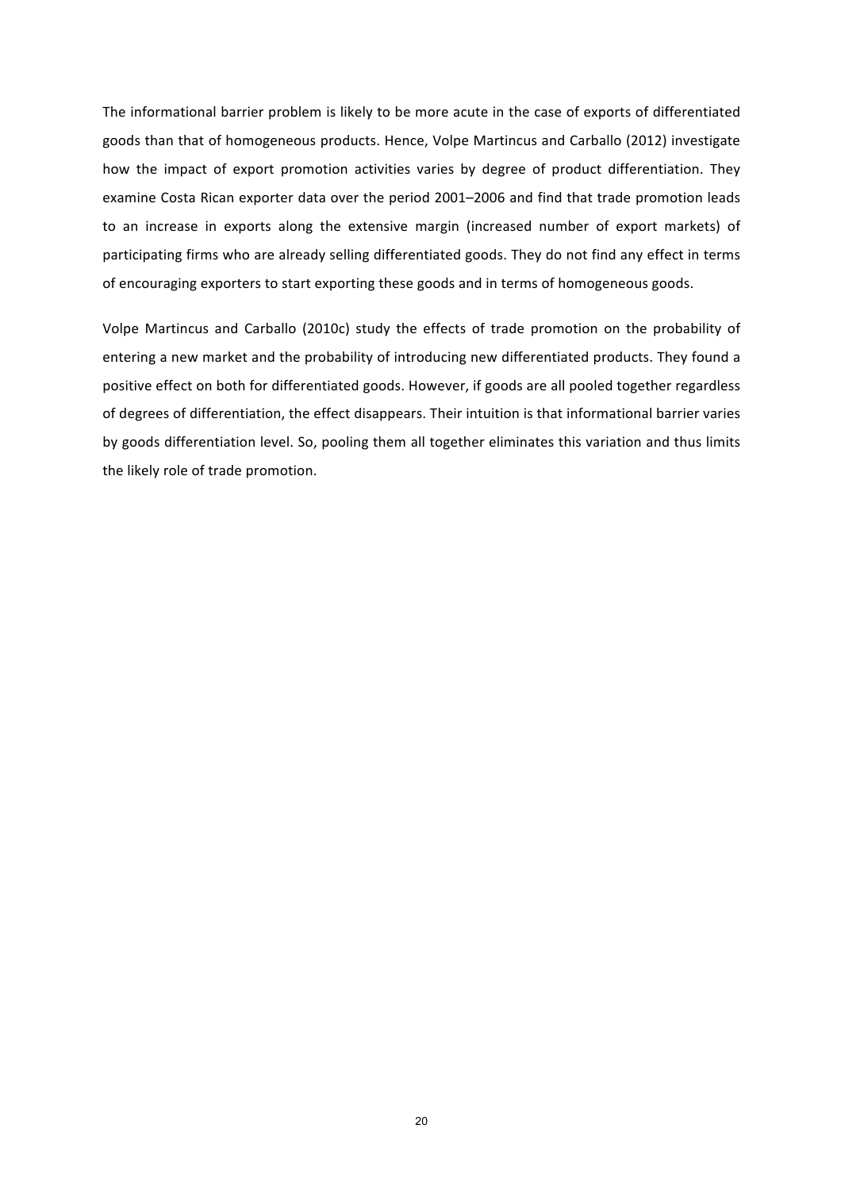The informational barrier problem is likely to be more acute in the case of exports of differentiated goods than that of homogeneous products. Hence, Volpe Martincus and Carballo (2012) investigate how the impact of export promotion activities varies by degree of product differentiation. They examine Costa Rican exporter data over the period 2001–2006 and find that trade promotion leads to an increase in exports along the extensive margin (increased number of export markets) of participating firms who are already selling differentiated goods. They do not find any effect in terms of encouraging exporters to start exporting these goods and in terms of homogeneous goods.

Volpe Martincus and Carballo (2010c) study the effects of trade promotion on the probability of entering a new market and the probability of introducing new differentiated products. They found a positive effect on both for differentiated goods. However, if goods are all pooled together regardless of degrees of differentiation, the effect disappears. Their intuition is that informational barrier varies by goods differentiation level. So, pooling them all together eliminates this variation and thus limits the likely role of trade promotion.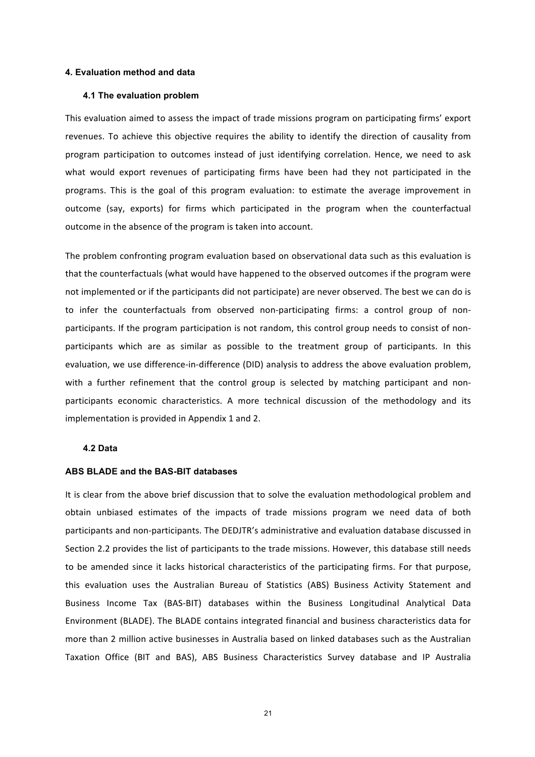## 4. Evaluation method and data

### 4.1 The evaluation problem

This evaluation aimed to assess the impact of trade missions program on participating firms' export revenues. To achieve this objective requires the ability to identify the direction of causality from program participation to outcomes instead of just identifying correlation. Hence, we need to ask what would export revenues of participating firms have been had they not participated in the programs. This is the goal of this program evaluation: to estimate the average improvement in outcome (say, exports) for firms which participated in the program when the counterfactual outcome in the absence of the program is taken into account.

The problem confronting program evaluation based on observational data such as this evaluation is that the counterfactuals (what would have happened to the observed outcomes if the program were not implemented or if the participants did not participate) are never observed. The best we can do is to infer the counterfactuals from observed non-participating firms: a control group of non-participants. If the program participation is not random, this control group needs to consist of non-participants which are as similar as possible to the treatment group of participants. In this evaluation, we use difference-in-difference (DID) analysis to address the above evaluation problem, with a further refinement that the control group is selected by matching participant and non-participants economic characteristics. A more technical discussion of the methodology and its implementation is provided in Appendix 1 and 2.

### 4.2 Data

**ABS BLADE and the BAS-BIT databases**

It is clear from the above brief discussion that to solve the evaluation methodological problem and obtain unbiased estimates of the impacts of trade missions program we need data of both participants and non-participants. The DEDJTR's administrative and evaluation database discussed in Section 2.2 provides the list of participants to the trade missions. However, this database still needs to be amended since it lacks historical characteristics of the participating firms. For that purpose, this evaluation uses the Australian Bureau of Statistics (ABS) Business Activity Statement and Business Income Tax (BAS-BIT) databases within the Business Longitudinal Analytical Data Environment (BLADE). The BLADE contains integrated financial and business characteristics data for more than 2 million active businesses in Australia based on linked databases such as the Australian Taxation Office (BIT and BAS), ABS Business Characteristics Survey database and IP Australia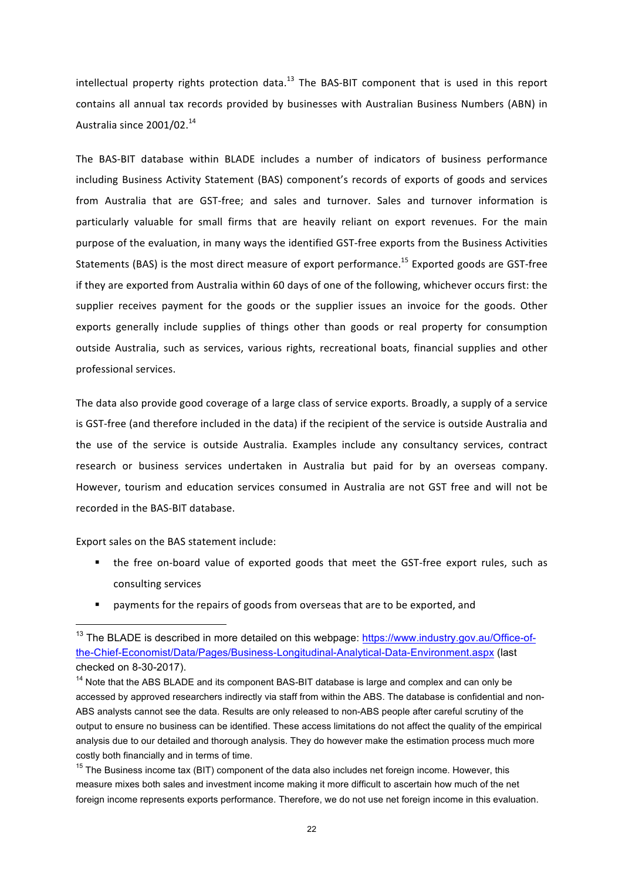intellectual property rights protection data.[13] The BAS-BIT component that is used in this report contains all annual tax records provided by businesses with Australian Business Numbers (ABN) in Australia since 2001/02.[14]

The BAS-BIT database within BLADE includes a number of indicators of business performance including Business Activity Statement (BAS) component's records of exports of goods and services from Australia that are GST-free; and sales and turnover. Sales and turnover information is particularly valuable for small firms that are heavily reliant on export revenues. For the main purpose of the evaluation, in many ways the identified GST-free exports from the Business Activities Statements (BAS) is the most direct measure of export performance.[15] Exported goods are GST-free if they are exported from Australia within 60 days of one of the following, whichever occurs first: the supplier receives payment for the goods or the supplier issues an invoice for the goods. Other exports generally include supplies of things other than goods or real property for consumption outside Australia, such as services, various rights, recreational boats, financial supplies and other professional services.

The data also provide good coverage of a large class of service exports. Broadly, a supply of a service is GST-free (and therefore included in the data) if the recipient of the service is outside Australia and the use of the service is outside Australia. Examples include any consultancy services, contract research or business services undertaken in Australia but paid for by an overseas company. However, tourism and education services consumed in Australia are not GST free and will not be recorded in the BAS-BIT database.

Export sales on the BAS statement include:

- the free on-board value of exported goods that meet the GST-free export rules, such as consulting services
- payments for the repairs of goods from overseas that are to be exported, and

---

[13] The BLADE is described in more detailed on this webpage: https://www.industry.gov.au/Office-of-the-Chief-Economist/Data/Pages/Business-Longitudinal-Analytical-Data-Environment.aspx (last checked on 8-30-2017).

[14] Note that the ABS BLADE and its component BAS-BIT database is large and complex and can only be accessed by approved researchers indirectly via staff from within the ABS. The database is confidential and non-ABS analysts cannot see the data. Results are only released to non-ABS people after careful scrutiny of the output to ensure no business can be identified. These access limitations do not affect the quality of the empirical analysis due to our detailed and thorough analysis. They do however make the estimation process much more costly both financially and in terms of time.

[15] The Business income tax (BIT) component of the data also includes net foreign income. However, this measure mixes both sales and investment income making it more difficult to ascertain how much of the net foreign income represents exports performance. Therefore, we do not use net foreign income in this evaluation.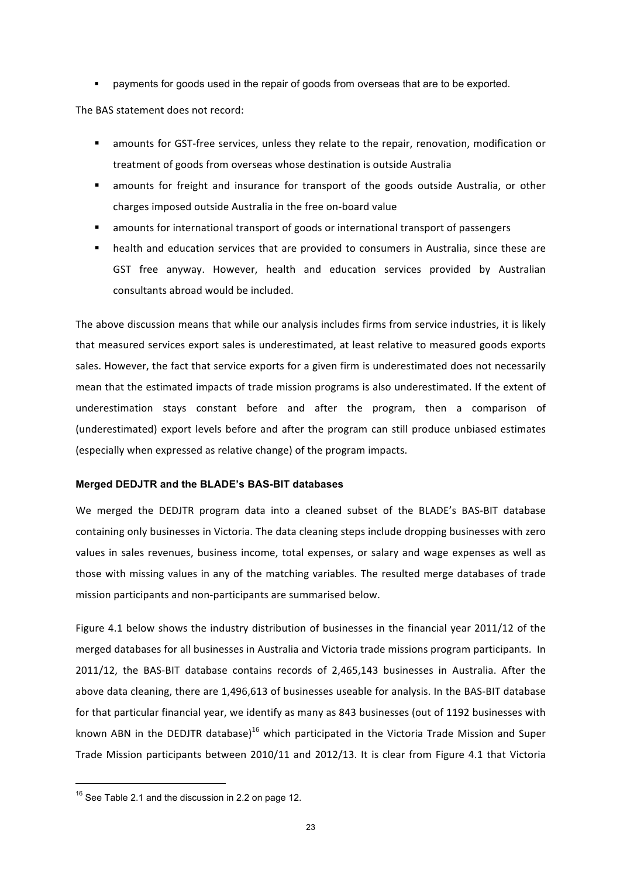- payments for goods used in the repair of goods from overseas that are to be exported.

The BAS statement does not record:

- amounts for GST-free services, unless they relate to the repair, renovation, modification or treatment of goods from overseas whose destination is outside Australia
- amounts for freight and insurance for transport of the goods outside Australia, or other charges imposed outside Australia in the free on-board value
- amounts for international transport of goods or international transport of passengers
- health and education services that are provided to consumers in Australia, since these are GST free anyway. However, health and education services provided by Australian consultants abroad would be included.

The above discussion means that while our analysis includes firms from service industries, it is likely that measured services export sales is underestimated, at least relative to measured goods exports sales. However, the fact that service exports for a given firm is underestimated does not necessarily mean that the estimated impacts of trade mission programs is also underestimated. If the extent of underestimation stays constant before and after the program, then a comparison of (underestimated) export levels before and after the program can still produce unbiased estimates (especially when expressed as relative change) of the program impacts.

**Merged DEDJTR and the BLADE's BAS-BIT databases**

We merged the DEDJTR program data into a cleaned subset of the BLADE's BAS-BIT database containing only businesses in Victoria. The data cleaning steps include dropping businesses with zero values in sales revenues, business income, total expenses, or salary and wage expenses as well as those with missing values in any of the matching variables. The resulted merge databases of trade mission participants and non-participants are summarised below.

Figure 4.1 below shows the industry distribution of businesses in the financial year 2011/12 of the merged databases for all businesses in Australia and Victoria trade missions program participants. In 2011/12, the BAS-BIT database contains records of 2,465,143 businesses in Australia. After the above data cleaning, there are 1,496,613 of businesses useable for analysis. In the BAS-BIT database for that particular financial year, we identify as many as 843 businesses (out of 1192 businesses with known ABN in the DEDJTR database)[16] which participated in the Victoria Trade Mission and Super Trade Mission participants between 2010/11 and 2012/13. It is clear from Figure 4.1 that Victoria

[16] See Table 2.1 and the discussion in 2.2 on page 12.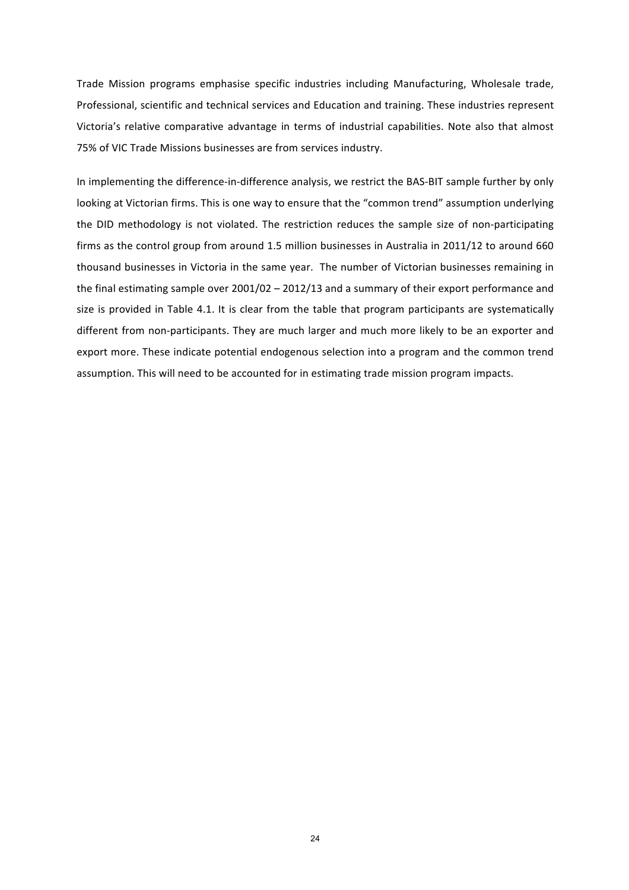Trade Mission programs emphasise specific industries including Manufacturing, Wholesale trade, Professional, scientific and technical services and Education and training. These industries represent Victoria's relative comparative advantage in terms of industrial capabilities. Note also that almost 75% of VIC Trade Missions businesses are from services industry.

In implementing the difference-in-difference analysis, we restrict the BAS-BIT sample further by only looking at Victorian firms. This is one way to ensure that the "common trend" assumption underlying the DID methodology is not violated. The restriction reduces the sample size of non-participating firms as the control group from around 1.5 million businesses in Australia in 2011/12 to around 660 thousand businesses in Victoria in the same year. The number of Victorian businesses remaining in the final estimating sample over 2001/02 – 2012/13 and a summary of their export performance and size is provided in Table 4.1. It is clear from the table that program participants are systematically different from non-participants. They are much larger and much more likely to be an exporter and export more. These indicate potential endogenous selection into a program and the common trend assumption. This will need to be accounted for in estimating trade mission program impacts.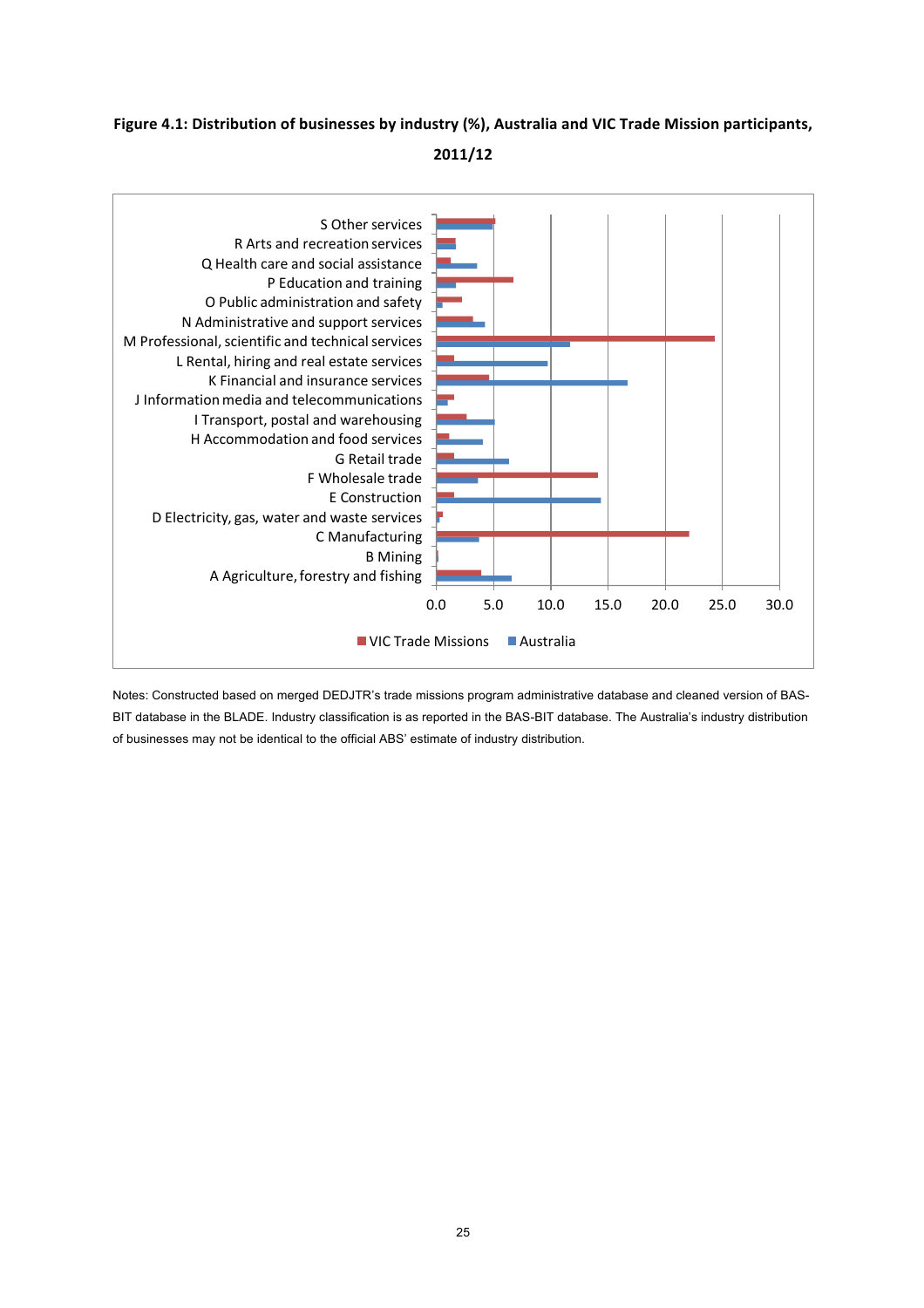**Figure 4.1: Distribution of businesses by industry (%), Australia and VIC Trade Mission participants, 2011/12**

S Other services
R Arts and recreation services
Q Health care and social assistance
P Education and training
O Public administration and safety
N Administrative and support services
M Professional, scientific and technical services
L Rental, hiring and real estate services
K Financial and insurance services
J Information media and telecommunications
I Transport, postal and warehousing
H Accommodation and food services
G Retail trade
F Wholesale trade
E Construction
D Electricity, gas, water and waste services
C Manufacturing
B Mining
A Agriculture, forestry and fishing

0.0 5.0 10.0 15.0 20.0 25.0 30.0

VIC Trade Missions   Australia

Notes: Constructed based on merged DEDJTR's trade missions program administrative database and cleaned version of BAS-BIT database in the BLADE. Industry classification is as reported in the BAS-BIT database. The Australia's industry distribution of businesses may not be identical to the official ABS' estimate of industry distribution.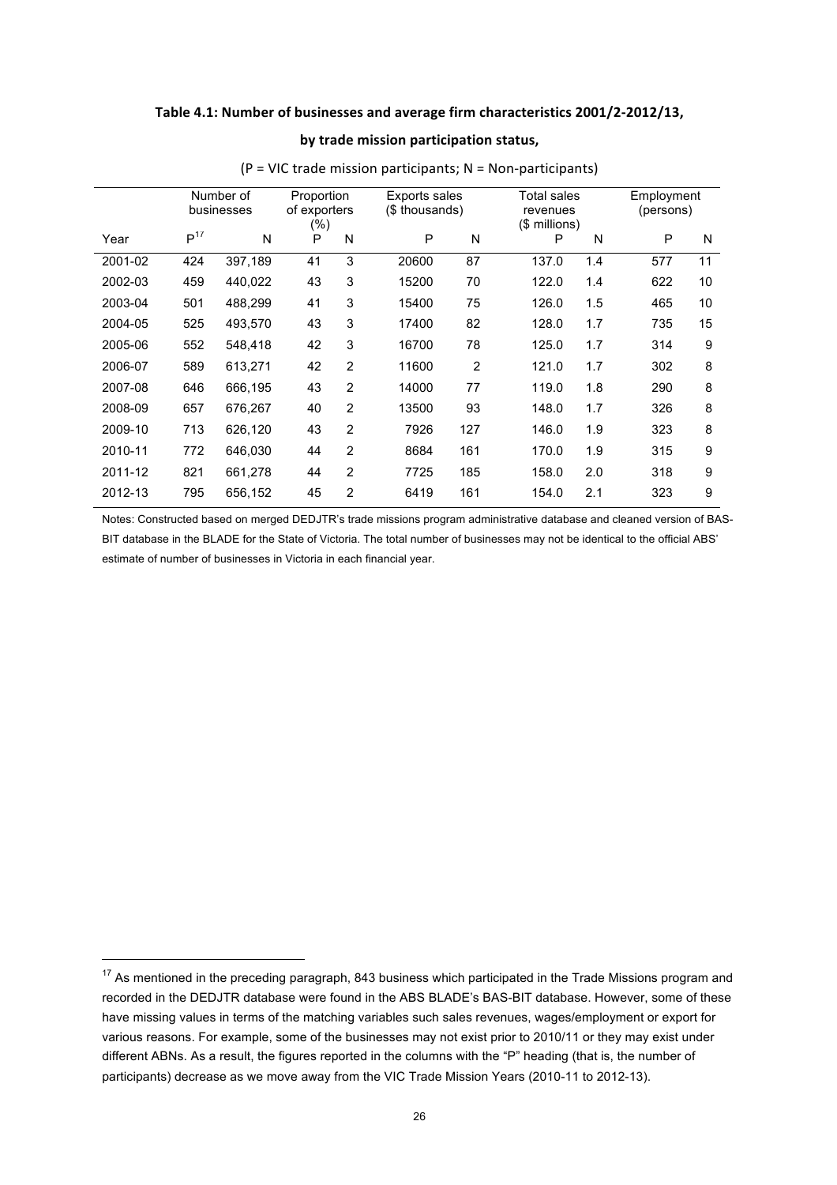**Table 4.1: Number of businesses and average firm characteristics 2001/2-2012/13,**

**by trade mission participation status,**

(P = VIC trade mission participants; N = Non-participants)

| | Number of businesses | | Proportion of exporters (%) | | Exports sales ($ thousands) | | Total sales revenues ($ millions) | | Employment (persons) | |
|---|---|---|---|---|---|---|---|---|---|---|
| Year | P[17] | N | P | N | P | N | P | N | P | N |
| 2001-02 | 424 | 397,189 | 41 | 3 | 20600 | 87 | 137.0 | 1.4 | 577 | 11 |
| 2002-03 | 459 | 440,022 | 43 | 3 | 15200 | 70 | 122.0 | 1.4 | 622 | 10 |
| 2003-04 | 501 | 488,299 | 41 | 3 | 15400 | 75 | 126.0 | 1.5 | 465 | 10 |
| 2004-05 | 525 | 493,570 | 43 | 3 | 17400 | 82 | 128.0 | 1.7 | 735 | 15 |
| 2005-06 | 552 | 548,418 | 42 | 3 | 16700 | 78 | 125.0 | 1.7 | 314 | 9 |
| 2006-07 | 589 | 613,271 | 42 | 2 | 11600 | 2 | 121.0 | 1.7 | 302 | 8 |
| 2007-08 | 646 | 666,195 | 43 | 2 | 14000 | 77 | 119.0 | 1.8 | 290 | 8 |
| 2008-09 | 657 | 676,267 | 40 | 2 | 13500 | 93 | 148.0 | 1.7 | 326 | 8 |
| 2009-10 | 713 | 626,120 | 43 | 2 | 7926 | 127 | 146.0 | 1.9 | 323 | 8 |
| 2010-11 | 772 | 646,030 | 44 | 2 | 8684 | 161 | 170.0 | 1.9 | 315 | 9 |
| 2011-12 | 821 | 661,278 | 44 | 2 | 7725 | 185 | 158.0 | 2.0 | 318 | 9 |
| 2012-13 | 795 | 656,152 | 45 | 2 | 6419 | 161 | 154.0 | 2.1 | 323 | 9 |

Notes: Constructed based on merged DEDJTR's trade missions program administrative database and cleaned version of BAS-BIT database in the BLADE for the State of Victoria. The total number of businesses may not be identical to the official ABS' estimate of number of businesses in Victoria in each financial year.

[17] As mentioned in the preceding paragraph, 843 business which participated in the Trade Missions program and recorded in the DEDJTR database were found in the ABS BLADE's BAS-BIT database. However, some of these have missing values in terms of the matching variables such sales revenues, wages/employment or export for various reasons. For example, some of the businesses may not exist prior to 2010/11 or they may exist under different ABNs. As a result, the figures reported in the columns with the "P" heading (that is, the number of participants) decrease as we move away from the VIC Trade Mission Years (2010-11 to 2012-13).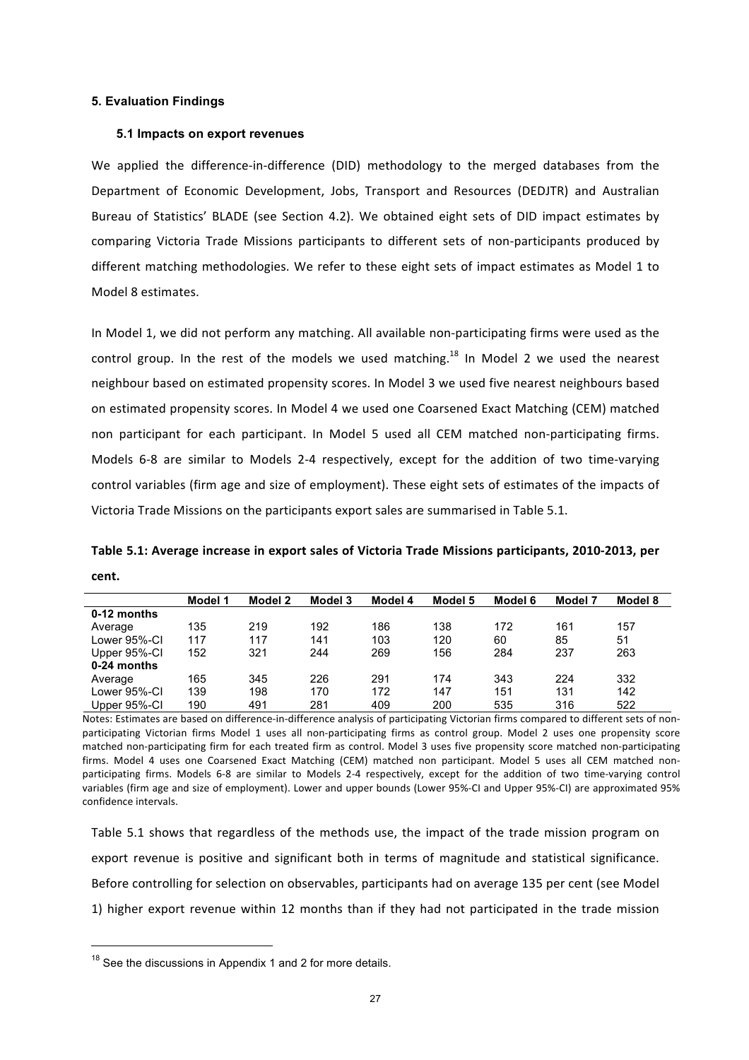## 5. Evaluation Findings

### 5.1 Impacts on export revenues

We applied the difference-in-difference (DID) methodology to the merged databases from the Department of Economic Development, Jobs, Transport and Resources (DEDJTR) and Australian Bureau of Statistics' BLADE (see Section 4.2). We obtained eight sets of DID impact estimates by comparing Victoria Trade Missions participants to different sets of non-participants produced by different matching methodologies. We refer to these eight sets of impact estimates as Model 1 to Model 8 estimates.

In Model 1, we did not perform any matching. All available non-participating firms were used as the control group. In the rest of the models we used matching.[18] In Model 2 we used the nearest neighbour based on estimated propensity scores. In Model 3 we used five nearest neighbours based on estimated propensity scores. In Model 4 we used one Coarsened Exact Matching (CEM) matched non participant for each participant. In Model 5 used all CEM matched non-participating firms. Models 6-8 are similar to Models 2-4 respectively, except for the addition of two time-varying control variables (firm age and size of employment). These eight sets of estimates of the impacts of Victoria Trade Missions on the participants export sales are summarised in Table 5.1.

**Table 5.1: Average increase in export sales of Victoria Trade Missions participants, 2010-2013, per cent.**

| | Model 1 | Model 2 | Model 3 | Model 4 | Model 5 | Model 6 | Model 7 | Model 8 |
|---|---|---|---|---|---|---|---|---|
| **0-12 months** | | | | | | | | |
| Average | 135 | 219 | 192 | 186 | 138 | 172 | 161 | 157 |
| Lower 95%-CI | 117 | 117 | 141 | 103 | 120 | 60 | 85 | 51 |
| Upper 95%-CI | 152 | 321 | 244 | 269 | 156 | 284 | 237 | 263 |
| **0-24 months** | | | | | | | | |
| Average | 165 | 345 | 226 | 291 | 174 | 343 | 224 | 332 |
| Lower 95%-CI | 139 | 198 | 170 | 172 | 147 | 151 | 131 | 142 |
| Upper 95%-CI | 190 | 491 | 281 | 409 | 200 | 535 | 316 | 522 |

Notes: Estimates are based on difference-in-difference analysis of participating Victorian firms compared to different sets of non-participating Victorian firms Model 1 uses all non-participating firms as control group. Model 2 uses one propensity score matched non-participating firm for each treated firm as control. Model 3 uses five propensity score matched non-participating firms. Model 4 uses one Coarsened Exact Matching (CEM) matched non participant. Model 5 uses all CEM matched non-participating firms. Models 6-8 are similar to Models 2-4 respectively, except for the addition of two time-varying control variables (firm age and size of employment). Lower and upper bounds (Lower 95%-CI and Upper 95%-CI) are approximated 95% confidence intervals.

Table 5.1 shows that regardless of the methods use, the impact of the trade mission program on export revenue is positive and significant both in terms of magnitude and statistical significance. Before controlling for selection on observables, participants had on average 135 per cent (see Model 1) higher export revenue within 12 months than if they had not participated in the trade mission

[18] See the discussions in Appendix 1 and 2 for more details.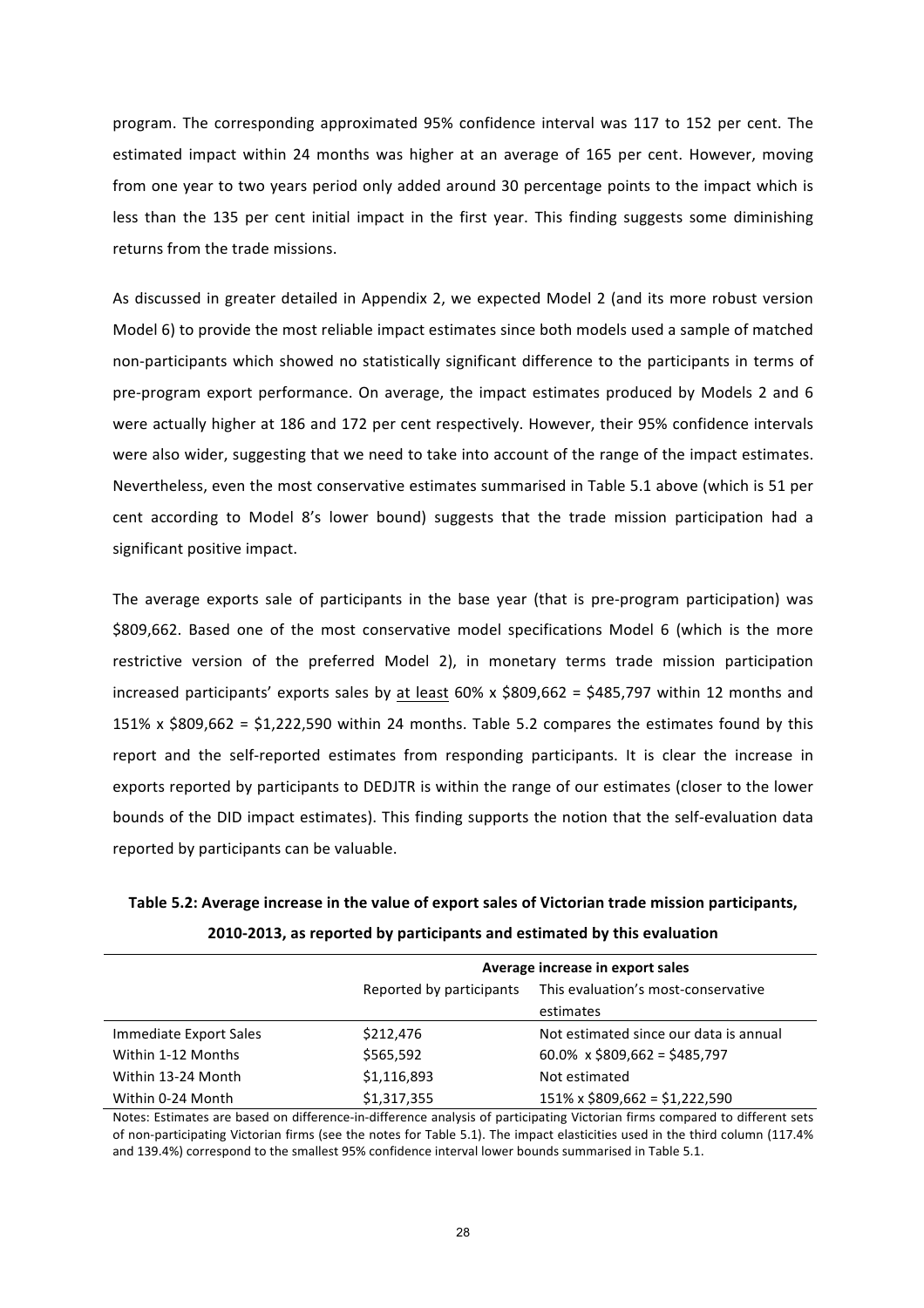program. The corresponding approximated 95% confidence interval was 117 to 152 per cent. The estimated impact within 24 months was higher at an average of 165 per cent. However, moving from one year to two years period only added around 30 percentage points to the impact which is less than the 135 per cent initial impact in the first year. This finding suggests some diminishing returns from the trade missions.

As discussed in greater detailed in Appendix 2, we expected Model 2 (and its more robust version Model 6) to provide the most reliable impact estimates since both models used a sample of matched non-participants which showed no statistically significant difference to the participants in terms of pre-program export performance. On average, the impact estimates produced by Models 2 and 6 were actually higher at 186 and 172 per cent respectively. However, their 95% confidence intervals were also wider, suggesting that we need to take into account of the range of the impact estimates. Nevertheless, even the most conservative estimates summarised in Table 5.1 above (which is 51 per cent according to Model 8's lower bound) suggests that the trade mission participation had a significant positive impact.

The average exports sale of participants in the base year (that is pre-program participation) was $809,662. Based one of the most conservative model specifications Model 6 (which is the more restrictive version of the preferred Model 2), in monetary terms trade mission participation increased participants' exports sales by <u>at least</u> 60% x $809,662 = $485,797 within 12 months and 151% x $809,662 = $1,222,590 within 24 months. Table 5.2 compares the estimates found by this report and the self-reported estimates from responding participants. It is clear the increase in exports reported by participants to DEDJTR is within the range of our estimates (closer to the lower bounds of the DID impact estimates). This finding supports the notion that the self-evaluation data reported by participants can be valuable.

**Table 5.2: Average increase in the value of export sales of Victorian trade mission participants, 2010-2013, as reported by participants and estimated by this evaluation**

| | Average increase in export sales | |
|---|---|---|
| | Reported by participants | This evaluation's most-conservative estimates |
| Immediate Export Sales | $212,476 | Not estimated since our data is annual |
| Within 1-12 Months | $565,592 | 60.0% x $809,662 = $485,797 |
| Within 13-24 Month | $1,116,893 | Not estimated |
| Within 0-24 Month | $1,317,355 | 151% x $809,662 = $1,222,590 |

Notes: Estimates are based on difference-in-difference analysis of participating Victorian firms compared to different sets of non-participating Victorian firms (see the notes for Table 5.1). The impact elasticities used in the third column (117.4% and 139.4%) correspond to the smallest 95% confidence interval lower bounds summarised in Table 5.1.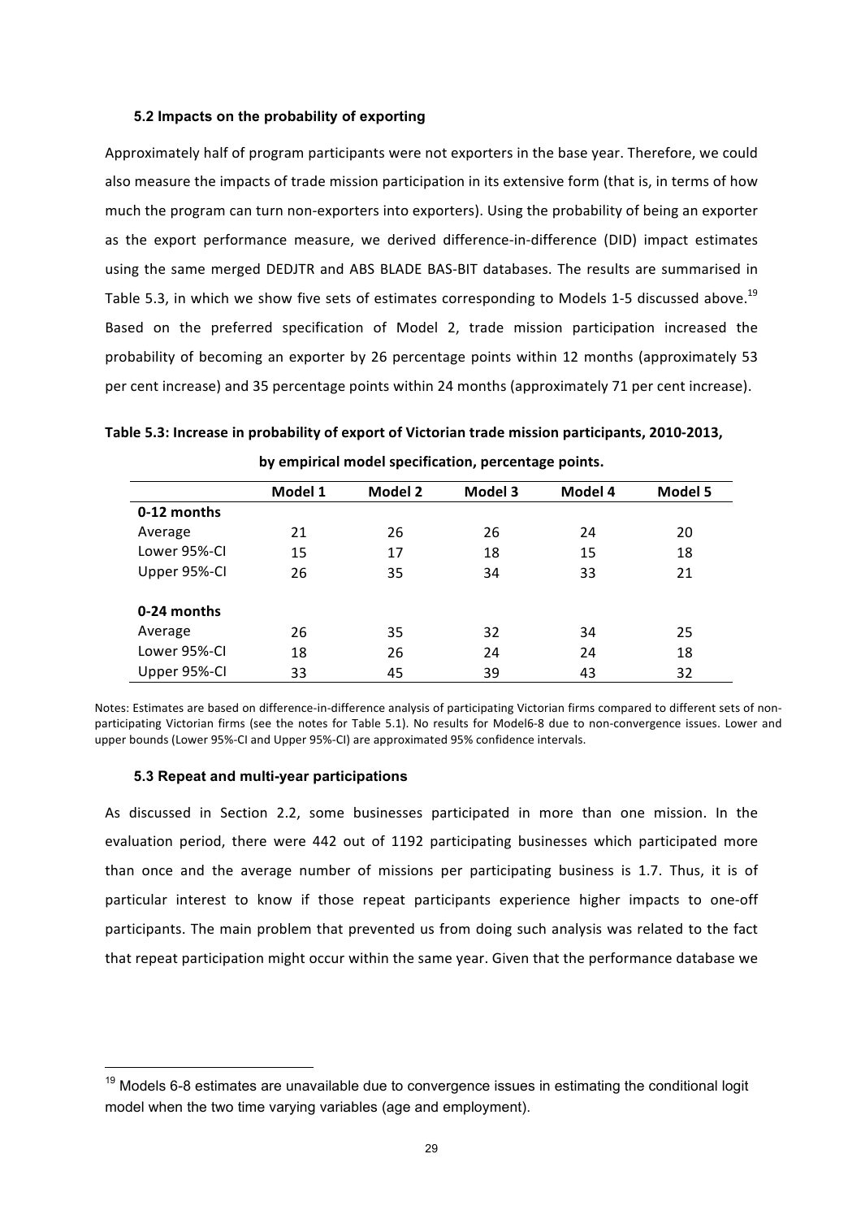### 5.2 Impacts on the probability of exporting

Approximately half of program participants were not exporters in the base year. Therefore, we could also measure the impacts of trade mission participation in its extensive form (that is, in terms of how much the program can turn non-exporters into exporters). Using the probability of being an exporter as the export performance measure, we derived difference-in-difference (DID) impact estimates using the same merged DEDJTR and ABS BLADE BAS-BIT databases. The results are summarised in Table 5.3, in which we show five sets of estimates corresponding to Models 1-5 discussed above.[19] Based on the preferred specification of Model 2, trade mission participation increased the probability of becoming an exporter by 26 percentage points within 12 months (approximately 53 per cent increase) and 35 percentage points within 24 months (approximately 71 per cent increase).

**Table 5.3: Increase in probability of export of Victorian trade mission participants, 2010-2013, by empirical model specification, percentage points.**

| | Model 1 | Model 2 | Model 3 | Model 4 | Model 5 |
|---|---|---|---|---|---|
| **0-12 months** | | | | | |
| Average | 21 | 26 | 26 | 24 | 20 |
| Lower 95%-CI | 15 | 17 | 18 | 15 | 18 |
| Upper 95%-CI | 26 | 35 | 34 | 33 | 21 |
| **0-24 months** | | | | | |
| Average | 26 | 35 | 32 | 34 | 25 |
| Lower 95%-CI | 18 | 26 | 24 | 24 | 18 |
| Upper 95%-CI | 33 | 45 | 39 | 43 | 32 |

Notes: Estimates are based on difference-in-difference analysis of participating Victorian firms compared to different sets of non-participating Victorian firms (see the notes for Table 5.1). No results for Model6-8 due to non-convergence issues. Lower and upper bounds (Lower 95%-CI and Upper 95%-CI) are approximated 95% confidence intervals.

### 5.3 Repeat and multi-year participations

As discussed in Section 2.2, some businesses participated in more than one mission. In the evaluation period, there were 442 out of 1192 participating businesses which participated more than once and the average number of missions per participating business is 1.7. Thus, it is of particular interest to know if those repeat participants experience higher impacts to one-off participants. The main problem that prevented us from doing such analysis was related to the fact that repeat participation might occur within the same year. Given that the performance database we

[19] Models 6-8 estimates are unavailable due to convergence issues in estimating the conditional logit model when the two time varying variables (age and employment).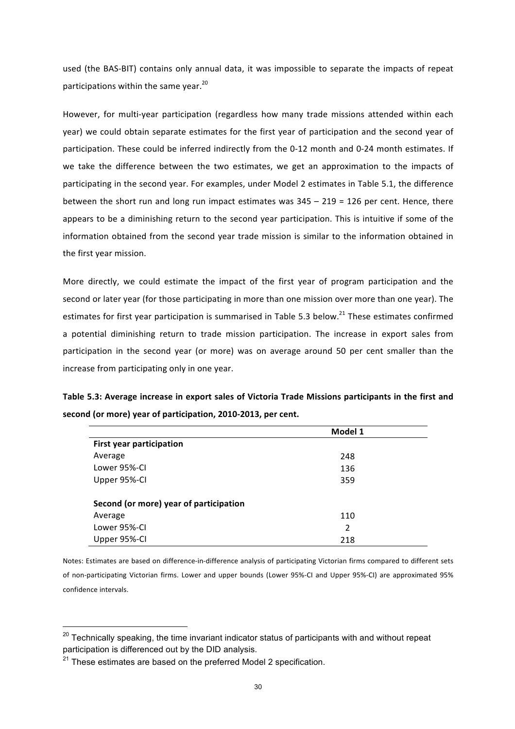used (the BAS-BIT) contains only annual data, it was impossible to separate the impacts of repeat participations within the same year.[20]

However, for multi-year participation (regardless how many trade missions attended within each year) we could obtain separate estimates for the first year of participation and the second year of participation. These could be inferred indirectly from the 0-12 month and 0-24 month estimates. If we take the difference between the two estimates, we get an approximation to the impacts of participating in the second year. For examples, under Model 2 estimates in Table 5.1, the difference between the short run and long run impact estimates was 345 – 219 = 126 per cent. Hence, there appears to be a diminishing return to the second year participation. This is intuitive if some of the information obtained from the second year trade mission is similar to the information obtained in the first year mission.

More directly, we could estimate the impact of the first year of program participation and the second or later year (for those participating in more than one mission over more than one year). The estimates for first year participation is summarised in Table 5.3 below.[21] These estimates confirmed a potential diminishing return to trade mission participation. The increase in export sales from participation in the second year (or more) was on average around 50 per cent smaller than the increase from participating only in one year.

**Table 5.3: Average increase in export sales of Victoria Trade Missions participants in the first and second (or more) year of participation, 2010-2013, per cent.**

| | Model 1 |
|---|---|
| **First year participation** | |
| Average | 248 |
| Lower 95%-CI | 136 |
| Upper 95%-CI | 359 |
| | |
| **Second (or more) year of participation** | |
| Average | 110 |
| Lower 95%-CI | 2 |
| Upper 95%-CI | 218 |

Notes: Estimates are based on difference-in-difference analysis of participating Victorian firms compared to different sets of non-participating Victorian firms. Lower and upper bounds (Lower 95%-CI and Upper 95%-CI) are approximated 95% confidence intervals.

[20] Technically speaking, the time invariant indicator status of participants with and without repeat participation is differenced out by the DID analysis.

[21] These estimates are based on the preferred Model 2 specification.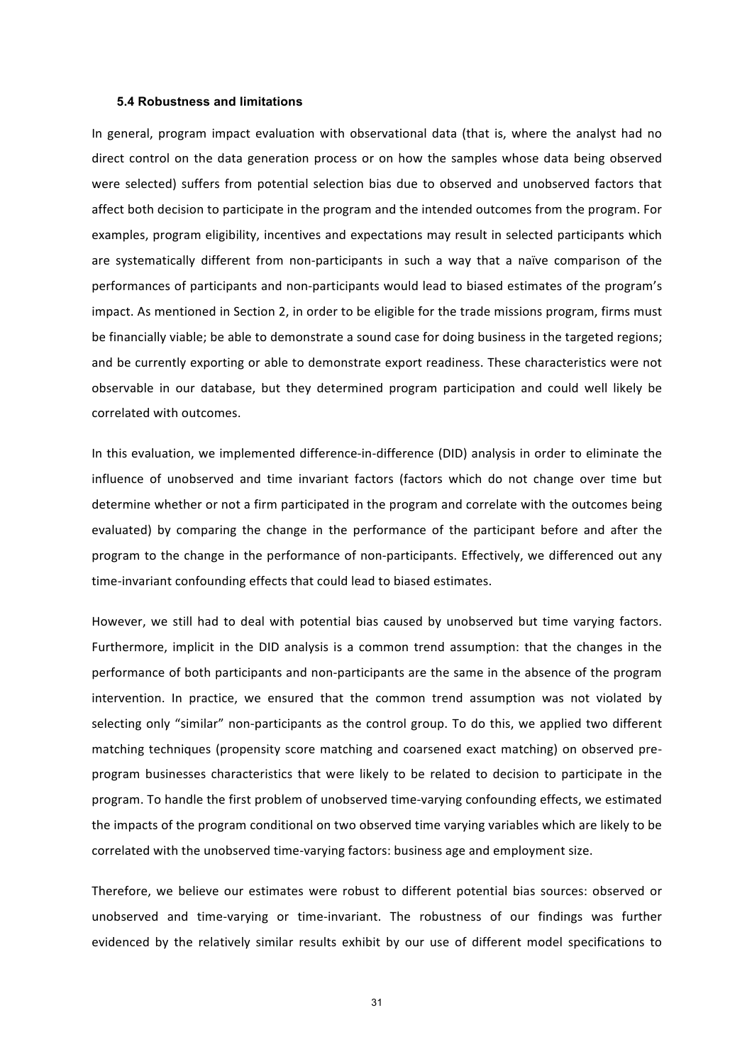### 5.4 Robustness and limitations

In general, program impact evaluation with observational data (that is, where the analyst had no direct control on the data generation process or on how the samples whose data being observed were selected) suffers from potential selection bias due to observed and unobserved factors that affect both decision to participate in the program and the intended outcomes from the program. For examples, program eligibility, incentives and expectations may result in selected participants which are systematically different from non-participants in such a way that a naïve comparison of the performances of participants and non-participants would lead to biased estimates of the program's impact. As mentioned in Section 2, in order to be eligible for the trade missions program, firms must be financially viable; be able to demonstrate a sound case for doing business in the targeted regions; and be currently exporting or able to demonstrate export readiness. These characteristics were not observable in our database, but they determined program participation and could well likely be correlated with outcomes.

In this evaluation, we implemented difference-in-difference (DID) analysis in order to eliminate the influence of unobserved and time invariant factors (factors which do not change over time but determine whether or not a firm participated in the program and correlate with the outcomes being evaluated) by comparing the change in the performance of the participant before and after the program to the change in the performance of non-participants. Effectively, we differenced out any time-invariant confounding effects that could lead to biased estimates.

However, we still had to deal with potential bias caused by unobserved but time varying factors. Furthermore, implicit in the DID analysis is a common trend assumption: that the changes in the performance of both participants and non-participants are the same in the absence of the program intervention. In practice, we ensured that the common trend assumption was not violated by selecting only "similar" non-participants as the control group. To do this, we applied two different matching techniques (propensity score matching and coarsened exact matching) on observed pre-program businesses characteristics that were likely to be related to decision to participate in the program. To handle the first problem of unobserved time-varying confounding effects, we estimated the impacts of the program conditional on two observed time varying variables which are likely to be correlated with the unobserved time-varying factors: business age and employment size.

Therefore, we believe our estimates were robust to different potential bias sources: observed or unobserved and time-varying or time-invariant. The robustness of our findings was further evidenced by the relatively similar results exhibit by our use of different model specifications to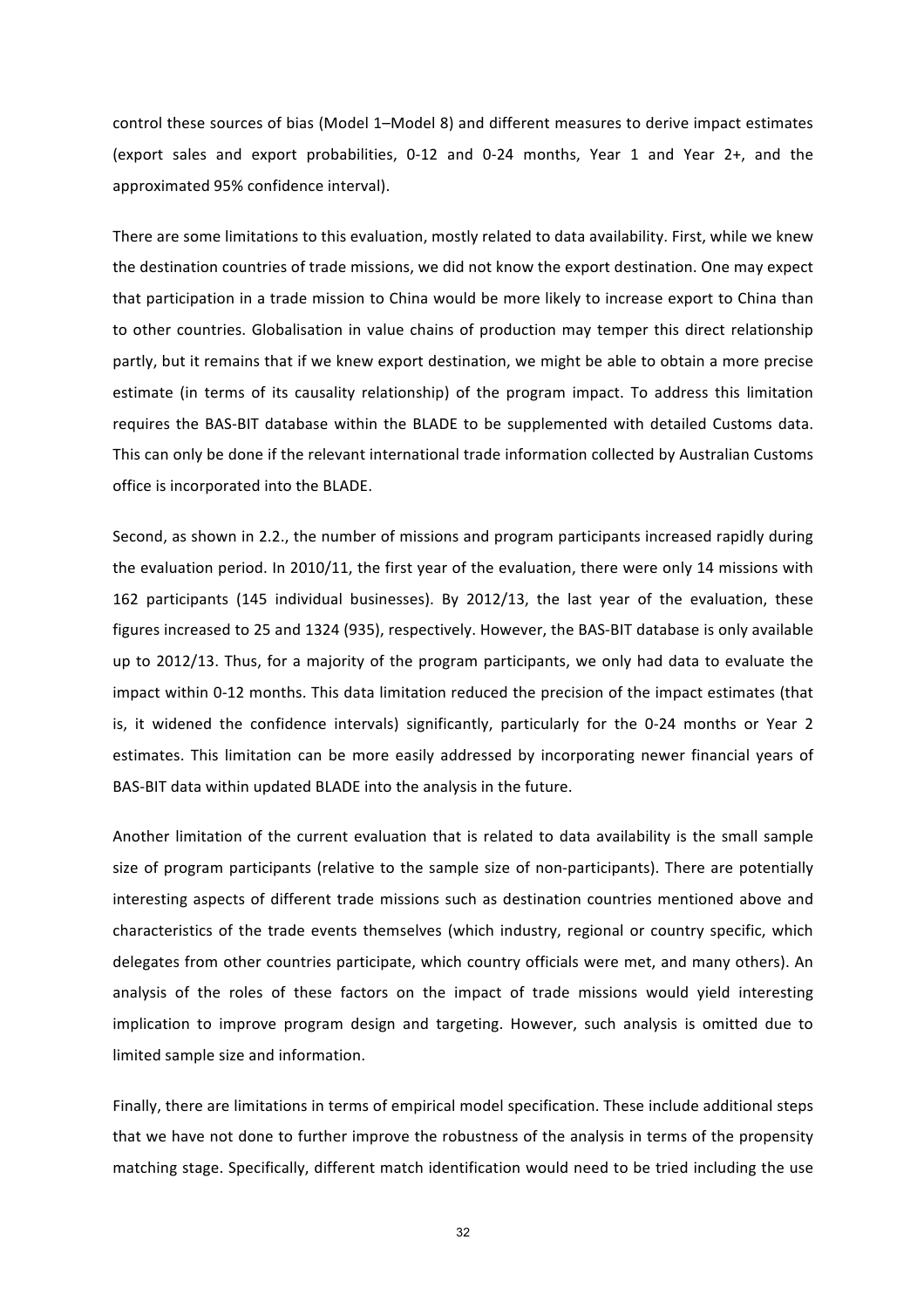control these sources of bias (Model 1–Model 8) and different measures to derive impact estimates (export sales and export probabilities, 0-12 and 0-24 months, Year 1 and Year 2+, and the approximated 95% confidence interval).

There are some limitations to this evaluation, mostly related to data availability. First, while we knew the destination countries of trade missions, we did not know the export destination. One may expect that participation in a trade mission to China would be more likely to increase export to China than to other countries. Globalisation in value chains of production may temper this direct relationship partly, but it remains that if we knew export destination, we might be able to obtain a more precise estimate (in terms of its causality relationship) of the program impact. To address this limitation requires the BAS-BIT database within the BLADE to be supplemented with detailed Customs data. This can only be done if the relevant international trade information collected by Australian Customs office is incorporated into the BLADE.

Second, as shown in 2.2., the number of missions and program participants increased rapidly during the evaluation period. In 2010/11, the first year of the evaluation, there were only 14 missions with 162 participants (145 individual businesses). By 2012/13, the last year of the evaluation, these figures increased to 25 and 1324 (935), respectively. However, the BAS-BIT database is only available up to 2012/13. Thus, for a majority of the program participants, we only had data to evaluate the impact within 0-12 months. This data limitation reduced the precision of the impact estimates (that is, it widened the confidence intervals) significantly, particularly for the 0-24 months or Year 2 estimates. This limitation can be more easily addressed by incorporating newer financial years of BAS-BIT data within updated BLADE into the analysis in the future.

Another limitation of the current evaluation that is related to data availability is the small sample size of program participants (relative to the sample size of non-participants). There are potentially interesting aspects of different trade missions such as destination countries mentioned above and characteristics of the trade events themselves (which industry, regional or country specific, which delegates from other countries participate, which country officials were met, and many others). An analysis of the roles of these factors on the impact of trade missions would yield interesting implication to improve program design and targeting. However, such analysis is omitted due to limited sample size and information.

Finally, there are limitations in terms of empirical model specification. These include additional steps that we have not done to further improve the robustness of the analysis in terms of the propensity matching stage. Specifically, different match identification would need to be tried including the use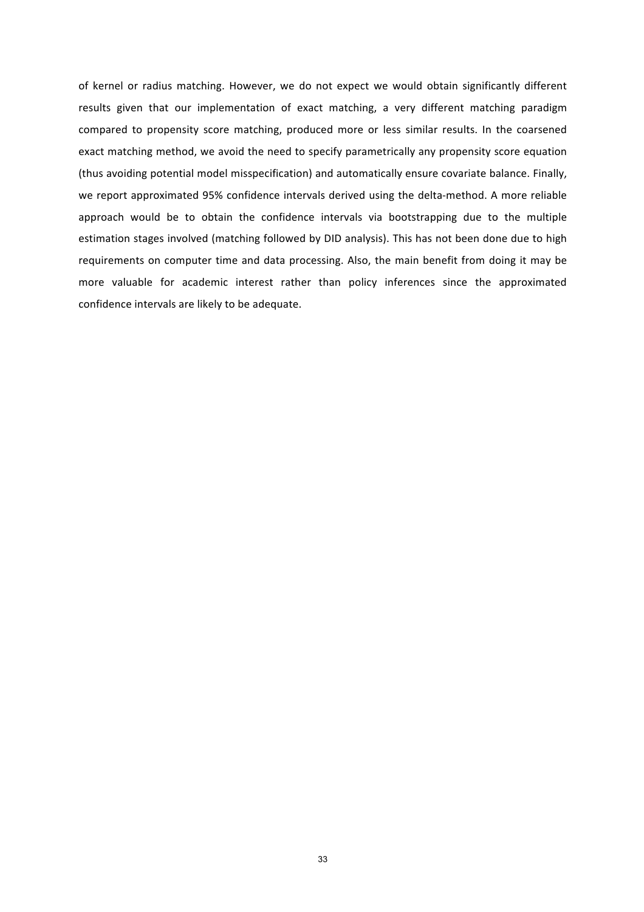of kernel or radius matching. However, we do not expect we would obtain significantly different results given that our implementation of exact matching, a very different matching paradigm compared to propensity score matching, produced more or less similar results. In the coarsened exact matching method, we avoid the need to specify parametrically any propensity score equation (thus avoiding potential model misspecification) and automatically ensure covariate balance. Finally, we report approximated 95% confidence intervals derived using the delta-method. A more reliable approach would be to obtain the confidence intervals via bootstrapping due to the multiple estimation stages involved (matching followed by DID analysis). This has not been done due to high requirements on computer time and data processing. Also, the main benefit from doing it may be more valuable for academic interest rather than policy inferences since the approximated confidence intervals are likely to be adequate.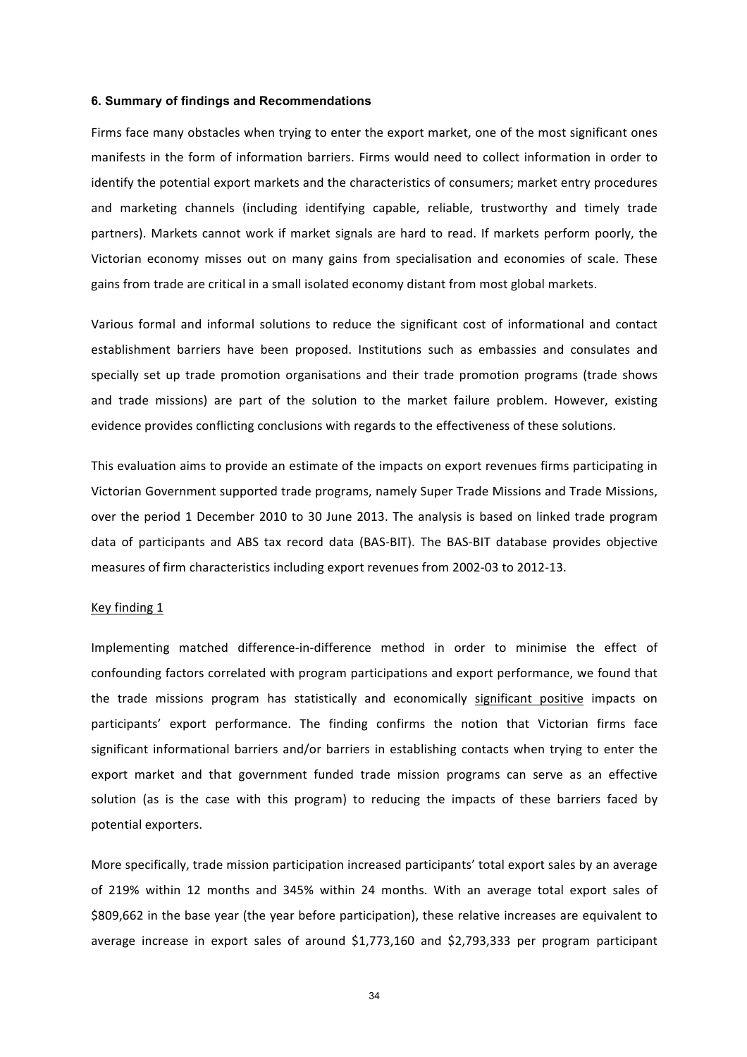### 6. Summary of findings and Recommendations

Firms face many obstacles when trying to enter the export market, one of the most significant ones manifests in the form of information barriers. Firms would need to collect information in order to identify the potential export markets and the characteristics of consumers; market entry procedures and marketing channels (including identifying capable, reliable, trustworthy and timely trade partners). Markets cannot work if market signals are hard to read. If markets perform poorly, the Victorian economy misses out on many gains from specialisation and economies of scale. These gains from trade are critical in a small isolated economy distant from most global markets.

Various formal and informal solutions to reduce the significant cost of informational and contact establishment barriers have been proposed. Institutions such as embassies and consulates and specially set up trade promotion organisations and their trade promotion programs (trade shows and trade missions) are part of the solution to the market failure problem. However, existing evidence provides conflicting conclusions with regards to the effectiveness of these solutions.

This evaluation aims to provide an estimate of the impacts on export revenues firms participating in Victorian Government supported trade programs, namely Super Trade Missions and Trade Missions, over the period 1 December 2010 to 30 June 2013. The analysis is based on linked trade program data of participants and ABS tax record data (BAS-BIT). The BAS-BIT database provides objective measures of firm characteristics including export revenues from 2002-03 to 2012-13.

<u>Key finding 1</u>

Implementing matched difference-in-difference method in order to minimise the effect of confounding factors correlated with program participations and export performance, we found that the trade missions program has statistically and economically <u>significant positive</u> impacts on participants' export performance. The finding confirms the notion that Victorian firms face significant informational barriers and/or barriers in establishing contacts when trying to enter the export market and that government funded trade mission programs can serve as an effective solution (as is the case with this program) to reducing the impacts of these barriers faced by potential exporters.

More specifically, trade mission participation increased participants' total export sales by an average of 219% within 12 months and 345% within 24 months. With an average total export sales of $809,662 in the base year (the year before participation), these relative increases are equivalent to average increase in export sales of around $1,773,160 and $2,793,333 per program participant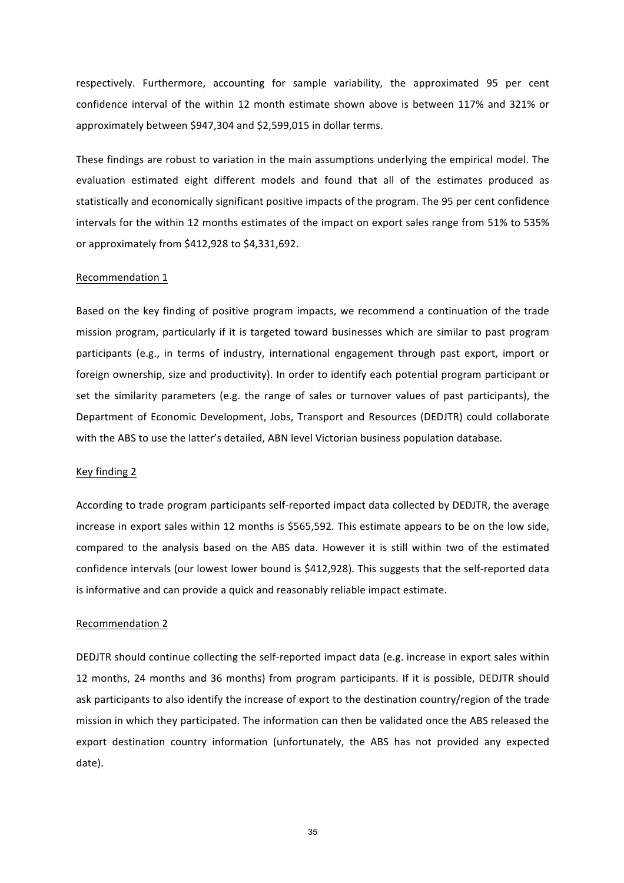respectively. Furthermore, accounting for sample variability, the approximated 95 per cent confidence interval of the within 12 month estimate shown above is between 117% and 321% or approximately between $947,304 and $2,599,015 in dollar terms.

These findings are robust to variation in the main assumptions underlying the empirical model. The evaluation estimated eight different models and found that all of the estimates produced as statistically and economically significant positive impacts of the program. The 95 per cent confidence intervals for the within 12 months estimates of the impact on export sales range from 51% to 535% or approximately from $412,928 to $4,331,692.

Recommendation 1

Based on the key finding of positive program impacts, we recommend a continuation of the trade mission program, particularly if it is targeted toward businesses which are similar to past program participants (e.g., in terms of industry, international engagement through past export, import or foreign ownership, size and productivity). In order to identify each potential program participant or set the similarity parameters (e.g. the range of sales or turnover values of past participants), the Department of Economic Development, Jobs, Transport and Resources (DEDJTR) could collaborate with the ABS to use the latter's detailed, ABN level Victorian business population database.

Key finding 2

According to trade program participants self-reported impact data collected by DEDJTR, the average increase in export sales within 12 months is $565,592. This estimate appears to be on the low side, compared to the analysis based on the ABS data. However it is still within two of the estimated confidence intervals (our lowest lower bound is $412,928). This suggests that the self-reported data is informative and can provide a quick and reasonably reliable impact estimate.

Recommendation 2

DEDJTR should continue collecting the self-reported impact data (e.g. increase in export sales within 12 months, 24 months and 36 months) from program participants. If it is possible, DEDJTR should ask participants to also identify the increase of export to the destination country/region of the trade mission in which they participated. The information can then be validated once the ABS released the export destination country information (unfortunately, the ABS has not provided any expected date).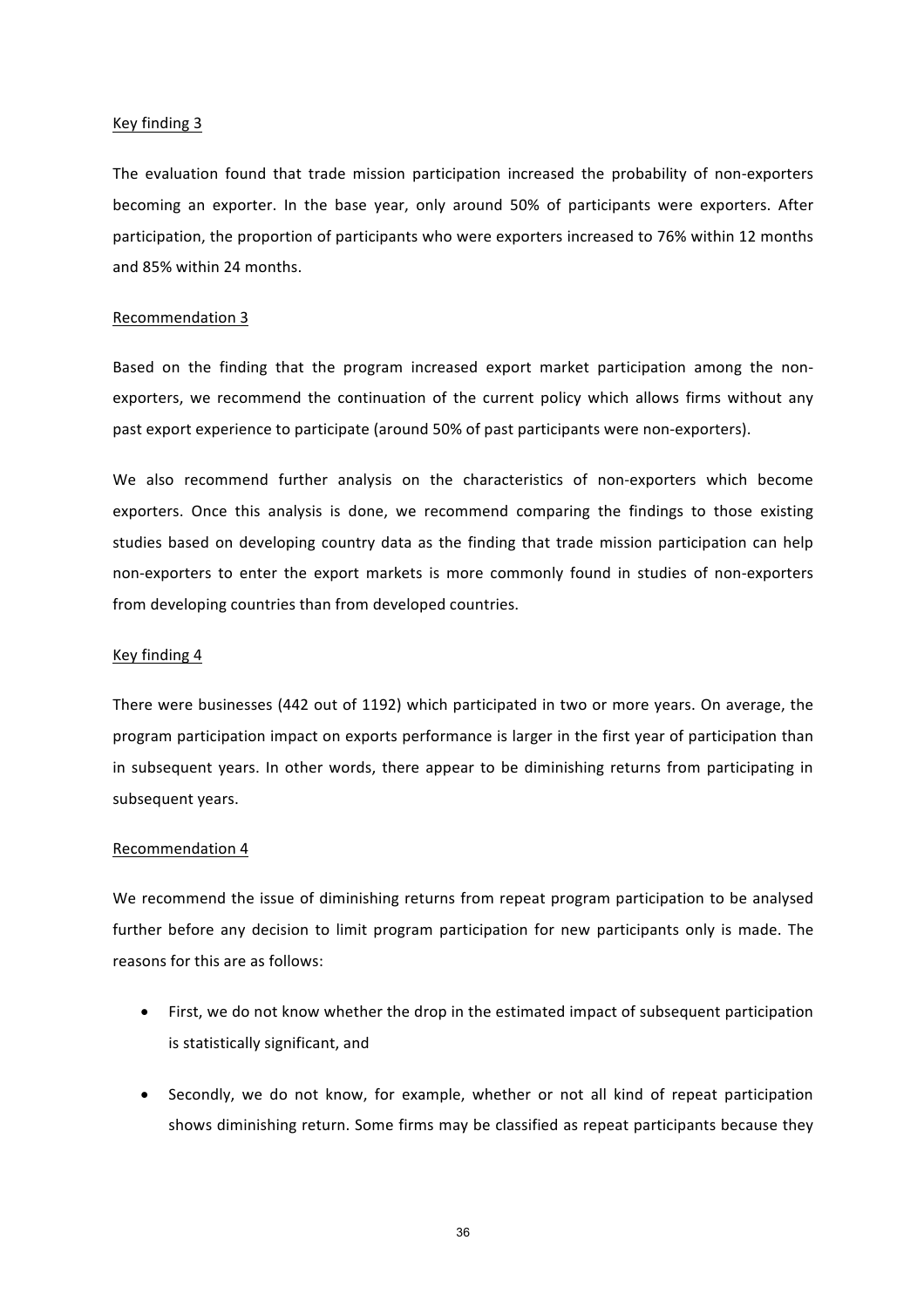Key finding 3

The evaluation found that trade mission participation increased the probability of non-exporters becoming an exporter. In the base year, only around 50% of participants were exporters. After participation, the proportion of participants who were exporters increased to 76% within 12 months and 85% within 24 months.

Recommendation 3

Based on the finding that the program increased export market participation among the non-exporters, we recommend the continuation of the current policy which allows firms without any past export experience to participate (around 50% of past participants were non-exporters).

We also recommend further analysis on the characteristics of non-exporters which become exporters. Once this analysis is done, we recommend comparing the findings to those existing studies based on developing country data as the finding that trade mission participation can help non-exporters to enter the export markets is more commonly found in studies of non-exporters from developing countries than from developed countries.

Key finding 4

There were businesses (442 out of 1192) which participated in two or more years. On average, the program participation impact on exports performance is larger in the first year of participation than in subsequent years. In other words, there appear to be diminishing returns from participating in subsequent years.

Recommendation 4

We recommend the issue of diminishing returns from repeat program participation to be analysed further before any decision to limit program participation for new participants only is made. The reasons for this are as follows:

- First, we do not know whether the drop in the estimated impact of subsequent participation is statistically significant, and
- Secondly, we do not know, for example, whether or not all kind of repeat participation shows diminishing return. Some firms may be classified as repeat participants because they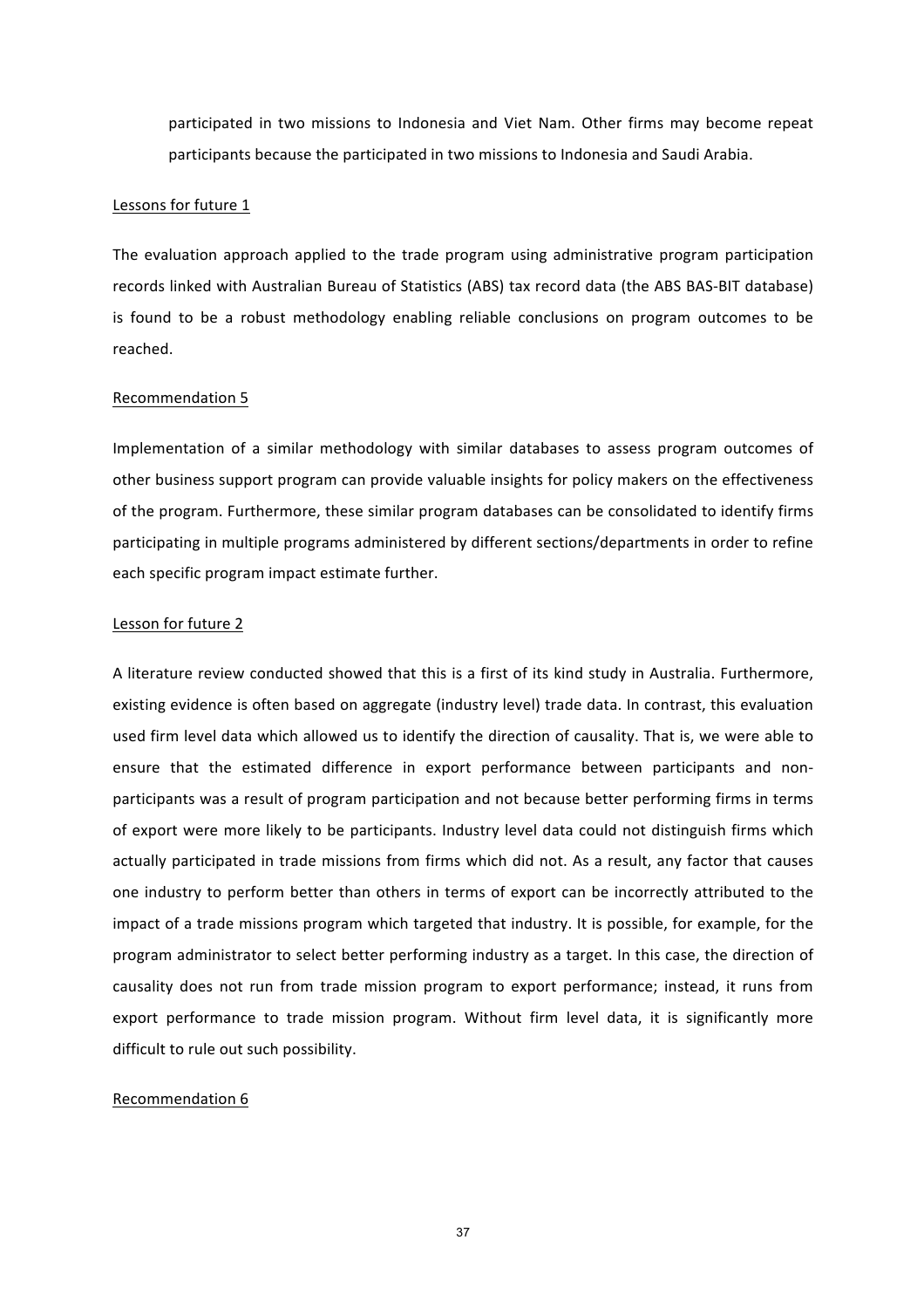participated in two missions to Indonesia and Viet Nam. Other firms may become repeat participants because the participated in two missions to Indonesia and Saudi Arabia.

Lessons for future 1

The evaluation approach applied to the trade program using administrative program participation records linked with Australian Bureau of Statistics (ABS) tax record data (the ABS BAS-BIT database) is found to be a robust methodology enabling reliable conclusions on program outcomes to be reached.

Recommendation 5

Implementation of a similar methodology with similar databases to assess program outcomes of other business support program can provide valuable insights for policy makers on the effectiveness of the program. Furthermore, these similar program databases can be consolidated to identify firms participating in multiple programs administered by different sections/departments in order to refine each specific program impact estimate further.

Lesson for future 2

A literature review conducted showed that this is a first of its kind study in Australia. Furthermore, existing evidence is often based on aggregate (industry level) trade data. In contrast, this evaluation used firm level data which allowed us to identify the direction of causality. That is, we were able to ensure that the estimated difference in export performance between participants and non-participants was a result of program participation and not because better performing firms in terms of export were more likely to be participants. Industry level data could not distinguish firms which actually participated in trade missions from firms which did not. As a result, any factor that causes one industry to perform better than others in terms of export can be incorrectly attributed to the impact of a trade missions program which targeted that industry. It is possible, for example, for the program administrator to select better performing industry as a target. In this case, the direction of causality does not run from trade mission program to export performance; instead, it runs from export performance to trade mission program. Without firm level data, it is significantly more difficult to rule out such possibility.

Recommendation 6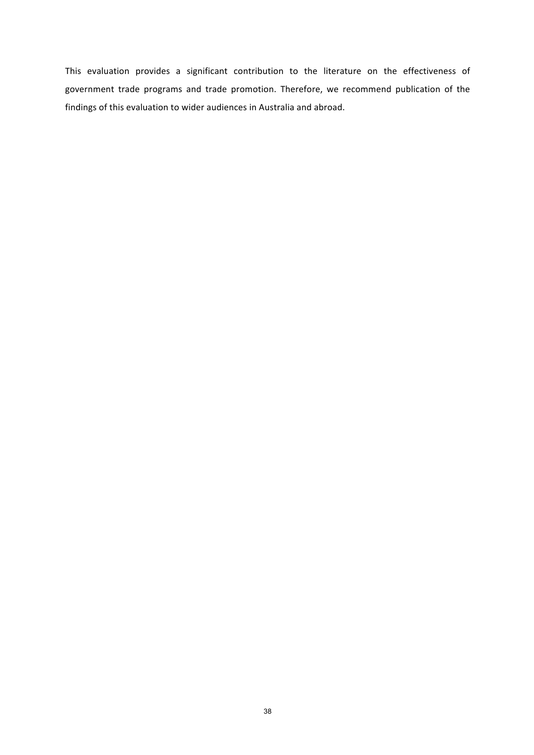This evaluation provides a significant contribution to the literature on the effectiveness of government trade programs and trade promotion. Therefore, we recommend publication of the findings of this evaluation to wider audiences in Australia and abroad.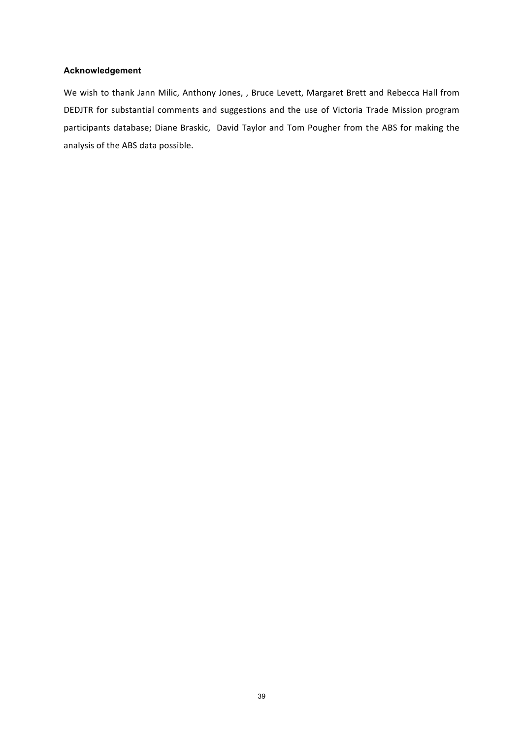#### Acknowledgement

We wish to thank Jann Milic, Anthony Jones, , Bruce Levett, Margaret Brett and Rebecca Hall from DEDJTR for substantial comments and suggestions and the use of Victoria Trade Mission program participants database; Diane Braskic, David Taylor and Tom Pougher from the ABS for making the analysis of the ABS data possible.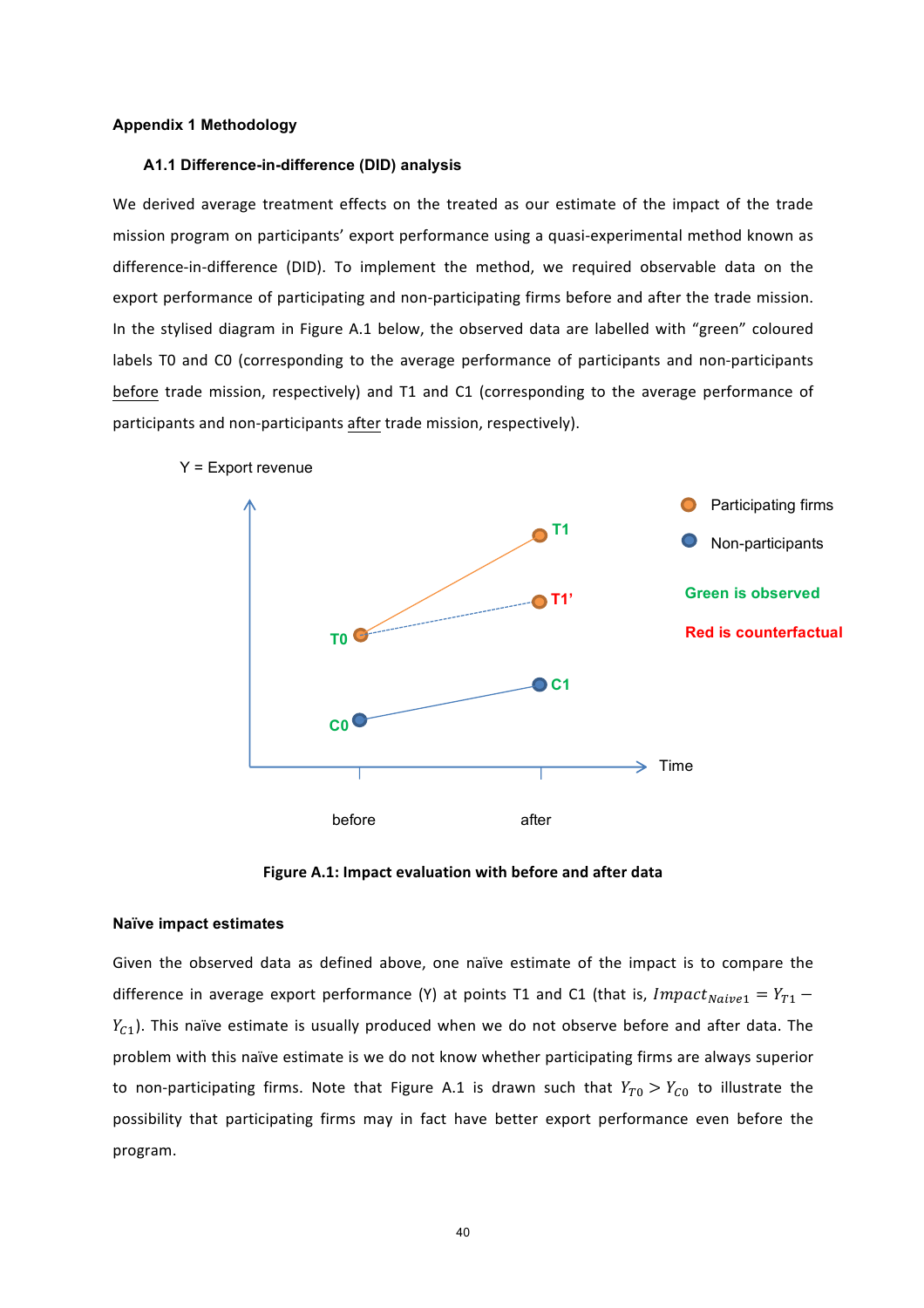## Appendix 1 Methodology

### A1.1 Difference-in-difference (DID) analysis

We derived average treatment effects on the treated as our estimate of the impact of the trade mission program on participants' export performance using a quasi-experimental method known as difference-in-difference (DID). To implement the method, we required observable data on the export performance of participating and non-participating firms before and after the trade mission. In the stylised diagram in Figure A.1 below, the observed data are labelled with "green" coloured labels T0 and C0 (corresponding to the average performance of participants and non-participants before trade mission, respectively) and T1 and C1 (corresponding to the average performance of participants and non-participants after trade mission, respectively).

**Figure A.1: Impact evaluation with before and after data**

### Naïve impact estimates

Given the observed data as defined above, one naïve estimate of the impact is to compare the difference in average export performance (Y) at points T1 and C1 (that is, $Impact_{Naive1} = Y_{T1} - Y_{C1}$). This naïve estimate is usually produced when we do not observe before and after data. The problem with this naïve estimate is we do not know whether participating firms are always superior to non-participating firms. Note that Figure A.1 is drawn such that $Y_{T0} > Y_{C0}$ to illustrate the possibility that participating firms may in fact have better export performance even before the program.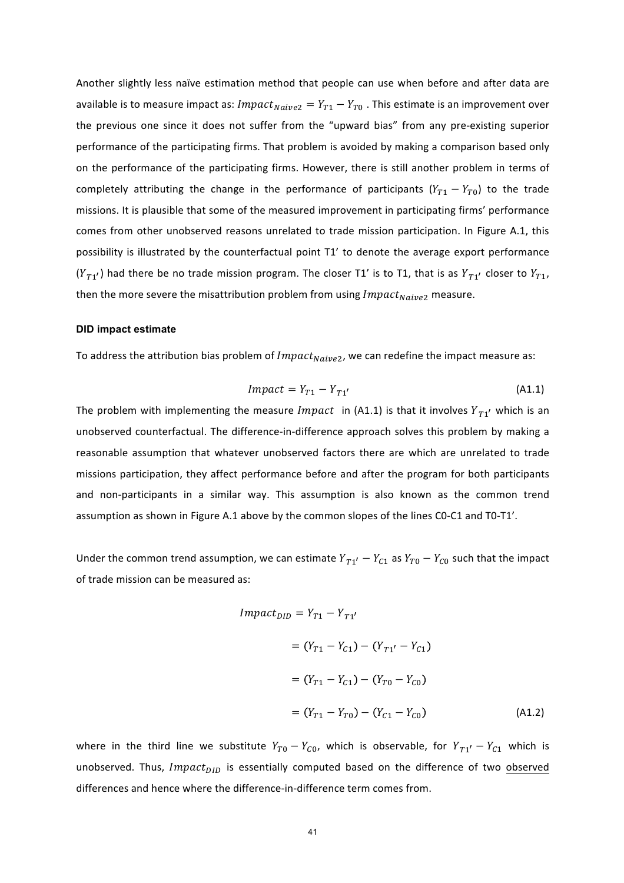Another slightly less naïve estimation method that people can use when before and after data are available is to measure impact as: $Impact_{Naive2} = Y_{T1} - Y_{T0}$ . This estimate is an improvement over the previous one since it does not suffer from the "upward bias" from any pre-existing superior performance of the participating firms. That problem is avoided by making a comparison based only on the performance of the participating firms. However, there is still another problem in terms of completely attributing the change in the performance of participants ($Y_{T1} - Y_{T0}$) to the trade missions. It is plausible that some of the measured improvement in participating firms' performance comes from other unobserved reasons unrelated to trade mission participation. In Figure A.1, this possibility is illustrated by the counterfactual point T1' to denote the average export performance ($Y_{T1'}$) had there be no trade mission program. The closer T1' is to T1, that is as $Y_{T1'}$ closer to $Y_{T1}$, then the more severe the misattribution problem from using $Impact_{Naive2}$ measure.

**DID impact estimate**

To address the attribution bias problem of $Impact_{Naive2}$, we can redefine the impact measure as:

$$Impact = Y_{T1} - Y_{T1'} \tag{A1.1}$$

The problem with implementing the measure $Impact$ in (A1.1) is that it involves $Y_{T1'}$ which is an unobserved counterfactual. The difference-in-difference approach solves this problem by making a reasonable assumption that whatever unobserved factors there are which are unrelated to trade missions participation, they affect performance before and after the program for both participants and non-participants in a similar way. This assumption is also known as the common trend assumption as shown in Figure A.1 above by the common slopes of the lines C0-C1 and T0-T1'.

Under the common trend assumption, we can estimate $Y_{T1'} - Y_{C1}$ as $Y_{T0} - Y_{C0}$ such that the impact of trade mission can be measured as:

$$\begin{aligned} Impact_{DID} &= Y_{T1} - Y_{T1'} \\ &= (Y_{T1} - Y_{C1}) - (Y_{T1'} - Y_{C1}) \\ &= (Y_{T1} - Y_{C1}) - (Y_{T0} - Y_{C0}) \\ &= (Y_{T1} - Y_{T0}) - (Y_{C1} - Y_{C0}) \end{aligned} \tag{A1.2}$$

where in the third line we substitute $Y_{T0} - Y_{C0}$, which is observable, for $Y_{T1'} - Y_{C1}$ which is unobserved. Thus, $Impact_{DID}$ is essentially computed based on the difference of two <u>observed</u> differences and hence where the difference-in-difference term comes from.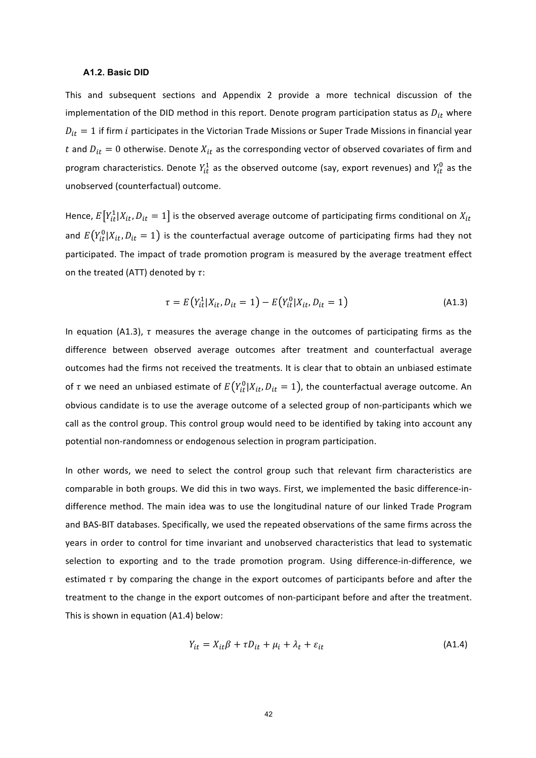### A1.2. Basic DID

This and subsequent sections and Appendix 2 provide a more technical discussion of the implementation of the DID method in this report. Denote program participation status as $D_{it}$ where $D_{it} = 1$ if firm $i$ participates in the Victorian Trade Missions or Super Trade Missions in financial year $t$ and $D_{it} = 0$ otherwise. Denote $X_{it}$ as the corresponding vector of observed covariates of firm and program characteristics. Denote $Y_{it}^1$ as the observed outcome (say, export revenues) and $Y_{it}^0$ as the unobserved (counterfactual) outcome.

Hence, $E\left[Y_{it}^1 | X_{it}, D_{it} = 1\right]$ is the observed average outcome of participating firms conditional on $X_{it}$ and $E\left(Y_{it}^0 | X_{it}, D_{it} = 1\right)$ is the counterfactual average outcome of participating firms had they not participated. The impact of trade promotion program is measured by the average treatment effect on the treated (ATT) denoted by $\tau$:

$$\tau = E\left(Y_{it}^1 | X_{it}, D_{it} = 1\right) - E\left(Y_{it}^0 | X_{it}, D_{it} = 1\right) \tag{A1.3}$$

In equation (A1.3), $\tau$ measures the average change in the outcomes of participating firms as the difference between observed average outcomes after treatment and counterfactual average outcomes had the firms not received the treatments. It is clear that to obtain an unbiased estimate of $\tau$ we need an unbiased estimate of $E\left(Y_{it}^0 | X_{it}, D_{it} = 1\right)$, the counterfactual average outcome. An obvious candidate is to use the average outcome of a selected group of non-participants which we call as the control group. This control group would need to be identified by taking into account any potential non-randomness or endogenous selection in program participation.

In other words, we need to select the control group such that relevant firm characteristics are comparable in both groups. We did this in two ways. First, we implemented the basic difference-in-difference method. The main idea was to use the longitudinal nature of our linked Trade Program and BAS-BIT databases. Specifically, we used the repeated observations of the same firms across the years in order to control for time invariant and unobserved characteristics that lead to systematic selection to exporting and to the trade promotion program. Using difference-in-difference, we estimated $\tau$ by comparing the change in the export outcomes of participants before and after the treatment to the change in the export outcomes of non-participant before and after the treatment. This is shown in equation (A1.4) below:

$$Y_{it} = X_{it}\beta + \tau D_{it} + \mu_i + \lambda_t + \varepsilon_{it} \tag{A1.4}$$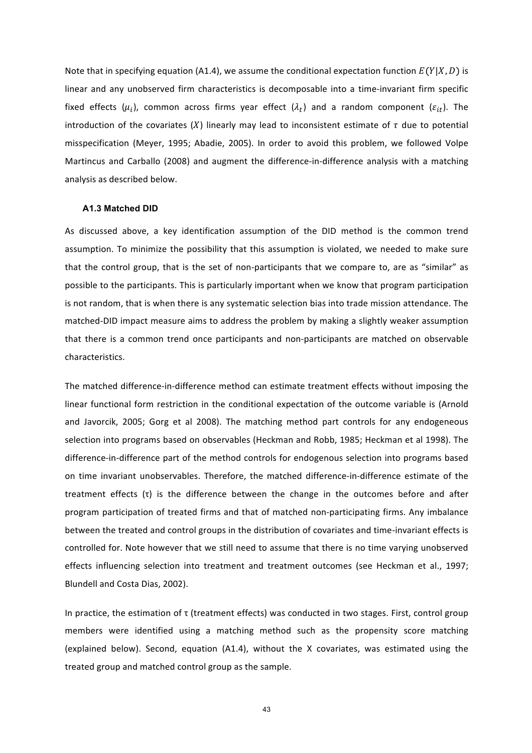Note that in specifying equation (A1.4), we assume the conditional expectation function $E(Y|X, D)$ is linear and any unobserved firm characteristics is decomposable into a time-invariant firm specific fixed effects ($\mu_i$), common across firms year effect ($\lambda_t$) and a random component ($\varepsilon_{it}$). The introduction of the covariates ($X$) linearly may lead to inconsistent estimate of $\tau$ due to potential misspecification (Meyer, 1995; Abadie, 2005). In order to avoid this problem, we followed Volpe Martincus and Carballo (2008) and augment the difference-in-difference analysis with a matching analysis as described below.

### A1.3 Matched DID

As discussed above, a key identification assumption of the DID method is the common trend assumption. To minimize the possibility that this assumption is violated, we needed to make sure that the control group, that is the set of non-participants that we compare to, are as "similar" as possible to the participants. This is particularly important when we know that program participation is not random, that is when there is any systematic selection bias into trade mission attendance. The matched-DID impact measure aims to address the problem by making a slightly weaker assumption that there is a common trend once participants and non-participants are matched on observable characteristics.

The matched difference-in-difference method can estimate treatment effects without imposing the linear functional form restriction in the conditional expectation of the outcome variable is (Arnold and Javorcik, 2005; Gorg et al 2008). The matching method part controls for any endogeneous selection into programs based on observables (Heckman and Robb, 1985; Heckman et al 1998). The difference-in-difference part of the method controls for endogenous selection into programs based on time invariant unobservables. Therefore, the matched difference-in-difference estimate of the treatment effects (τ) is the difference between the change in the outcomes before and after program participation of treated firms and that of matched non-participating firms. Any imbalance between the treated and control groups in the distribution of covariates and time-invariant effects is controlled for. Note however that we still need to assume that there is no time varying unobserved effects influencing selection into treatment and treatment outcomes (see Heckman et al., 1997; Blundell and Costa Dias, 2002).

In practice, the estimation of τ (treatment effects) was conducted in two stages. First, control group members were identified using a matching method such as the propensity score matching (explained below). Second, equation (A1.4), without the X covariates, was estimated using the treated group and matched control group as the sample.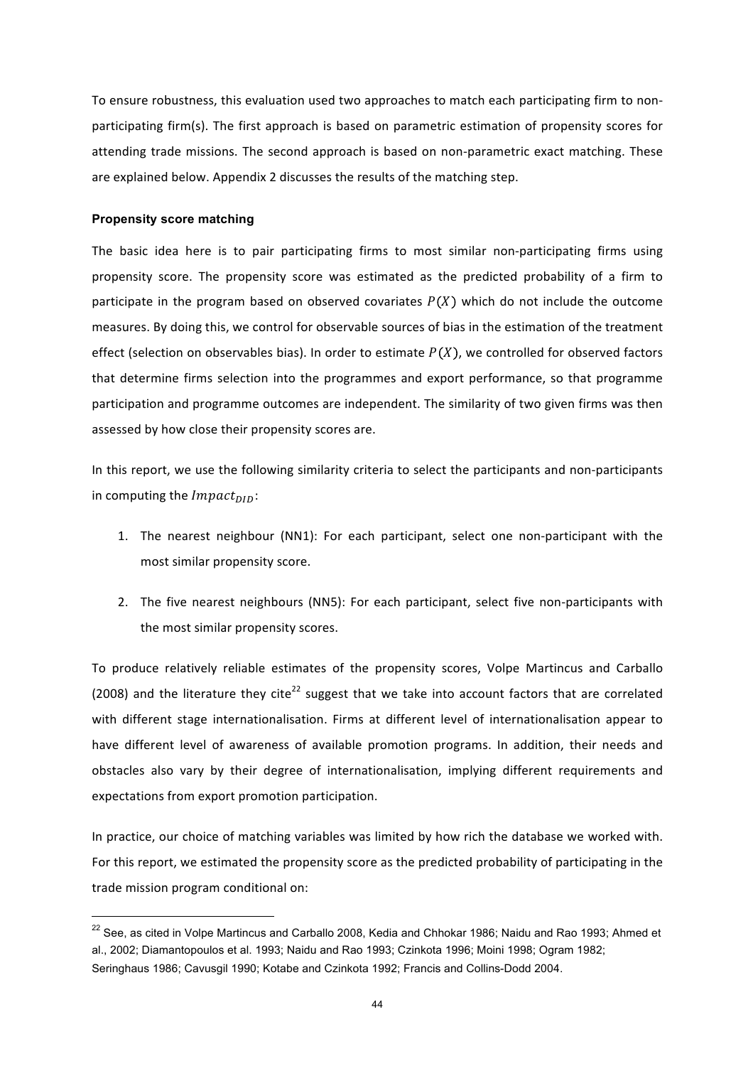To ensure robustness, this evaluation used two approaches to match each participating firm to non-participating firm(s). The first approach is based on parametric estimation of propensity scores for attending trade missions. The second approach is based on non-parametric exact matching. These are explained below. Appendix 2 discusses the results of the matching step.

**Propensity score matching**

The basic idea here is to pair participating firms to most similar non-participating firms using propensity score. The propensity score was estimated as the predicted probability of a firm to participate in the program based on observed covariates $P(X)$ which do not include the outcome measures. By doing this, we control for observable sources of bias in the estimation of the treatment effect (selection on observables bias). In order to estimate $P(X)$, we controlled for observed factors that determine firms selection into the programmes and export performance, so that programme participation and programme outcomes are independent. The similarity of two given firms was then assessed by how close their propensity scores are.

In this report, we use the following similarity criteria to select the participants and non-participants in computing the $Impact_{DID}$:

1. The nearest neighbour (NN1): For each participant, select one non-participant with the most similar propensity score.

2. The five nearest neighbours (NN5): For each participant, select five non-participants with the most similar propensity scores.

To produce relatively reliable estimates of the propensity scores, Volpe Martincus and Carballo (2008) and the literature they cite[22] suggest that we take into account factors that are correlated with different stage internationalisation. Firms at different level of internationalisation appear to have different level of awareness of available promotion programs. In addition, their needs and obstacles also vary by their degree of internationalisation, implying different requirements and expectations from export promotion participation.

In practice, our choice of matching variables was limited by how rich the database we worked with. For this report, we estimated the propensity score as the predicted probability of participating in the trade mission program conditional on:

[22] See, as cited in Volpe Martincus and Carballo 2008, Kedia and Chhokar 1986; Naidu and Rao 1993; Ahmed et al., 2002; Diamantopoulos et al. 1993; Naidu and Rao 1993; Czinkota 1996; Moini 1998; Ogram 1982; Seringhaus 1986; Cavusgil 1990; Kotabe and Czinkota 1992; Francis and Collins-Dodd 2004.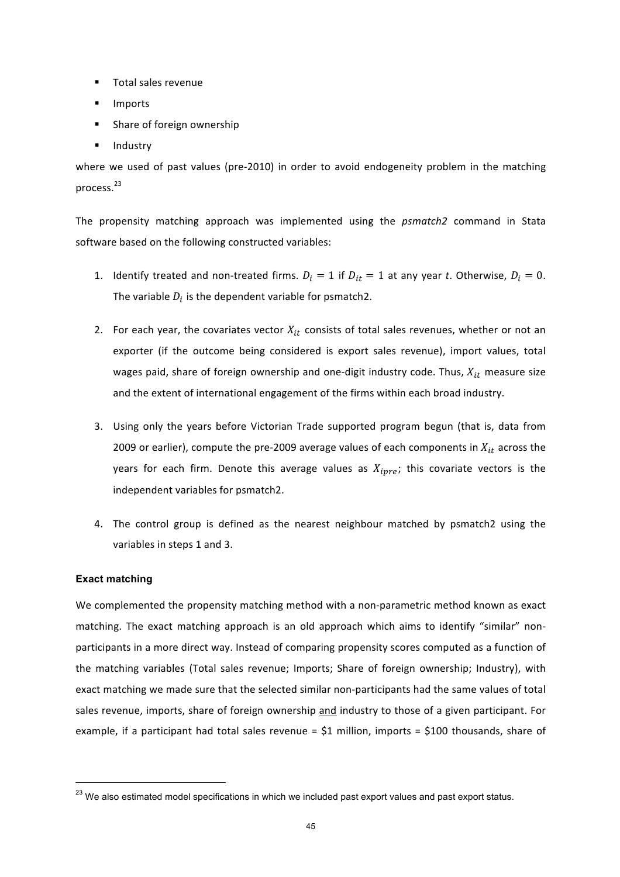- Total sales revenue
- Imports
- Share of foreign ownership
- Industry

where we used of past values (pre-2010) in order to avoid endogeneity problem in the matching process.[23]

The propensity matching approach was implemented using the *psmatch2* command in Stata software based on the following constructed variables:

1. Identify treated and non-treated firms. $D_i = 1$ if $D_{it} = 1$ at any year $t$. Otherwise, $D_i = 0$. The variable $D_i$ is the dependent variable for psmatch2.

2. For each year, the covariates vector $X_{it}$ consists of total sales revenues, whether or not an exporter (if the outcome being considered is export sales revenue), import values, total wages paid, share of foreign ownership and one-digit industry code. Thus, $X_{it}$ measure size and the extent of international engagement of the firms within each broad industry.

3. Using only the years before Victorian Trade supported program begun (that is, data from 2009 or earlier), compute the pre-2009 average values of each components in $X_{it}$ across the years for each firm. Denote this average values as $X_{ipre}$; this covariate vectors is the independent variables for psmatch2.

4. The control group is defined as the nearest neighbour matched by psmatch2 using the variables in steps 1 and 3.

**Exact matching**

We complemented the propensity matching method with a non-parametric method known as exact matching. The exact matching approach is an old approach which aims to identify "similar" non-participants in a more direct way. Instead of comparing propensity scores computed as a function of the matching variables (Total sales revenue; Imports; Share of foreign ownership; Industry), with exact matching we made sure that the selected similar non-participants had the same values of total sales revenue, imports, share of foreign ownership <u>and</u> industry to those of a given participant. For example, if a participant had total sales revenue = $1 million, imports = $100 thousands, share of

[23] We also estimated model specifications in which we included past export values and past export status.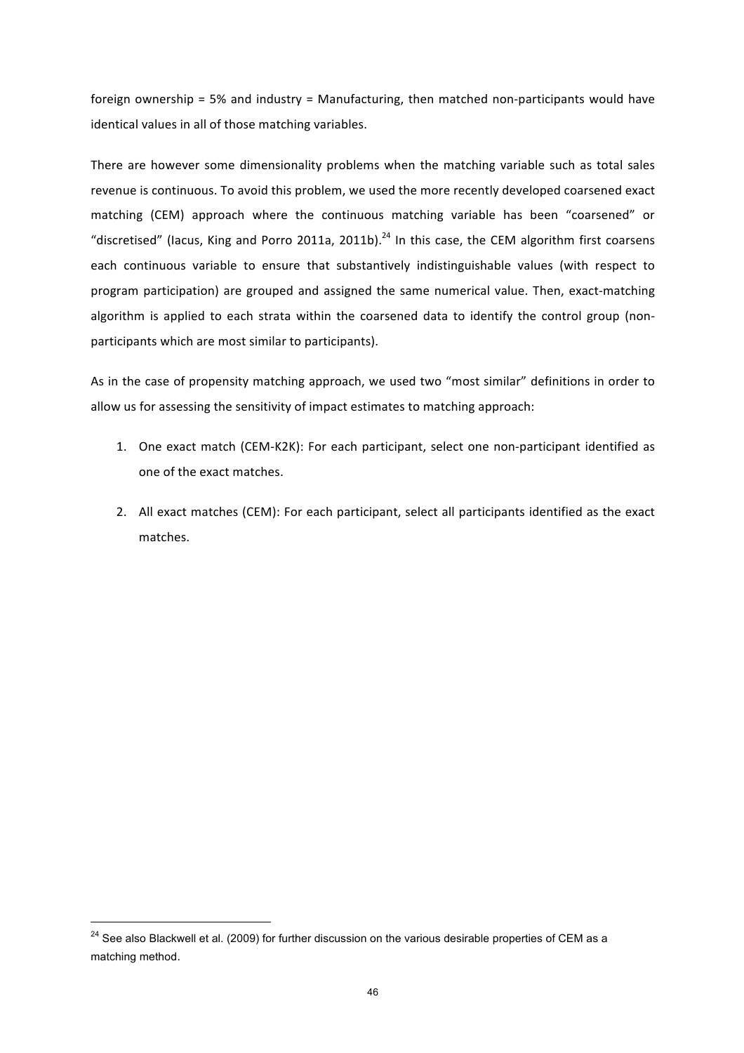foreign ownership = 5% and industry = Manufacturing, then matched non-participants would have identical values in all of those matching variables.

There are however some dimensionality problems when the matching variable such as total sales revenue is continuous. To avoid this problem, we used the more recently developed coarsened exact matching (CEM) approach where the continuous matching variable has been "coarsened" or "discretised" (Iacus, King and Porro 2011a, 2011b).[24] In this case, the CEM algorithm first coarsens each continuous variable to ensure that substantively indistinguishable values (with respect to program participation) are grouped and assigned the same numerical value. Then, exact-matching algorithm is applied to each strata within the coarsened data to identify the control group (non-participants which are most similar to participants).

As in the case of propensity matching approach, we used two "most similar" definitions in order to allow us for assessing the sensitivity of impact estimates to matching approach:

1. One exact match (CEM-K2K): For each participant, select one non-participant identified as one of the exact matches.

2. All exact matches (CEM): For each participant, select all participants identified as the exact matches.

[24] See also Blackwell et al. (2009) for further discussion on the various desirable properties of CEM as a matching method.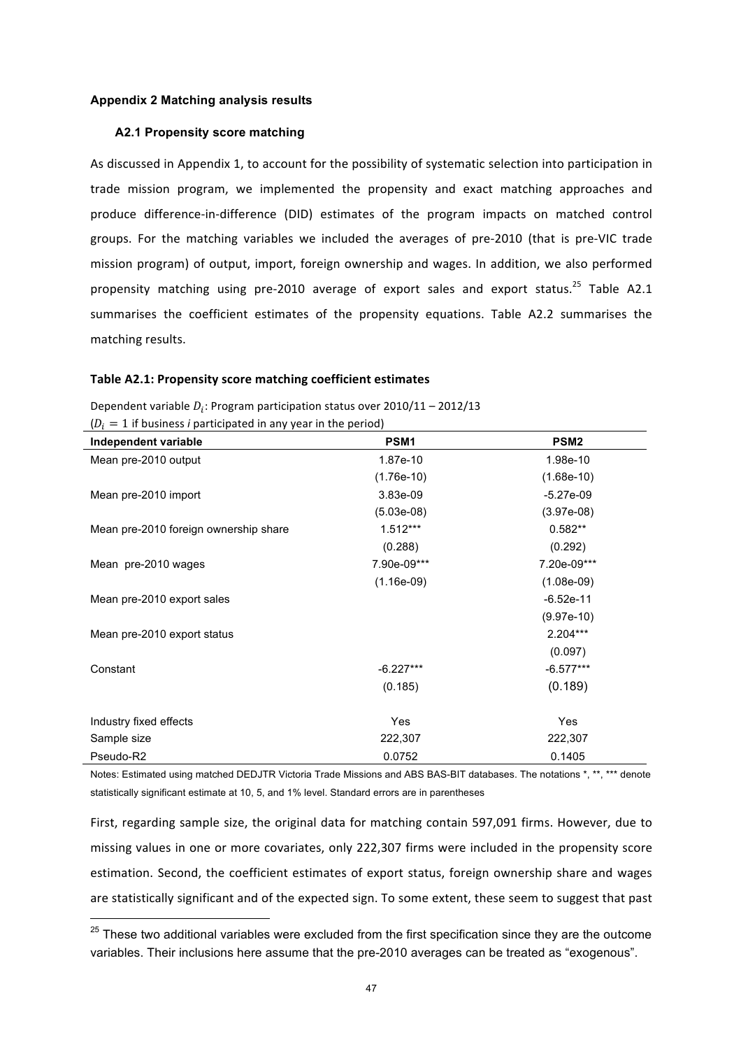### Appendix 2 Matching analysis results

#### A2.1 Propensity score matching

As discussed in Appendix 1, to account for the possibility of systematic selection into participation in trade mission program, we implemented the propensity and exact matching approaches and produce difference-in-difference (DID) estimates of the program impacts on matched control groups. For the matching variables we included the averages of pre-2010 (that is pre-VIC trade mission program) of output, import, foreign ownership and wages. In addition, we also performed propensity matching using pre-2010 average of export sales and export status.[25] Table A2.1 summarises the coefficient estimates of the propensity equations. Table A2.2 summarises the matching results.

**Table A2.1: Propensity score matching coefficient estimates**

Dependent variable $D_i$: Program participation status over 2010/11 – 2012/13
($D_i = 1$ if business *i* participated in any year in the period)

| Independent variable | PSM1 | PSM2 |
|---|---|---|
| Mean pre-2010 output | 1.87e-10 | 1.98e-10 |
| | (1.76e-10) | (1.68e-10) |
| Mean pre-2010 import | 3.83e-09 | -5.27e-09 |
| | (5.03e-08) | (3.97e-08) |
| Mean pre-2010 foreign ownership share | 1.512*** | 0.582** |
| | (0.288) | (0.292) |
| Mean pre-2010 wages | 7.90e-09*** | 7.20e-09*** |
| | (1.16e-09) | (1.08e-09) |
| Mean pre-2010 export sales | | -6.52e-11 |
| | | (9.97e-10) |
| Mean pre-2010 export status | | 2.204*** |
| | | (0.097) |
| Constant | -6.227*** | -6.577*** |
| | (0.185) | (0.189) |
| Industry fixed effects | Yes | Yes |
| Sample size | 222,307 | 222,307 |
| Pseudo-R2 | 0.0752 | 0.1405 |

Notes: Estimated using matched DEDJTR Victoria Trade Missions and ABS BAS-BIT databases. The notations *, **, *** denote statistically significant estimate at 10, 5, and 1% level. Standard errors are in parentheses

First, regarding sample size, the original data for matching contain 597,091 firms. However, due to missing values in one or more covariates, only 222,307 firms were included in the propensity score estimation. Second, the coefficient estimates of export status, foreign ownership share and wages are statistically significant and of the expected sign. To some extent, these seem to suggest that past

[25] These two additional variables were excluded from the first specification since they are the outcome variables. Their inclusions here assume that the pre-2010 averages can be treated as "exogenous".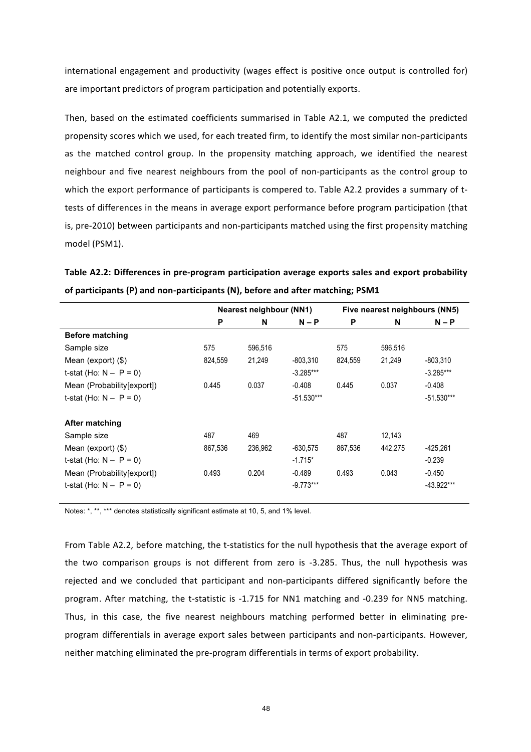international engagement and productivity (wages effect is positive once output is controlled for) are important predictors of program participation and potentially exports.

Then, based on the estimated coefficients summarised in Table A2.1, we computed the predicted propensity scores which we used, for each treated firm, to identify the most similar non-participants as the matched control group. In the propensity matching approach, we identified the nearest neighbour and five nearest neighbours from the pool of non-participants as the control group to which the export performance of participants is compered to. Table A2.2 provides a summary of t-tests of differences in the means in average export performance before program participation (that is, pre-2010) between participants and non-participants matched using the first propensity matching model (PSM1).

**Table A2.2: Differences in pre-program participation average exports sales and export probability of participants (P) and non-participants (N), before and after matching; PSM1**

| | Nearest neighbour (NN1) | | | Five nearest neighbours (NN5) | | |
|---|---|---|---|---|---|---|
| | P | N | N – P | P | N | N – P |
| **Before matching** | | | | | | |
| Sample size | 575 | 596,516 | | 575 | 596,516 | |
| Mean (export) ($) | 824,559 | 21,249 | -803,310 | 824,559 | 21,249 | -803,310 |
| t-stat (Ho: N – P = 0) | | | -3.285*** | | | -3.285*** |
| Mean (Probability[export]) | 0.445 | 0.037 | -0.408 | 0.445 | 0.037 | -0.408 |
| t-stat (Ho: N – P = 0) | | | -51.530*** | | | -51.530*** |
| **After matching** | | | | | | |
| Sample size | 487 | 469 | | 487 | 12,143 | |
| Mean (export) ($) | 867,536 | 236,962 | -630,575 | 867,536 | 442,275 | -425,261 |
| t-stat (Ho: N – P = 0) | | | -1.715* | | | -0.239 |
| Mean (Probability[export]) | 0.493 | 0.204 | -0.489 | 0.493 | 0.043 | -0.450 |
| t-stat (Ho: N – P = 0) | | | -9.773*** | | | -43.922*** |

Notes: *, **, *** denotes statistically significant estimate at 10, 5, and 1% level.

From Table A2.2, before matching, the t-statistics for the null hypothesis that the average export of the two comparison groups is not different from zero is -3.285. Thus, the null hypothesis was rejected and we concluded that participant and non-participants differed significantly before the program. After matching, the t-statistic is -1.715 for NN1 matching and -0.239 for NN5 matching. Thus, in this case, the five nearest neighbours matching performed better in eliminating pre-program differentials in average export sales between participants and non-participants. However, neither matching eliminated the pre-program differentials in terms of export probability.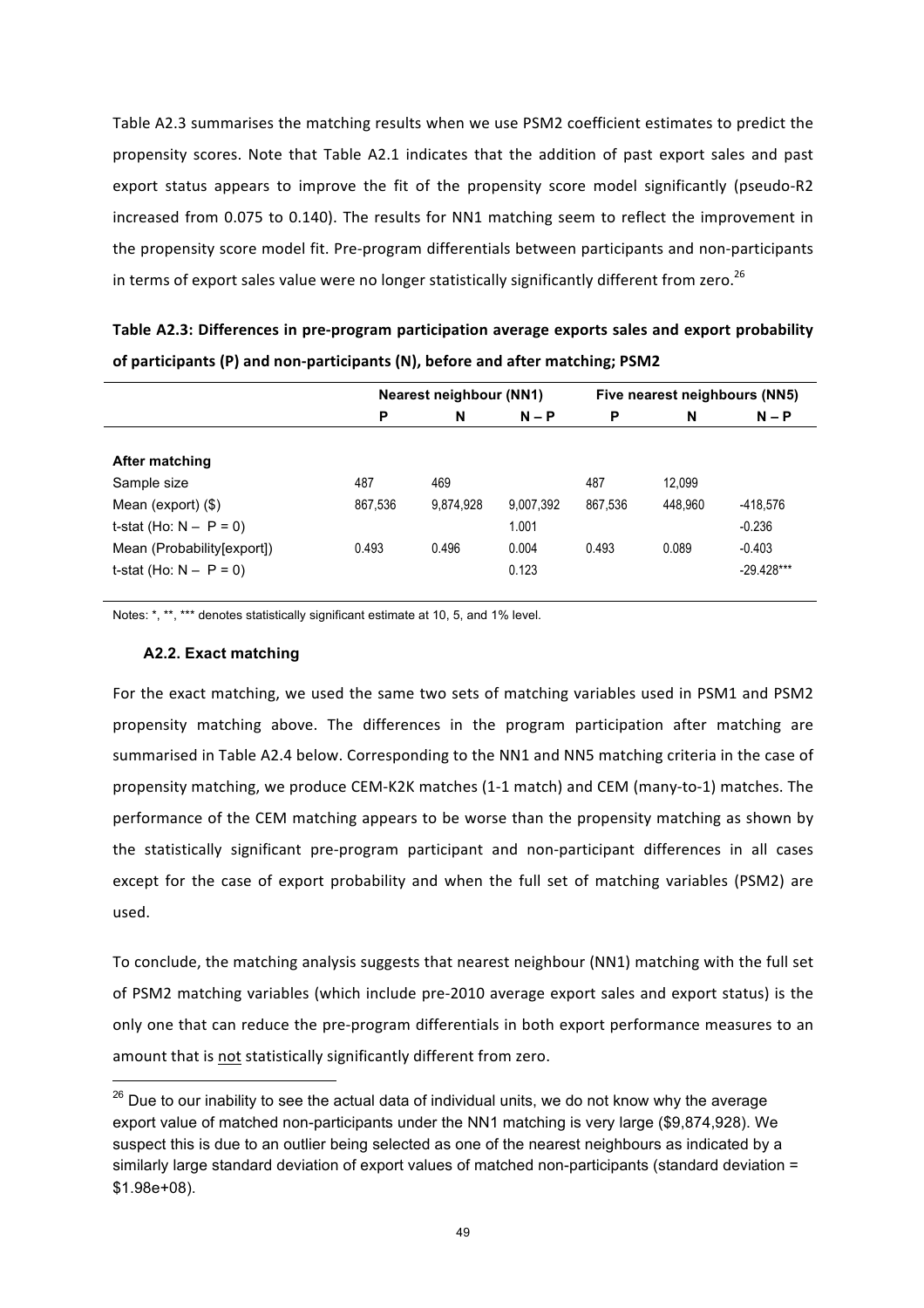Table A2.3 summarises the matching results when we use PSM2 coefficient estimates to predict the propensity scores. Note that Table A2.1 indicates that the addition of past export sales and past export status appears to improve the fit of the propensity score model significantly (pseudo-R2 increased from 0.075 to 0.140). The results for NN1 matching seem to reflect the improvement in the propensity score model fit. Pre-program differentials between participants and non-participants in terms of export sales value were no longer statistically significantly different from zero.[26]

**Table A2.3: Differences in pre-program participation average exports sales and export probability of participants (P) and non-participants (N), before and after matching; PSM2**

| | Nearest neighbour (NN1) | | | Five nearest neighbours (NN5) | | |
|---|---|---|---|---|---|---|
| | P | N | N – P | P | N | N – P |
| **After matching** | | | | | | |
| Sample size | 487 | 469 | | 487 | 12,099 | |
| Mean (export) ($) | 867,536 | 9,874,928 | 9,007,392 | 867,536 | 448,960 | -418,576 |
| t-stat (Ho: N – P = 0) | | | 1.001 | | | -0.236 |
| Mean (Probability[export]) | 0.493 | 0.496 | 0.004 | 0.493 | 0.089 | -0.403 |
| t-stat (Ho: N – P = 0) | | | 0.123 | | | -29.428*** |

Notes: *, **, *** denotes statistically significant estimate at 10, 5, and 1% level.

### A2.2. Exact matching

For the exact matching, we used the same two sets of matching variables used in PSM1 and PSM2 propensity matching above. The differences in the program participation after matching are summarised in Table A2.4 below. Corresponding to the NN1 and NN5 matching criteria in the case of propensity matching, we produce CEM-K2K matches (1-1 match) and CEM (many-to-1) matches. The performance of the CEM matching appears to be worse than the propensity matching as shown by the statistically significant pre-program participant and non-participant differences in all cases except for the case of export probability and when the full set of matching variables (PSM2) are used.

To conclude, the matching analysis suggests that nearest neighbour (NN1) matching with the full set of PSM2 matching variables (which include pre-2010 average export sales and export status) is the only one that can reduce the pre-program differentials in both export performance measures to an amount that is <u>not</u> statistically significantly different from zero.

[26] Due to our inability to see the actual data of individual units, we do not know why the average export value of matched non-participants under the NN1 matching is very large ($9,874,928). We suspect this is due to an outlier being selected as one of the nearest neighbours as indicated by a similarly large standard deviation of export values of matched non-participants (standard deviation = $1.98e+08).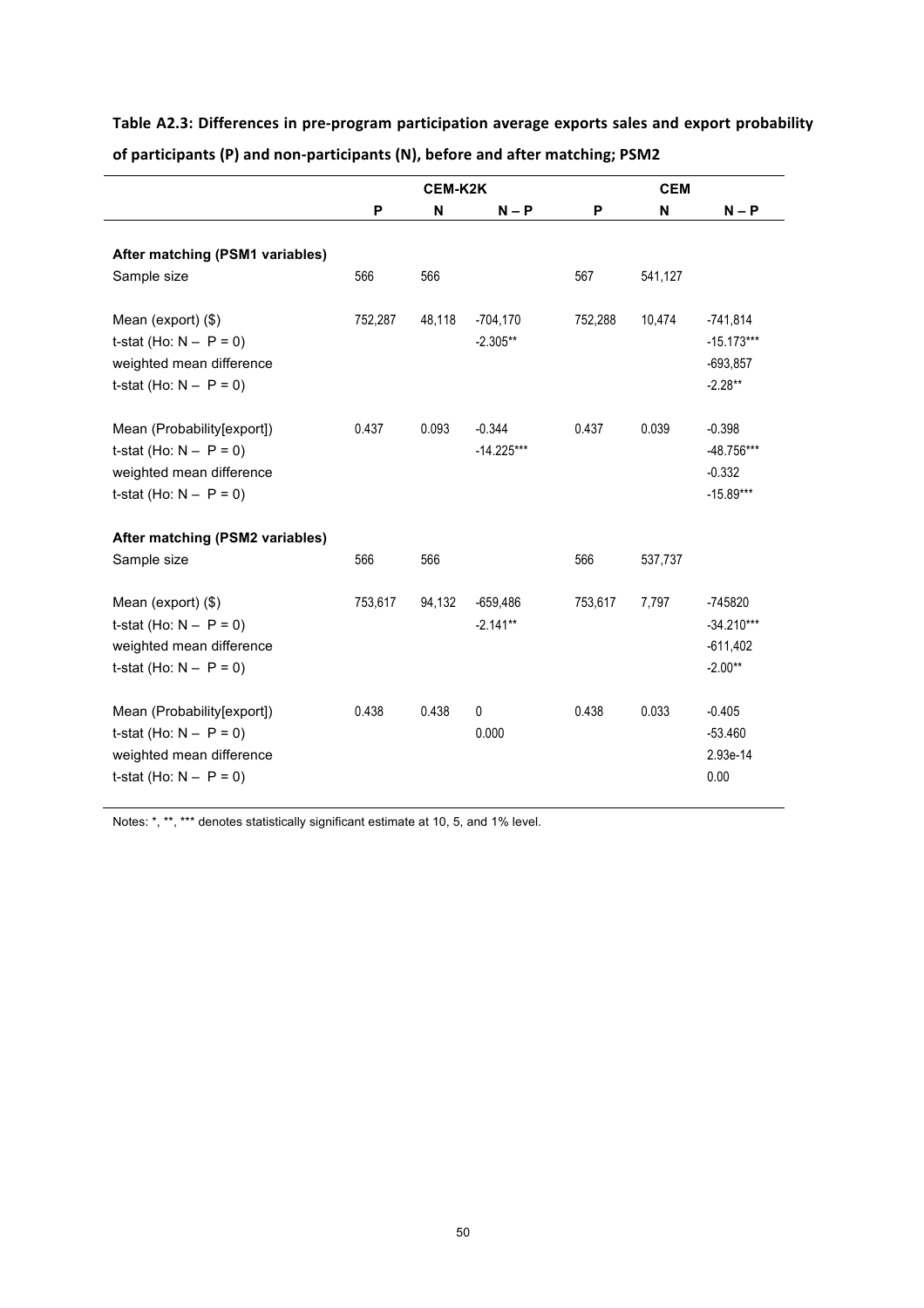**Table A2.3: Differences in pre-program participation average exports sales and export probability of participants (P) and non-participants (N), before and after matching; PSM2**

| | CEM-K2K | | | CEM | | |
|---|---|---|---|---|---|---|
| | **P** | **N** | **N – P** | **P** | **N** | **N – P** |
| **After matching (PSM1 variables)** | | | | | | |
| Sample size | 566 | 566 | | 567 | 541,127 | |
| Mean (export) ($) | 752,287 | 48,118 | -704,170 | 752,288 | 10,474 | -741,814 |
| t-stat (Ho: N – P = 0) | | | -2.305** | | | -15.173*** |
| weighted mean difference | | | | | | -693,857 |
| t-stat (Ho: N – P = 0) | | | | | | -2.28** |
| Mean (Probability[export]) | 0.437 | 0.093 | -0.344 | 0.437 | 0.039 | -0.398 |
| t-stat (Ho: N – P = 0) | | | -14.225*** | | | -48.756*** |
| weighted mean difference | | | | | | -0.332 |
| t-stat (Ho: N – P = 0) | | | | | | -15.89*** |
| **After matching (PSM2 variables)** | | | | | | |
| Sample size | 566 | 566 | | 566 | 537,737 | |
| Mean (export) ($) | 753,617 | 94,132 | -659,486 | 753,617 | 7,797 | -745820 |
| t-stat (Ho: N – P = 0) | | | -2.141** | | | -34.210*** |
| weighted mean difference | | | | | | -611,402 |
| t-stat (Ho: N – P = 0) | | | | | | -2.00** |
| Mean (Probability[export]) | 0.438 | 0.438 | 0 | 0.438 | 0.033 | -0.405 |
| t-stat (Ho: N – P = 0) | | | 0.000 | | | -53.460 |
| weighted mean difference | | | | | | 2.93e-14 |
| t-stat (Ho: N – P = 0) | | | | | | 0.00 |

Notes: *, **, *** denotes statistically significant estimate at 10, 5, and 1% level.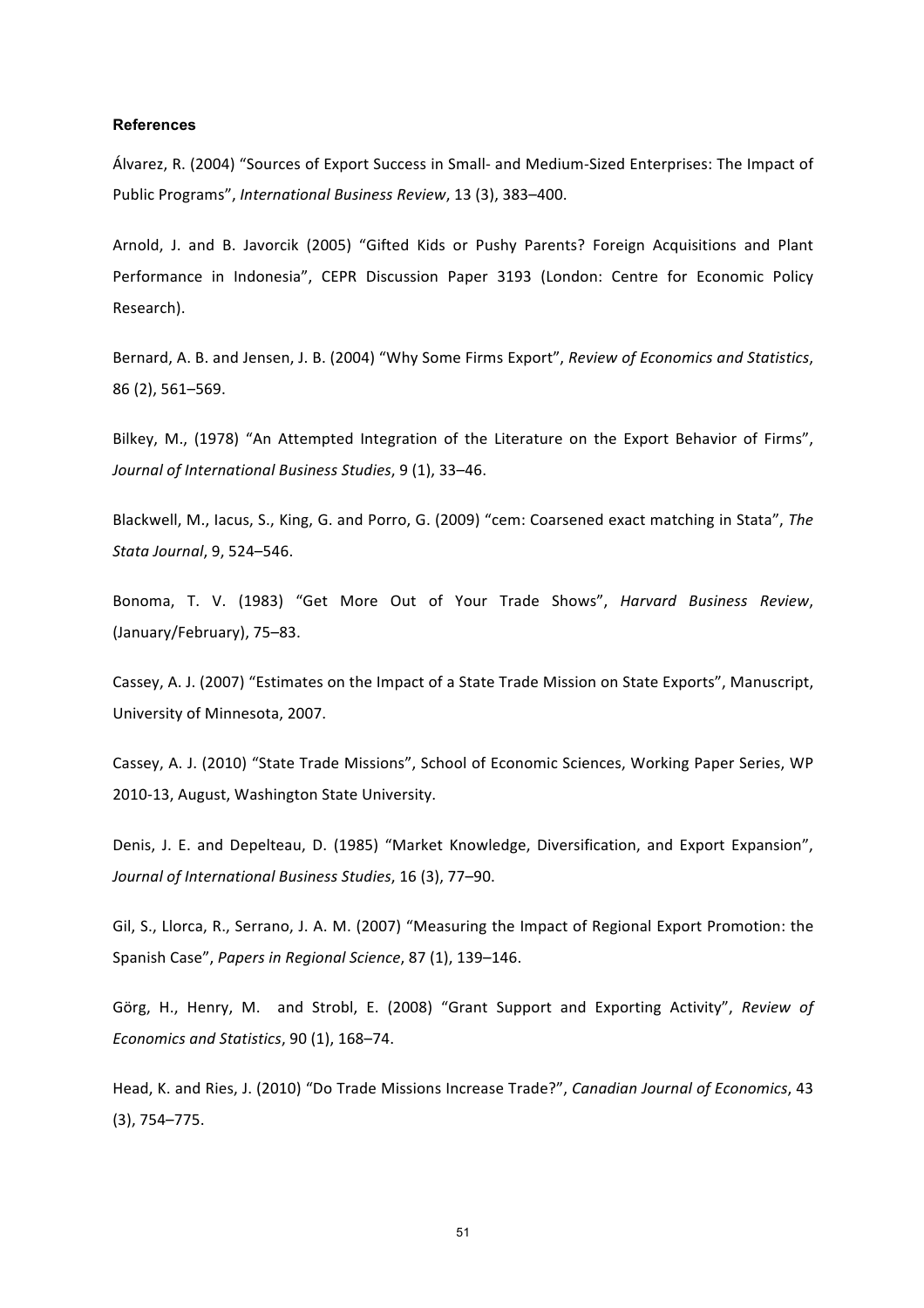**References**

Álvarez, R. (2004) "Sources of Export Success in Small- and Medium-Sized Enterprises: The Impact of Public Programs", *International Business Review*, 13 (3), 383–400.

Arnold, J. and B. Javorcik (2005) "Gifted Kids or Pushy Parents? Foreign Acquisitions and Plant Performance in Indonesia", CEPR Discussion Paper 3193 (London: Centre for Economic Policy Research).

Bernard, A. B. and Jensen, J. B. (2004) "Why Some Firms Export", *Review of Economics and Statistics*, 86 (2), 561–569.

Bilkey, M., (1978) "An Attempted Integration of the Literature on the Export Behavior of Firms", *Journal of International Business Studies*, 9 (1), 33–46.

Blackwell, M., Iacus, S., King, G. and Porro, G. (2009) "cem: Coarsened exact matching in Stata", *The Stata Journal*, 9, 524–546.

Bonoma, T. V. (1983) "Get More Out of Your Trade Shows", *Harvard Business Review*, (January/February), 75–83.

Cassey, A. J. (2007) "Estimates on the Impact of a State Trade Mission on State Exports", Manuscript, University of Minnesota, 2007.

Cassey, A. J. (2010) "State Trade Missions", School of Economic Sciences, Working Paper Series, WP 2010-13, August, Washington State University.

Denis, J. E. and Depelteau, D. (1985) "Market Knowledge, Diversification, and Export Expansion", *Journal of International Business Studies*, 16 (3), 77–90.

Gil, S., Llorca, R., Serrano, J. A. M. (2007) "Measuring the Impact of Regional Export Promotion: the Spanish Case", *Papers in Regional Science*, 87 (1), 139–146.

Görg, H., Henry, M. and Strobl, E. (2008) "Grant Support and Exporting Activity", *Review of Economics and Statistics*, 90 (1), 168–74.

Head, K. and Ries, J. (2010) "Do Trade Missions Increase Trade?", *Canadian Journal of Economics*, 43 (3), 754–775.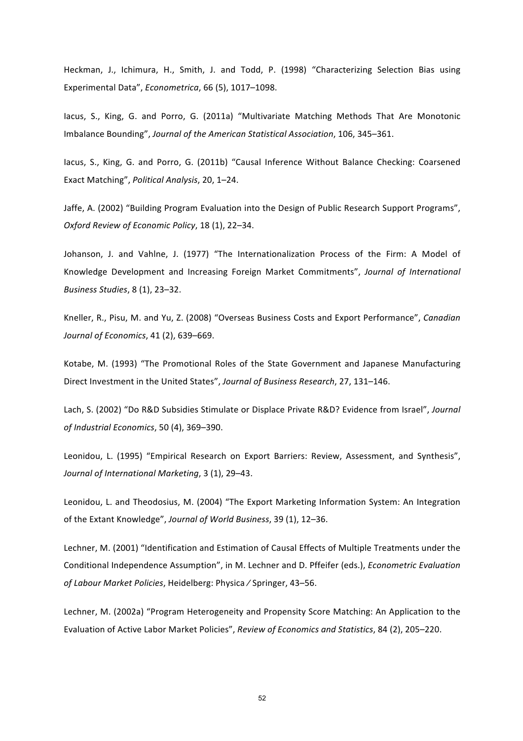Heckman, J., Ichimura, H., Smith, J. and Todd, P. (1998) "Characterizing Selection Bias using Experimental Data", *Econometrica*, 66 (5), 1017–1098.

Iacus, S., King, G. and Porro, G. (2011a) "Multivariate Matching Methods That Are Monotonic Imbalance Bounding", *Journal of the American Statistical Association*, 106, 345–361.

Iacus, S., King, G. and Porro, G. (2011b) "Causal Inference Without Balance Checking: Coarsened Exact Matching", *Political Analysis*, 20, 1–24.

Jaffe, A. (2002) "Building Program Evaluation into the Design of Public Research Support Programs", *Oxford Review of Economic Policy*, 18 (1), 22–34.

Johanson, J. and Vahlne, J. (1977) "The Internationalization Process of the Firm: A Model of Knowledge Development and Increasing Foreign Market Commitments", *Journal of International Business Studies*, 8 (1), 23–32.

Kneller, R., Pisu, M. and Yu, Z. (2008) "Overseas Business Costs and Export Performance", *Canadian Journal of Economics*, 41 (2), 639–669.

Kotabe, M. (1993) "The Promotional Roles of the State Government and Japanese Manufacturing Direct Investment in the United States", *Journal of Business Research*, 27, 131–146.

Lach, S. (2002) "Do R&D Subsidies Stimulate or Displace Private R&D? Evidence from Israel", *Journal of Industrial Economics*, 50 (4), 369–390.

Leonidou, L. (1995) "Empirical Research on Export Barriers: Review, Assessment, and Synthesis", *Journal of International Marketing*, 3 (1), 29–43.

Leonidou, L. and Theodosius, M. (2004) "The Export Marketing Information System: An Integration of the Extant Knowledge", *Journal of World Business*, 39 (1), 12–36.

Lechner, M. (2001) "Identification and Estimation of Causal Effects of Multiple Treatments under the Conditional Independence Assumption", in M. Lechner and D. Pfeifer (eds.), *Econometric Evaluation of Labour Market Policies*, Heidelberg: Physica ⁄ Springer, 43–56.

Lechner, M. (2002a) "Program Heterogeneity and Propensity Score Matching: An Application to the Evaluation of Active Labor Market Policies", *Review of Economics and Statistics*, 84 (2), 205–220.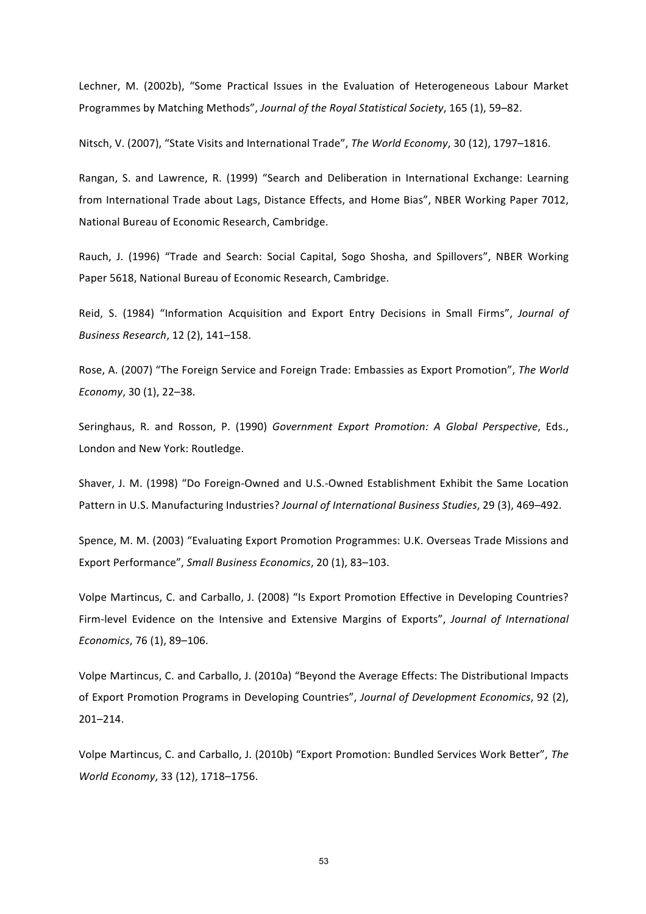Lechner, M. (2002b), "Some Practical Issues in the Evaluation of Heterogeneous Labour Market Programmes by Matching Methods", *Journal of the Royal Statistical Society*, 165 (1), 59–82.

Nitsch, V. (2007), "State Visits and International Trade", *The World Economy*, 30 (12), 1797–1816.

Rangan, S. and Lawrence, R. (1999) "Search and Deliberation in International Exchange: Learning from International Trade about Lags, Distance Effects, and Home Bias", NBER Working Paper 7012, National Bureau of Economic Research, Cambridge.

Rauch, J. (1996) "Trade and Search: Social Capital, Sogo Shosha, and Spillovers", NBER Working Paper 5618, National Bureau of Economic Research, Cambridge.

Reid, S. (1984) "Information Acquisition and Export Entry Decisions in Small Firms", *Journal of Business Research*, 12 (2), 141–158.

Rose, A. (2007) "The Foreign Service and Foreign Trade: Embassies as Export Promotion", *The World Economy*, 30 (1), 22–38.

Seringhaus, R. and Rosson, P. (1990) *Government Export Promotion: A Global Perspective*, Eds., London and New York: Routledge.

Shaver, J. M. (1998) "Do Foreign-Owned and U.S.-Owned Establishment Exhibit the Same Location Pattern in U.S. Manufacturing Industries? *Journal of International Business Studies*, 29 (3), 469–492.

Spence, M. M. (2003) "Evaluating Export Promotion Programmes: U.K. Overseas Trade Missions and Export Performance", *Small Business Economics*, 20 (1), 83–103.

Volpe Martincus, C. and Carballo, J. (2008) "Is Export Promotion Effective in Developing Countries? Firm-level Evidence on the Intensive and Extensive Margins of Exports", *Journal of International Economics*, 76 (1), 89–106.

Volpe Martincus, C. and Carballo, J. (2010a) "Beyond the Average Effects: The Distributional Impacts of Export Promotion Programs in Developing Countries", *Journal of Development Economics*, 92 (2), 201–214.

Volpe Martincus, C. and Carballo, J. (2010b) "Export Promotion: Bundled Services Work Better", *The World Economy*, 33 (12), 1718–1756.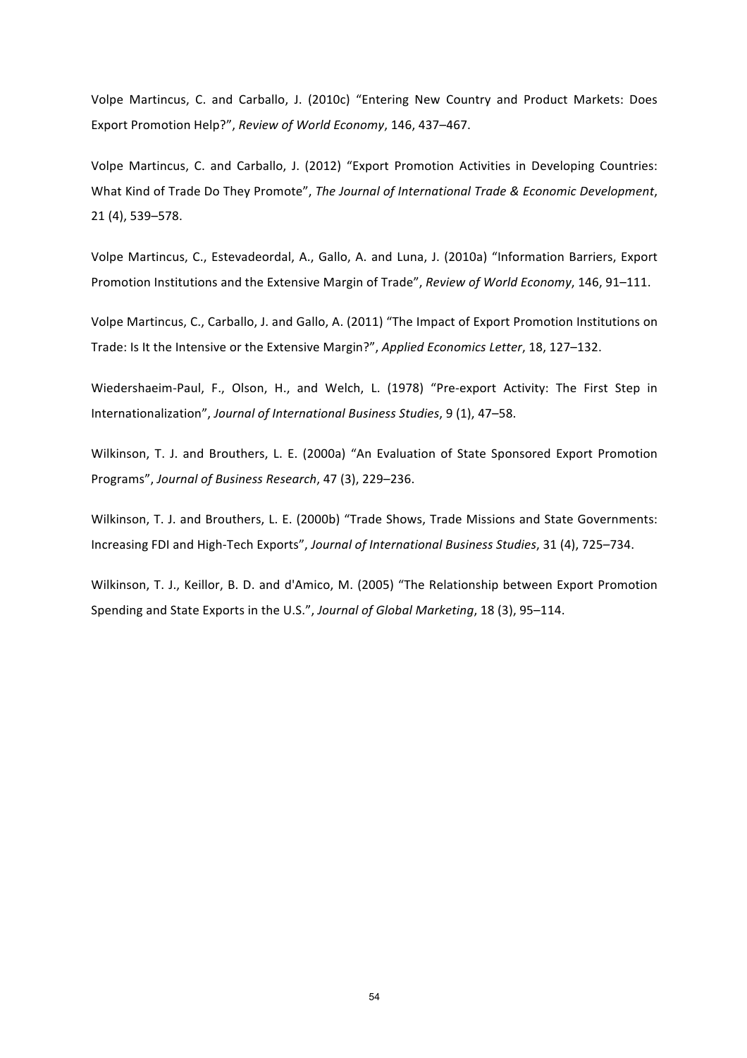Volpe Martincus, C. and Carballo, J. (2010c) “Entering New Country and Product Markets: Does Export Promotion Help?”, *Review of World Economy*, 146, 437–467.

Volpe Martincus, C. and Carballo, J. (2012) “Export Promotion Activities in Developing Countries: What Kind of Trade Do They Promote”, *The Journal of International Trade & Economic Development*, 21 (4), 539–578.

Volpe Martincus, C., Estevadeordal, A., Gallo, A. and Luna, J. (2010a) “Information Barriers, Export Promotion Institutions and the Extensive Margin of Trade”, *Review of World Economy*, 146, 91–111.

Volpe Martincus, C., Carballo, J. and Gallo, A. (2011) “The Impact of Export Promotion Institutions on Trade: Is It the Intensive or the Extensive Margin?”, *Applied Economics Letter*, 18, 127–132.

Wiedershaeim-Paul, F., Olson, H., and Welch, L. (1978) “Pre-export Activity: The First Step in Internationalization”, *Journal of International Business Studies*, 9 (1), 47–58.

Wilkinson, T. J. and Brouthers, L. E. (2000a) “An Evaluation of State Sponsored Export Promotion Programs”, *Journal of Business Research*, 47 (3), 229–236.

Wilkinson, T. J. and Brouthers, L. E. (2000b) “Trade Shows, Trade Missions and State Governments: Increasing FDI and High-Tech Exports”, *Journal of International Business Studies*, 31 (4), 725–734.

Wilkinson, T. J., Keillor, B. D. and d'Amico, M. (2005) “The Relationship between Export Promotion Spending and State Exports in the U.S.”, *Journal of Global Marketing*, 18 (3), 95–114.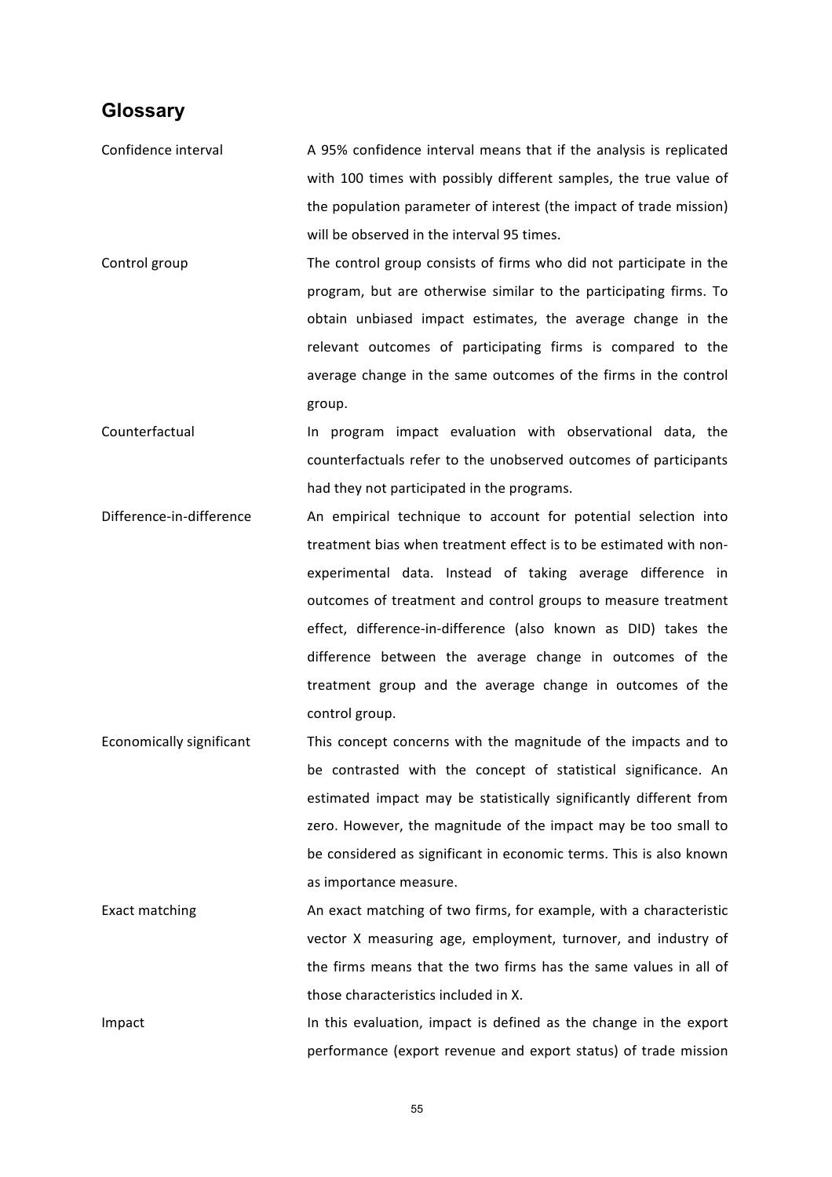## Glossary

| | |
|---|---|
| Confidence interval | A 95% confidence interval means that if the analysis is replicated with 100 times with possibly different samples, the true value of the population parameter of interest (the impact of trade mission) will be observed in the interval 95 times. |
| Control group | The control group consists of firms who did not participate in the program, but are otherwise similar to the participating firms. To obtain unbiased impact estimates, the average change in the relevant outcomes of participating firms is compared to the average change in the same outcomes of the firms in the control group. |
| Counterfactual | In program impact evaluation with observational data, the counterfactuals refer to the unobserved outcomes of participants had they not participated in the programs. |
| Difference-in-difference | An empirical technique to account for potential selection into treatment bias when treatment effect is to be estimated with non-experimental data. Instead of taking average difference in outcomes of treatment and control groups to measure treatment effect, difference-in-difference (also known as DID) takes the difference between the average change in outcomes of the treatment group and the average change in outcomes of the control group. |
| Economically significant | This concept concerns with the magnitude of the impacts and to be contrasted with the concept of statistical significance. An estimated impact may be statistically significantly different from zero. However, the magnitude of the impact may be too small to be considered as significant in economic terms. This is also known as importance measure. |
| Exact matching | An exact matching of two firms, for example, with a characteristic vector X measuring age, employment, turnover, and industry of the firms means that the two firms has the same values in all of those characteristics included in X. |
| Impact | In this evaluation, impact is defined as the change in the export performance (export revenue and export status) of trade mission |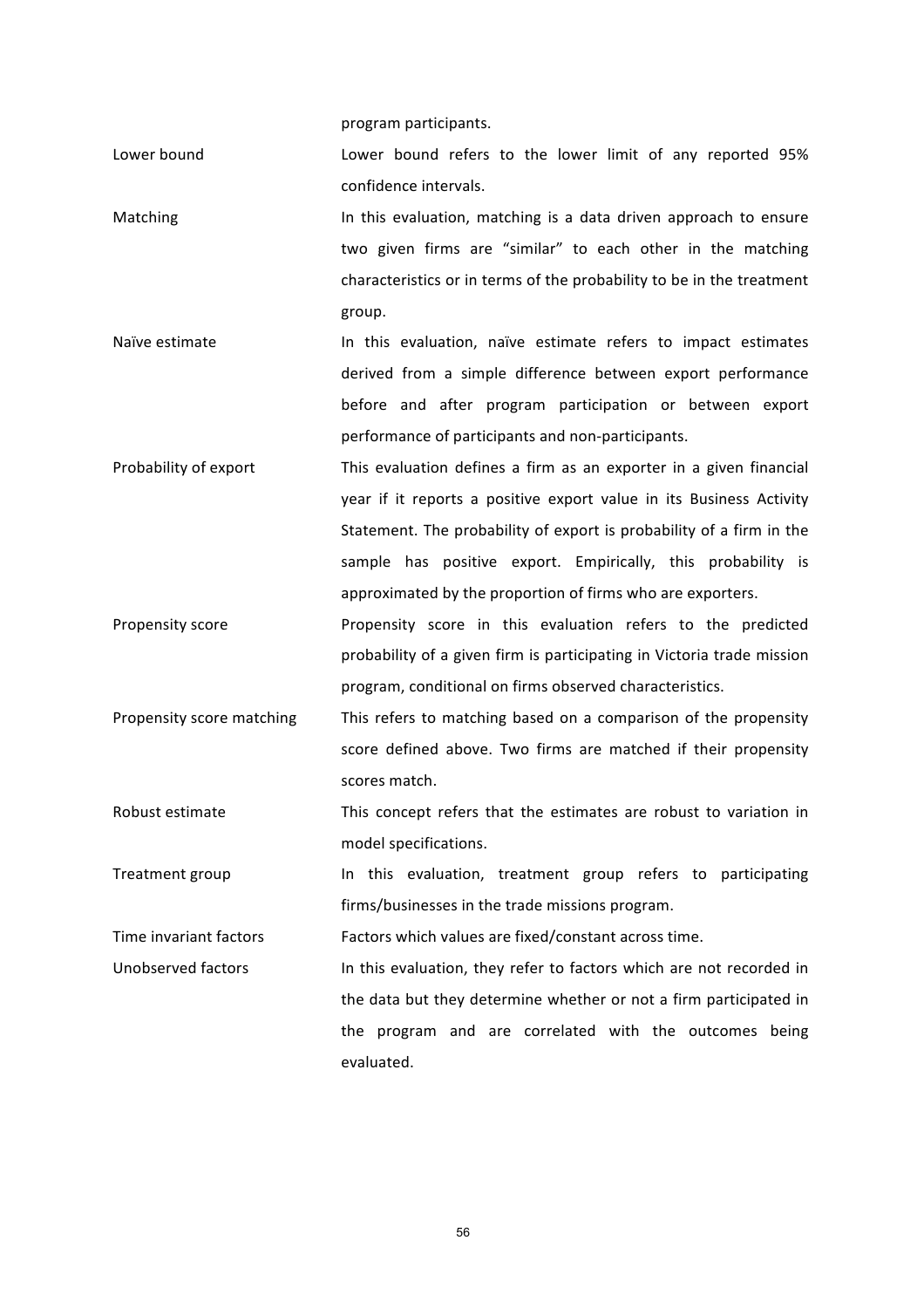| | |
|---|---|
| | program participants. |
| Lower bound | Lower bound refers to the lower limit of any reported 95% confidence intervals. |
| Matching | In this evaluation, matching is a data driven approach to ensure two given firms are "similar" to each other in the matching characteristics or in terms of the probability to be in the treatment group. |
| Naïve estimate | In this evaluation, naïve estimate refers to impact estimates derived from a simple difference between export performance before and after program participation or between export performance of participants and non-participants. |
| Probability of export | This evaluation defines a firm as an exporter in a given financial year if it reports a positive export value in its Business Activity Statement. The probability of export is probability of a firm in the sample has positive export. Empirically, this probability is approximated by the proportion of firms who are exporters. |
| Propensity score | Propensity score in this evaluation refers to the predicted probability of a given firm is participating in Victoria trade mission program, conditional on firms observed characteristics. |
| Propensity score matching | This refers to matching based on a comparison of the propensity score defined above. Two firms are matched if their propensity scores match. |
| Robust estimate | This concept refers that the estimates are robust to variation in model specifications. |
| Treatment group | In this evaluation, treatment group refers to participating firms/businesses in the trade missions program. |
| Time invariant factors | Factors which values are fixed/constant across time. |
| Unobserved factors | In this evaluation, they refer to factors which are not recorded in the data but they determine whether or not a firm participated in the program and are correlated with the outcomes being evaluated. |